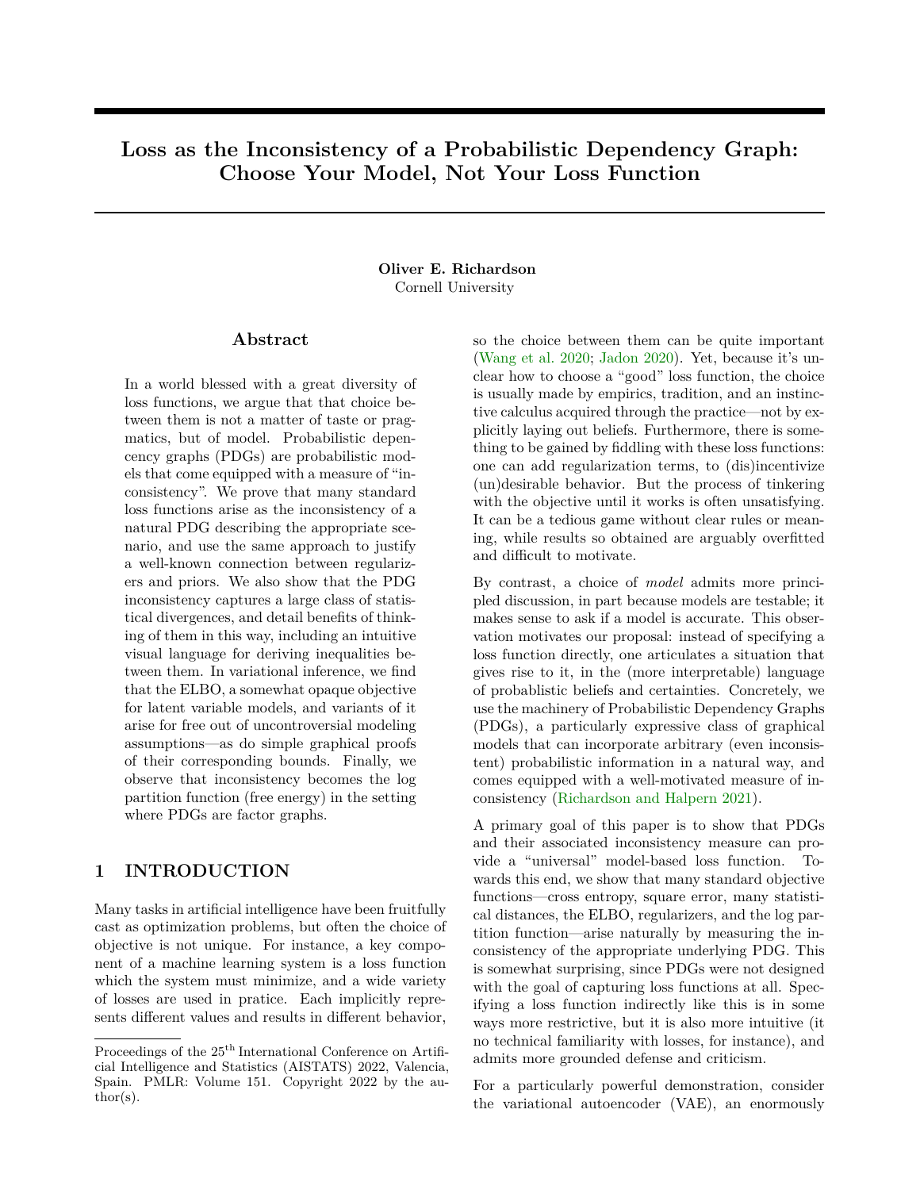# Loss as the Inconsistency of a Probabilistic Dependency Graph: Choose Your Model, Not Your Loss Function

**Oliver E. Richardson**
Cornell University

## Abstract

In a world blessed with a great diversity of loss functions, we argue that that choice between them is not a matter of taste or pragmatics, but of model. Probabilistic dependency graphs (PDGs) are probabilistic models that come equipped with a measure of "inconsistency". We prove that many standard loss functions arise as the inconsistency of a natural PDG describing the appropriate scenario, and use the same approach to justify a well-known connection between regularizers and priors. We also show that the PDG inconsistency captures a large class of statistical divergences, and detail benefits of thinking of them in this way, including an intuitive visual language for deriving inequalities between them. In variational inference, we find that the ELBO, a somewhat opaque objective for latent variable models, and variants of it arise for free out of uncontroversial modeling assumptions—as do simple graphical proofs of their corresponding bounds. Finally, we observe that inconsistency becomes the log partition function (free energy) in the setting where PDGs are factor graphs.

## 1 INTRODUCTION

Many tasks in artificial intelligence have been fruitfully cast as optimization problems, but often the choice of objective is not unique. For instance, a key component of a machine learning system is a loss function which the system must minimize, and a wide variety of losses are used in pratice. Each implicitly represents different values and results in different behavior, so the choice between them can be quite important (Wang et al. 2020; Jadon 2020). Yet, because it's unclear how to choose a "good" loss function, the choice is usually made by empirics, tradition, and an instinctive calculus acquired through the practice—not by explicitly laying out beliefs. Furthermore, there is something to be gained by fiddling with these loss functions: one can add regularization terms, to (dis)incentivize (un)desirable behavior. But the process of tinkering with the objective until it works is often unsatisfying. It can be a tedious game without clear rules or meaning, while results so obtained are arguably overfitted and difficult to motivate.

By contrast, a choice of *model* admits more principled discussion, in part because models are testable; it makes sense to ask if a model is accurate. This observation motivates our proposal: instead of specifying a loss function directly, one articulates a situation that gives rise to it, in the (more interpretable) language of probablistic beliefs and certainties. Concretely, we use the machinery of Probabilistic Dependency Graphs (PDGs), a particularly expressive class of graphical models that can incorporate arbitrary (even inconsistent) probabilistic information in a natural way, and comes equipped with a well-motivated measure of inconsistency (Richardson and Halpern 2021).

A primary goal of this paper is to show that PDGs and their associated inconsistency measure can provide a "universal" model-based loss function. Towards this end, we show that many standard objective functions—cross entropy, square error, many statistical distances, the ELBO, regularizers, and the log partition function—arise naturally by measuring the inconsistency of the appropriate underlying PDG. This is somewhat surprising, since PDGs were not designed with the goal of capturing loss functions at all. Specifying a loss function indirectly like this is in some ways more restrictive, but it is also more intuitive (it no technical familiarity with losses, for instance), and admits more grounded defense and criticism.

For a particularly powerful demonstration, consider the variational autoencoder (VAE), an enormously

---

Proceedings of the 25[th] International Conference on Artificial Intelligence and Statistics (AISTATS) 2022, Valencia, Spain. PMLR: Volume 151. Copyright 2022 by the author(s).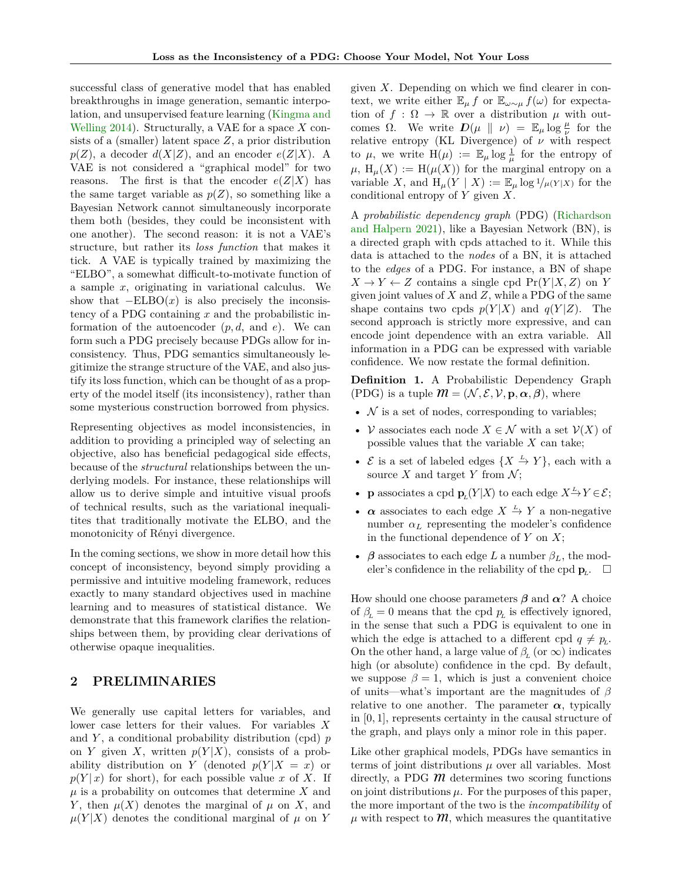successful class of generative model that has enabled breakthroughs in image generation, semantic interpolation, and unsupervised feature learning (Kingma and Welling 2014). Structurally, a VAE for a space $X$ consists of a (smaller) latent space $Z$, a prior distribution $p(Z)$, a decoder $d(X|Z)$, and an encoder $e(Z|X)$. A VAE is not considered a "graphical model" for two reasons. The first is that the encoder $e(Z|X)$ has the same target variable as $p(Z)$, so something like a Bayesian Network cannot simultaneously incorporate them both (besides, they could be inconsistent with one another). The second reason: it is not a VAE's structure, but rather its *loss function* that makes it tick. A VAE is typically trained by maximizing the "ELBO", a somewhat difficult-to-motivate function of a sample $x$, originating in variational calculus. We show that $-\text{ELBO}(x)$ is also precisely the inconsistency of a PDG containing $x$ and the probabilistic information of the autoencoder ($p, d$, and $e$). We can form such a PDG precisely because PDGs allow for inconsistency. Thus, PDG semantics simultaneously legitimize the strange structure of the VAE, and also justify its loss function, which can be thought of as a property of the model itself (its inconsistency), rather than some mysterious construction borrowed from physics.

Representing objectives as model inconsistencies, in addition to providing a principled way of selecting an objective, also has beneficial pedagogical side effects, because of the *structural* relationships between the underlying models. For instance, these relationships will allow us to derive simple and intuitive visual proofs of technical results, such as the variational inequalities that traditionally motivate the ELBO, and the monotonicity of Rényi divergence.

In the coming sections, we show in more detail how this concept of inconsistency, beyond simply providing a permissive and intuitive modeling framework, reduces exactly to many standard objectives used in machine learning and to measures of statistical distance. We demonstrate that this framework clarifies the relationships between them, by providing clear derivations of otherwise opaque inequalities.

## 2 PRELIMINARIES

We generally use capital letters for variables, and lower case letters for their values. For variables $X$ and $Y$, a conditional probability distribution (cpd) $p$ on $Y$ given $X$, written $p(Y|X)$, consists of a probability distribution on $Y$ (denoted $p(Y|X=x)$ or $p(Y|\,x)$ for short), for each possible value $x$ of $X$. If $\mu$ is a probability on outcomes that determine $X$ and $Y$, then $\mu(X)$ denotes the marginal of $\mu$ on $X$, and $\mu(Y|X)$ denotes the conditional marginal of $\mu$ on $Y$ given $X$. Depending on which we find clearer in context, we write either $\mathbb{E}_\mu f$ or $\mathbb{E}_{\omega\sim\mu} f(\omega)$ for expectation of $f : \Omega \to \mathbb{R}$ over a distribution $\mu$ with outcomes $\Omega$. We write $\boldsymbol{D}(\mu \parallel \nu) = \mathbb{E}_\mu \log \frac{\mu}{\nu}$ for the relative entropy (KL Divergence) of $\nu$ with respect to $\mu$, we write $\mathrm{H}(\mu) := \mathbb{E}_\mu \log \frac{1}{\mu}$ for the entropy of $\mu$, $\mathrm{H}_\mu(X) := \mathrm{H}(\mu(X))$ for the marginal entropy on a variable $X$, and $\mathrm{H}_\mu(Y \mid X) := \mathbb{E}_\mu \log {}^1\!/_{\mu(Y|X)}$ for the conditional entropy of $Y$ given $X$.

A *probabilistic dependency graph* (PDG) (Richardson and Halpern 2021), like a Bayesian Network (BN), is a directed graph with cpds attached to it. While this data is attached to the *nodes* of a BN, it is attached to the *edges* of a PDG. For instance, a BN of shape $X \to Y \leftarrow Z$ contains a single cpd $\Pr(Y|X,Z)$ on $Y$ given joint values of $X$ and $Z$, while a PDG of the same shape contains two cpds $p(Y|X)$ and $q(Y|Z)$. The second approach is strictly more expressive, and can encode joint dependence with an extra variable. All information in a PDG can be expressed with variable confidence. We now restate the formal definition.

**Definition 1.** A Probabilistic Dependency Graph (PDG) is a tuple $\boldsymbol{\mathcal{M}} = (\mathcal{N}, \mathcal{E}, \mathcal{V}, \mathbf{p}, \boldsymbol{\alpha}, \boldsymbol{\beta})$, where

- $\mathcal{N}$ is a set of nodes, corresponding to variables;
- $\mathcal{V}$ associates each node $X \in \mathcal{N}$ with a set $\mathcal{V}(X)$ of possible values that the variable $X$ can take;
- $\mathcal{E}$ is a set of labeled edges $\{X \xrightarrow{L} Y\}$, each with a source $X$ and target $Y$ from $\mathcal{N}$;
- $\mathbf{p}$ associates a cpd $\mathbf{p}_L(Y|X)$ to each edge $X \xrightarrow{L} Y \in \mathcal{E}$;
- $\boldsymbol{\alpha}$ associates to each edge $X \xrightarrow{L} Y$ a non-negative number $\alpha_L$ representing the modeler's confidence in the functional dependence of $Y$ on $X$;
- $\boldsymbol{\beta}$ associates to each edge $L$ a number $\beta_L$, the modeler's confidence in the reliability of the cpd $\mathbf{p}_L$. $\square$

How should one choose parameters $\boldsymbol{\beta}$ and $\boldsymbol{\alpha}$? A choice of $\beta_L = 0$ means that the cpd $p_L$ is effectively ignored, in the sense that such a PDG is equivalent to one in which the edge is attached to a different cpd $q \neq p_L$. On the other hand, a large value of $\beta_L$ (or $\infty$) indicates high (or absolute) confidence in the cpd. By default, we suppose $\beta = 1$, which is just a convenient choice of units—what's important are the magnitudes of $\beta$ relative to one another. The parameter $\boldsymbol{\alpha}$, typically in $[0,1]$, represents certainty in the causal structure of the graph, and plays only a minor role in this paper.

Like other graphical models, PDGs have semantics in terms of joint distributions $\mu$ over all variables. Most directly, a PDG $\boldsymbol{\mathcal{M}}$ determines two scoring functions on joint distributions $\mu$. For the purposes of this paper, the more important of the two is the *incompatibility* of $\mu$ with respect to $\boldsymbol{\mathcal{M}}$, which measures the quantitative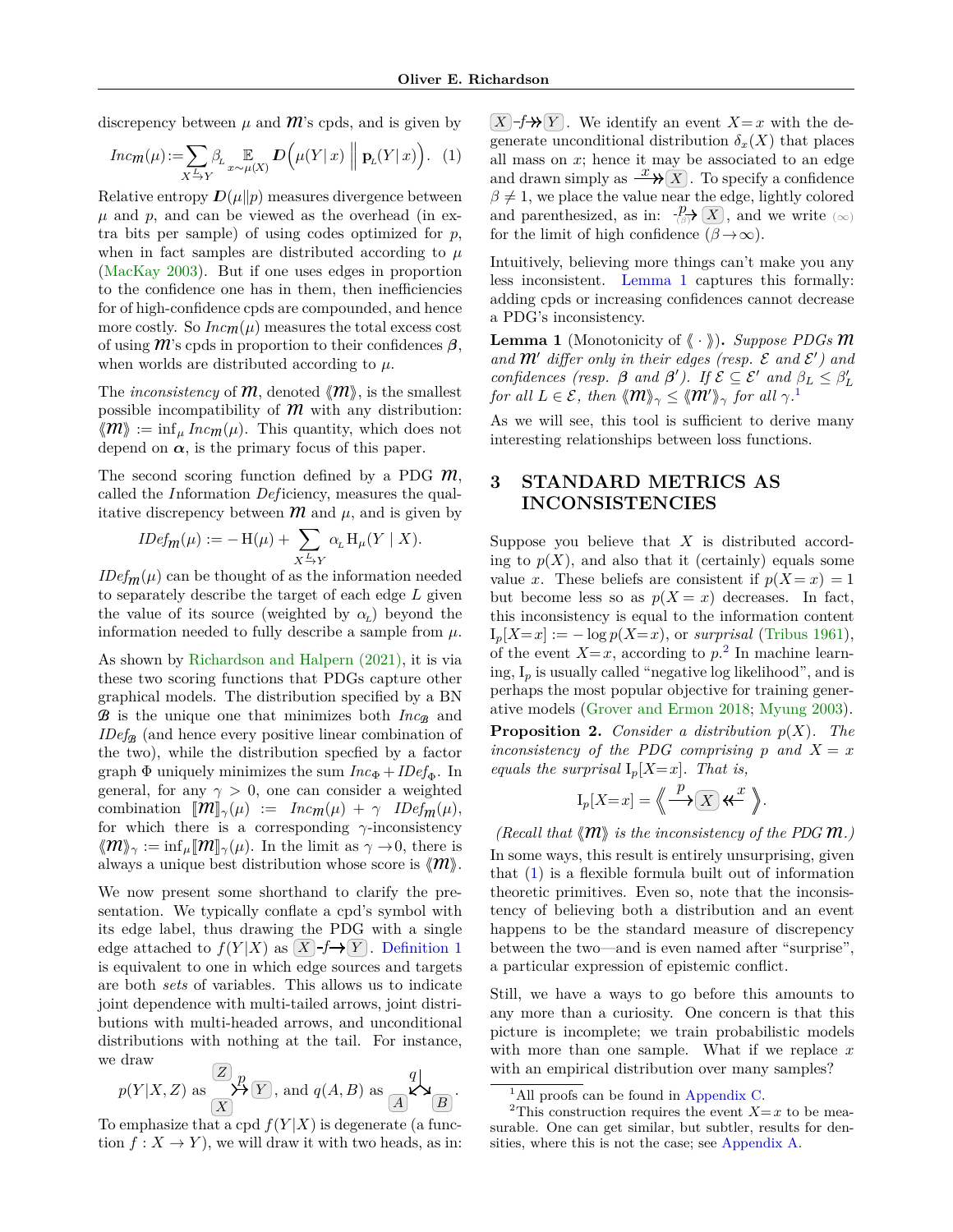discrepency between $\mu$ and $\mathcal{M}$'s cpds, and is given by

$$Inc_{\mathcal{M}}(\mu) := \sum_{X \xrightarrow{L} Y} \beta_L \mathop{\mathbb{E}}_{x \sim \mu(X)} \boldsymbol{D}\Big(\mu(Y|\,x) \,\Big\|\, \mathbf{p}_L(Y|\,x)\Big). \quad (1)$$

Relative entropy $\boldsymbol{D}(\mu \| p)$ measures divergence between $\mu$ and $p$, and can be viewed as the overhead (in extra bits per sample) of using codes optimized for $p$, when in fact samples are distributed according to $\mu$ (MacKay 2003). But if one uses edges in proportion to the confidence one has in them, then inefficiencies for of high-confidence cpds are compounded, and hence more costly. So $Inc_{\mathcal{M}}(\mu)$ measures the total excess cost of using $\mathcal{M}$'s cpds in proportion to their confidences $\boldsymbol{\beta}$, when worlds are distributed according to $\mu$.

The *inconsistency* of $\mathcal{M}$, denoted $\langle\!\langle \mathcal{M} \rangle\!\rangle$, is the smallest possible incompatibility of $\mathcal{M}$ with any distribution: $\langle\!\langle \mathcal{M} \rangle\!\rangle := \inf_\mu Inc_{\mathcal{M}}(\mu)$. This quantity, which does not depend on $\boldsymbol{\alpha}$, is the primary focus of this paper.

The second scoring function defined by a PDG $\mathcal{M}$, called the *I*nformation *Def*iciency, measures the qualitative discrepency between $\mathcal{M}$ and $\mu$, and is given by

$$IDef_{\mathcal{M}}(\mu) := -\operatorname{H}(\mu) + \sum_{X \xrightarrow{L} Y} \alpha_L \operatorname{H}_\mu(Y \mid X).$$

$IDef_{\mathcal{M}}(\mu)$ can be thought of as the information needed to separately describe the target of each edge $L$ given the value of its source (weighted by $\alpha_L$) beyond the information needed to fully describe a sample from $\mu$.

As shown by Richardson and Halpern (2021), it is via these two scoring functions that PDGs capture other graphical models. The distribution specified by a BN $\mathcal{B}$ is the unique one that minimizes both $Inc_{\mathcal{B}}$ and $IDef_{\mathcal{B}}$ (and hence every positive linear combination of the two), while the distribution specfied by a factor graph $\Phi$ uniquely minimizes the sum $Inc_\Phi + IDef_\Phi$. In general, for any $\gamma > 0$, one can consider a weighted combination $[\![\mathcal{M}]\!]_\gamma(\mu) := Inc_{\mathcal{M}}(\mu) + \gamma \; IDef_{\mathcal{M}}(\mu)$, for which there is a corresponding $\gamma$-inconsistency $\langle\!\langle \mathcal{M} \rangle\!\rangle_\gamma := \inf_\mu [\![\mathcal{M}]\!]_\gamma(\mu)$. In the limit as $\gamma \to 0$, there is always a unique best distribution whose score is $\langle\!\langle \mathcal{M} \rangle\!\rangle$.

We now present some shorthand to clarify the presentation. We typically conflate a cpd's symbol with its edge label, thus drawing the PDG with a single edge attached to $f(Y|X)$ as $X \xrightarrow{f} Y$. Definition 1 is equivalent to one in which edge sources and targets are both *sets* of variables. This allows us to indicate joint dependence with multi-tailed arrows, joint distributions with multi-headed arrows, and unconditional distributions with nothing at the tail. For instance, we draw

$p(Y|X,Z)$ as $\{Z, X\} \xrightarrow{p} Y$, and $q(A,B)$ as $\xrightarrow{q} \{A, B\}$.

To emphasize that a cpd $f(Y|X)$ is degenerate (a function $f : X \to Y$), we will draw it with two heads, as in: $X \xrightarrow{f}\!\!\!\!\rightarrow Y$. We identify an event $X{=}x$ with the degenerate unconditional distribution $\delta_x(X)$ that places all mass on $x$; hence it may be associated to an edge and drawn simply as $\xrightarrow{x}\!\!\!\!\rightarrow X$. To specify a confidence $\beta \neq 1$, we place the value near the edge, lightly colored and parenthesized, as in: $\xrightarrow[(\beta)]{p} X$, and we write $(\infty)$ for the limit of high confidence ($\beta \to \infty$).

Intuitively, believing more things can't make you any less inconsistent. Lemma 1 captures this formally: adding cpds or increasing confidences cannot decrease a PDG's inconsistency.

**Lemma 1** (Monotonicity of $\langle\!\langle \cdot \rangle\!\rangle$)**.** *Suppose PDGs $\mathcal{M}$ and $\mathcal{M}'$ differ only in their edges (resp. $\mathcal{E}$ and $\mathcal{E}'$) and confidences (resp. $\boldsymbol{\beta}$ and $\boldsymbol{\beta}'$). If $\mathcal{E} \subseteq \mathcal{E}'$ and $\beta_L \leq \beta'_L$ for all $L \in \mathcal{E}$, then $\langle\!\langle \mathcal{M} \rangle\!\rangle_\gamma \leq \langle\!\langle \mathcal{M}' \rangle\!\rangle_\gamma$ for all $\gamma$.*[1]

As we will see, this tool is sufficient to derive many interesting relationships between loss functions.

## 3 STANDARD METRICS AS INCONSISTENCIES

Suppose you believe that $X$ is distributed according to $p(X)$, and also that it (certainly) equals some value $x$. These beliefs are consistent if $p(X{=}x) = 1$ but become less so as $p(X{=}x)$ decreases. In fact, this inconsistency is equal to the information content $\operatorname{I}_p[X{=}x] := -\log p(X{=}x)$, or *surprisal* (Tribus 1961), of the event $X{=}x$, according to $p$.[2] In machine learning, $\operatorname{I}_p$ is usually called "negative log likelihood", and is perhaps the most popular objective for training generative models (Grover and Ermon 2018; Myung 2003).

**Proposition 2.** *Consider a distribution $p(X)$. The inconsistency of the PDG comprising $p$ and $X = x$ equals the surprisal $\operatorname{I}_p[X{=}x]$. That is,*

$$\operatorname{I}_p[X{=}x] = \left\langle\!\!\left\langle \xrightarrow{p} X \twoheadleftarrow^{x} \right\rangle\!\!\right\rangle.$$

*(Recall that $\langle\!\langle \mathcal{M} \rangle\!\rangle$ is the inconsistency of the PDG $\mathcal{M}$.)*

In some ways, this result is entirely unsurprising, given that (1) is a flexible formula built out of information theoretic primitives. Even so, note that the inconsistency of believing both a distribution and an event happens to be the standard measure of discrepency between the two—and is even named after "surprise", a particular expression of epistemic conflict.

Still, we have a ways to go before this amounts to any more than a curiosity. One concern is that this picture is incomplete; we train probabilistic models with more than one sample. What if we replace $x$ with an empirical distribution over many samples?

[1] All proofs can be found in Appendix C.

[2] This construction requires the event $X{=}x$ to be measurable. One can get similar, but subtler, results for densities, where this is not the case; see Appendix A.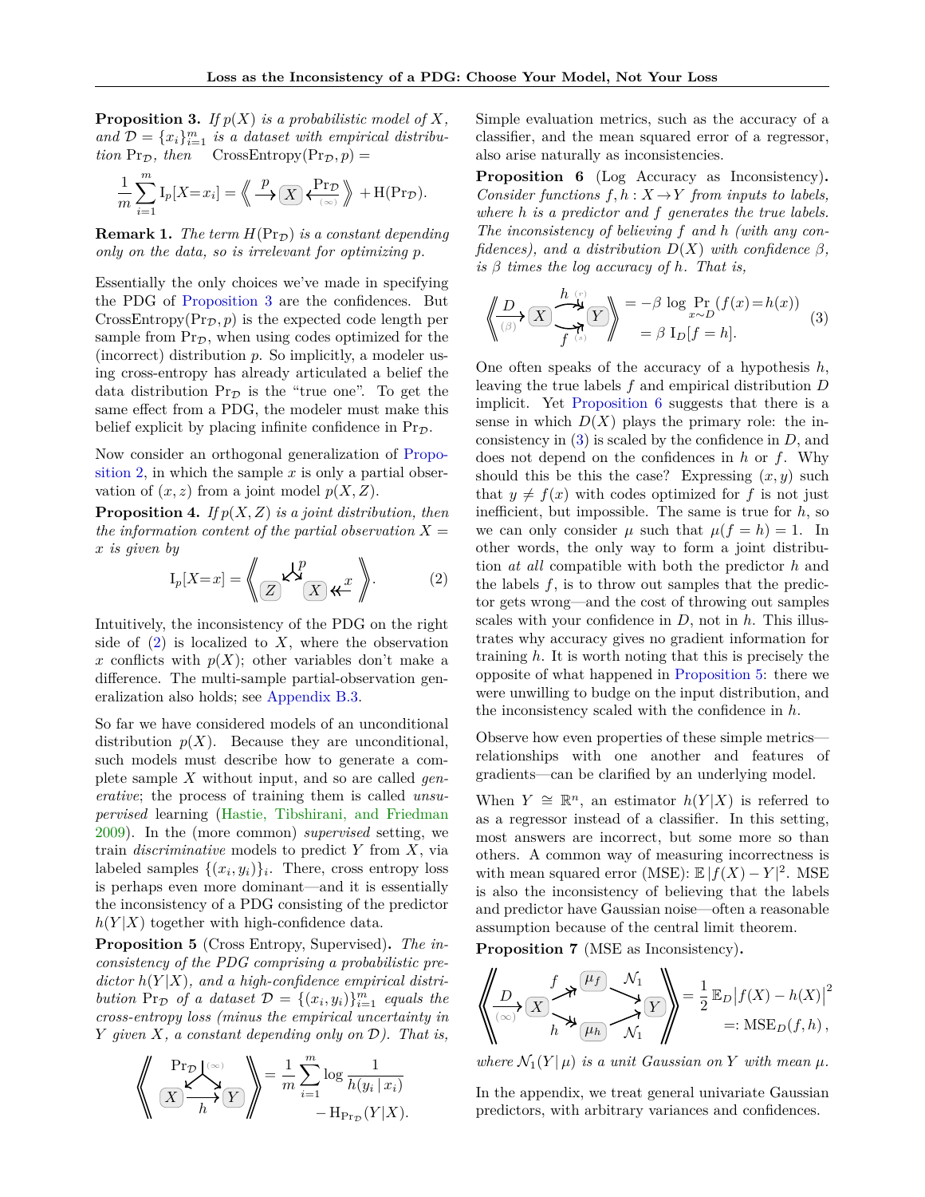**Proposition 3.** *If $p(X)$ is a probabilistic model of $X$, and $\mathcal{D} = \{x_i\}_{i=1}^m$ is a dataset with empirical distribution $\Pr_\mathcal{D}$, then* $\mathrm{CrossEntropy}(\Pr_\mathcal{D}, p) =$

$$\frac{1}{m}\sum_{i=1}^{m} \mathrm{I}_p[X{=}x_i] = \left\langle\!\!\left\langle \xrightarrow{p} \boxed{X} \xleftarrow[(\infty)]{\Pr_\mathcal{D}} \right\rangle\!\!\right\rangle + \mathrm{H}(\Pr_\mathcal{D}).$$

**Remark 1.** *The term $H(\Pr_\mathcal{D})$ is a constant depending only on the data, so is irrelevant for optimizing $p$.*

Essentially the only choices we've made in specifying the PDG of Proposition 3 are the confidences. But $\mathrm{CrossEntropy}(\Pr_\mathcal{D}, p)$ is the expected code length per sample from $\Pr_\mathcal{D}$, when using codes optimized for the (incorrect) distribution $p$. So implicitly, a modeler using cross-entropy has already articulated a belief the data distribution $\Pr_\mathcal{D}$ is the "true one". To get the same effect from a PDG, the modeler must make this belief explicit by placing infinite confidence in $\Pr_\mathcal{D}$.

Now consider an orthogonal generalization of Proposition 2, in which the sample $x$ is only a partial observation of $(x, z)$ from a joint model $p(X, Z)$.

**Proposition 4.** *If $p(X, Z)$ is a joint distribution, then the information content of the partial observation $X = x$ is given by*

$$\mathrm{I}_p[X{=}x] = \left\langle\!\!\left\langle \boxed{Z} \xleftarrow{p} \boxed{X} \twoheadleftarrow x \right\rangle\!\!\right\rangle. \tag{2}$$

Intuitively, the inconsistency of the PDG on the right side of (2) is localized to $X$, where the observation $x$ conflicts with $p(X)$; other variables don't make a difference. The multi-sample partial-observation generalization also holds; see Appendix B.3.

So far we have considered models of an unconditional distribution $p(X)$. Because they are unconditional, such models must describe how to generate a complete sample $X$ without input, and so are called *generative*; the process of training them is called *unsupervised* learning (Hastie, Tibshirani, and Friedman 2009). In the (more common) *supervised* setting, we train *discriminative* models to predict $Y$ from $X$, via labeled samples $\{(x_i, y_i)\}_i$. There, cross entropy loss is perhaps even more dominant—and it is essentially the inconsistency of a PDG consisting of the predictor $h(Y|X)$ together with high-confidence data.

**Proposition 5** (Cross Entropy, Supervised)**.** *The inconsistency of the PDG comprising a probabilistic predictor $h(Y|X)$, and a high-confidence empirical distribution $\Pr_\mathcal{D}$ of a dataset $\mathcal{D} = \{(x_i, y_i)\}_{i=1}^m$ equals the cross-entropy loss (minus the empirical uncertainty in $Y$ given $X$, a constant depending only on $\mathcal{D}$). That is,*

$$\left\langle\!\!\left\langle \begin{matrix} \Pr_\mathcal{D} \, (\infty) \\ \swarrow \quad \searrow \\ \boxed{X} \xrightarrow[h]{} \boxed{Y} \end{matrix} \right\rangle\!\!\right\rangle = \frac{1}{m}\sum_{i=1}^{m} \log \frac{1}{h(y_i \,|\, x_i)} - \mathrm{H}_{\Pr_\mathcal{D}}(Y|X).$$

Simple evaluation metrics, such as the accuracy of a classifier, and the mean squared error of a regressor, also arise naturally as inconsistencies.

**Proposition 6** (Log Accuracy as Inconsistency)**.** *Consider functions $f, h : X \to Y$ from inputs to labels, where $h$ is a predictor and $f$ generates the true labels. The inconsistency of believing $f$ and $h$ (with any confidences), and a distribution $D(X)$ with confidence $\beta$, is $\beta$ times the log accuracy of $h$. That is,*

$$\left\langle\!\!\left\langle \xrightarrow[(\beta)]{D} \boxed{X} \overset{h \; (r)}{\underset{f \; (s)}{\rightrightarrows}} \boxed{Y} \right\rangle\!\!\right\rangle = -\beta \log \Pr_{x\sim D}(f(x){=}h(x)) = \beta\, \mathrm{I}_D[f = h]. \tag{3}$$

One often speaks of the accuracy of a hypothesis $h$, leaving the true labels $f$ and empirical distribution $D$ implicit. Yet Proposition 6 suggests that there is a sense in which $D(X)$ plays the primary role: the inconsistency in (3) is scaled by the confidence in $D$, and does not depend on the confidences in $h$ or $f$. Why should this be the case? Expressing $(x, y)$ such that $y \neq f(x)$ with codes optimized for $f$ is not just inefficient, but impossible. The same is true for $h$, so we can only consider $\mu$ such that $\mu(f = h) = 1$. In other words, the only way to form a joint distribution *at all* compatible with both the predictor $h$ and the labels $f$, is to throw out samples that the predictor gets wrong—and the cost of throwing out samples scales with your confidence in $D$, not in $h$. This illustrates why accuracy gives no gradient information for training $h$. It is worth noting that this is precisely the opposite of what happened in Proposition 5: there we were unwilling to budge on the input distribution, and the inconsistency scaled with the confidence in $h$.

Observe how even properties of these simple metrics—relationships with one another and features of gradients—can be clarified by an underlying model.

When $Y \cong \mathbb{R}^n$, an estimator $h(Y|X)$ is referred to as a regressor instead of a classifier. In this setting, most answers are incorrect, but some more so than others. A common way of measuring incorrectness is with mean squared error (MSE): $\mathbb{E}\,|f(X) - Y|^2$. MSE is also the inconsistency of believing that the labels and predictor have Gaussian noise—often a reasonable assumption because of the central limit theorem.

**Proposition 7** (MSE as Inconsistency)**.**

$$\left\langle\!\!\left\langle \xrightarrow[(\infty)]{D} \boxed{X} \begin{matrix} \xrightarrow{f} \boxed{\mu_f} \xrightarrow{\mathcal{N}_1} \\ \xrightarrow[h]{} \boxed{\mu_h} \xrightarrow[\mathcal{N}_1]{} \end{matrix} \boxed{Y} \right\rangle\!\!\right\rangle = \frac{1}{2}\,\mathbb{E}_D\big|f(X) - h(X)\big|^2 =: \mathrm{MSE}_D(f, h)\,,$$

*where $\mathcal{N}_1(Y\,|\,\mu)$ is a unit Gaussian on $Y$ with mean $\mu$.*

In the appendix, we treat general univariate Gaussian predictors, with arbitrary variances and confidences.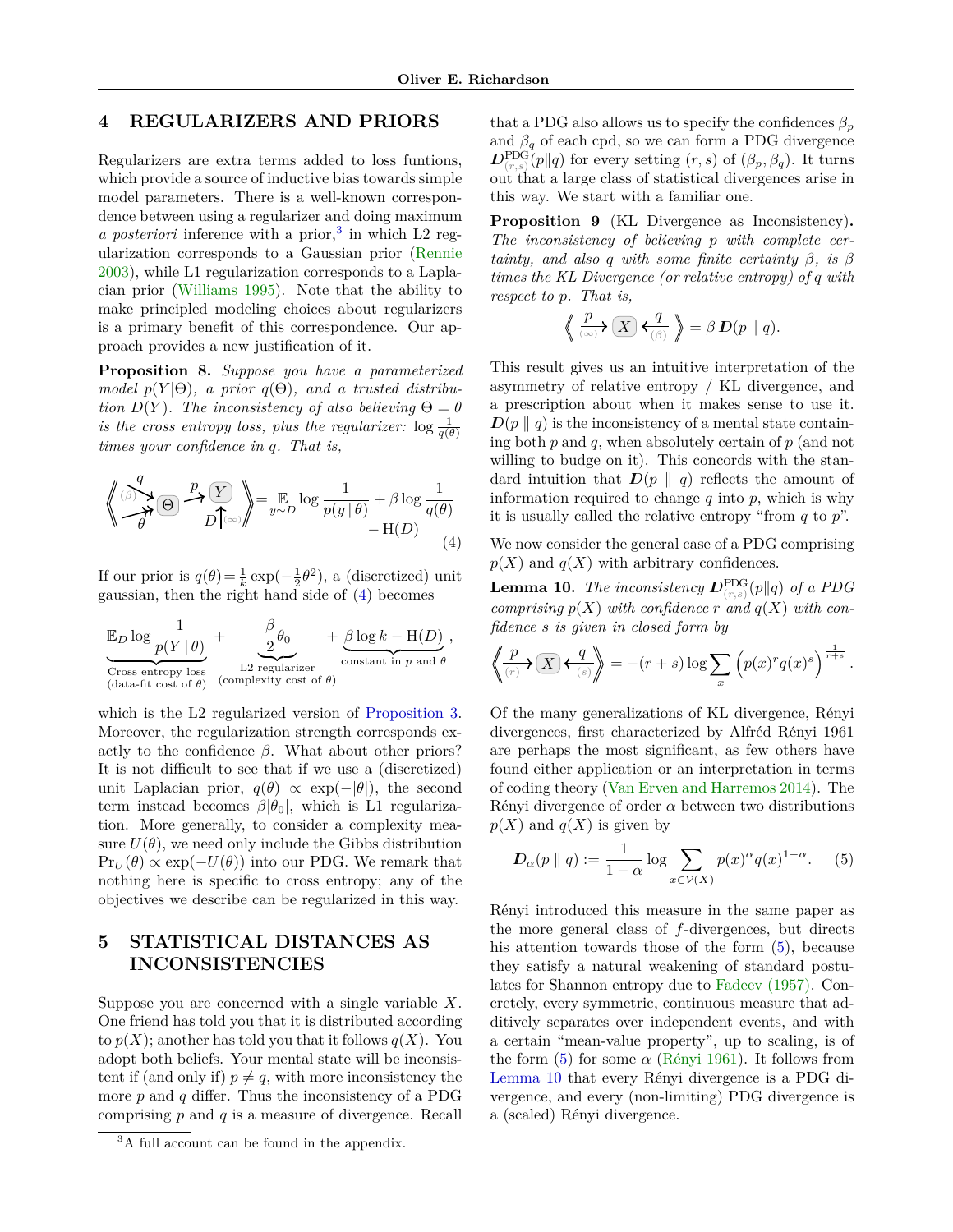## 4 REGULARIZERS AND PRIORS

Regularizers are extra terms added to loss funtions, which provide a source of inductive bias towards simple model parameters. There is a well-known correspondence between using a regularizer and doing maximum *a posteriori* inference with a prior,[3] in which L2 regularization corresponds to a Gaussian prior (Rennie 2003), while L1 regularization corresponds to a Laplacian prior (Williams 1995). Note that the ability to make principled modeling choices about regularizers is a primary benefit of this correspondence. Our approach provides a new justification of it.

**Proposition 8.** *Suppose you have a parameterized model $p(Y|\Theta)$, a prior $q(\Theta)$, and a trusted distribution $D(Y)$. The inconsistency of also believing $\Theta = \theta$ is the cross entropy loss, plus the regularizer: $\log \frac{1}{q(\theta)}$ times your confidence in $q$. That is,*

$$\left\langle\!\!\left\langle \xrightarrow[(\beta)]{q} \boxed{\Theta} \xrightarrow{p} \boxed{Y} \xleftarrow[(\infty)]{D},\ \xrightarrow{\theta} \boxed{\Theta} \right\rangle\!\!\right\rangle = \mathop{\mathbb{E}}_{y\sim D} \log \frac{1}{p(y\,|\,\theta)} + \beta \log \frac{1}{q(\theta)} - \mathrm{H}(D) \tag{4}$$

If our prior is $q(\theta) = \frac{1}{k}\exp(-\frac{1}{2}\theta^2)$, a (discretized) unit gaussian, then the right hand side of (4) becomes

$$\underbrace{\mathbb{E}_D \log \frac{1}{p(Y\,|\,\theta)}}_{\substack{\text{Cross entropy loss} \\ \text{(data-fit cost of } \theta)}} + \underbrace{\frac{\beta}{2}\theta_0}_{\substack{\text{L2 regularizer} \\ \text{(complexity cost of } \theta)}} + \underbrace{\beta \log k - \mathrm{H}(D)}_{\text{constant in } p \text{ and } \theta},$$

which is the L2 regularized version of Proposition 3. Moreover, the regularization strength corresponds exactly to the confidence $\beta$. What about other priors? It is not difficult to see that if we use a (discretized) unit Laplacian prior, $q(\theta) \propto \exp(-|\theta|)$, the second term instead becomes $\beta|\theta_0|$, which is L1 regularization. More generally, to consider a complexity measure $U(\theta)$, we need only include the Gibbs distribution $\Pr_U(\theta) \propto \exp(-U(\theta))$ into our PDG. We remark that nothing here is specific to cross entropy; any of the objectives we describe can be regularized in this way.

## 5 STATISTICAL DISTANCES AS INCONSISTENCIES

Suppose you are concerned with a single variable $X$. One friend has told you that it is distributed according to $p(X)$; another has told you that it follows $q(X)$. You adopt both beliefs. Your mental state will be inconsistent if (and only if) $p \neq q$, with more inconsistency the more $p$ and $q$ differ. Thus the inconsistency of a PDG comprising $p$ and $q$ is a measure of divergence. Recall that a PDG also allows us to specify the confidences $\beta_p$ and $\beta_q$ of each cpd, so we can form a PDG divergence $\boldsymbol{D}^{\mathrm{PDG}}_{(r,s)}(p\|q)$ for every setting $(r,s)$ of $(\beta_p, \beta_q)$. It turns out that a large class of statistical divergences arise in this way. We start with a familiar one.

**Proposition 9** (KL Divergence as Inconsistency)**.** *The inconsistency of believing $p$ with complete certainty, and also $q$ with some finite certainty $\beta$, is $\beta$ times the KL Divergence (or relative entropy) of $q$ with respect to $p$. That is,*

$$\left\langle\!\!\left\langle \xrightarrow[(\infty)]{p} \boxed{X} \xleftarrow[(\beta)]{q} \right\rangle\!\!\right\rangle = \beta\, \boldsymbol{D}(p \,\|\, q).$$

This result gives us an intuitive interpretation of the asymmetry of relative entropy / KL divergence, and a prescription about when it makes sense to use it. $\boldsymbol{D}(p \,\|\, q)$ is the inconsistency of a mental state containing both $p$ and $q$, when absolutely certain of $p$ (and not willing to budge on it). This concords with the standard intuition that $\boldsymbol{D}(p \,\|\, q)$ reflects the amount of information required to change $q$ into $p$, which is why it is usually called the relative entropy "from $q$ to $p$".

We now consider the general case of a PDG comprising $p(X)$ and $q(X)$ with arbitrary confidences.

**Lemma 10.** *The inconsistency $\boldsymbol{D}^{\mathrm{PDG}}_{(r,s)}(p\|q)$ of a PDG comprising $p(X)$ with confidence $r$ and $q(X)$ with confidence $s$ is given in closed form by*

$$\left\langle\!\!\left\langle \xrightarrow[(r)]{p} \boxed{X} \xleftarrow[(s)]{q} \right\rangle\!\!\right\rangle = -(r+s) \log \sum_x \Big( p(x)^r q(x)^s \Big)^{\frac{1}{r+s}}.$$

Of the many generalizations of KL divergence, Rényi divergences, first characterized by Alfréd Rényi 1961 are perhaps the most significant, as few others have found either application or an interpretation in terms of coding theory (Van Erven and Harremos 2014). The Rényi divergence of order $\alpha$ between two distributions $p(X)$ and $q(X)$ is given by

$$\boldsymbol{D}_\alpha(p \,\|\, q) := \frac{1}{1-\alpha} \log \sum_{x \in \mathcal{V}(X)} p(x)^\alpha q(x)^{1-\alpha}. \tag{5}$$

Rényi introduced this measure in the same paper as the more general class of $f$-divergences, but directs his attention towards those of the form (5), because they satisfy a natural weakening of standard postulates for Shannon entropy due to Fadeev (1957). Concretely, every symmetric, continuous measure that additively separates over independent events, and with a certain "mean-value property", up to scaling, is of the form (5) for some $\alpha$ (Rényi 1961). It follows from Lemma 10 that every Rényi divergence is a PDG divergence, and every (non-limiting) PDG divergence is a (scaled) Rényi divergence.

[3] A full account can be found in the appendix.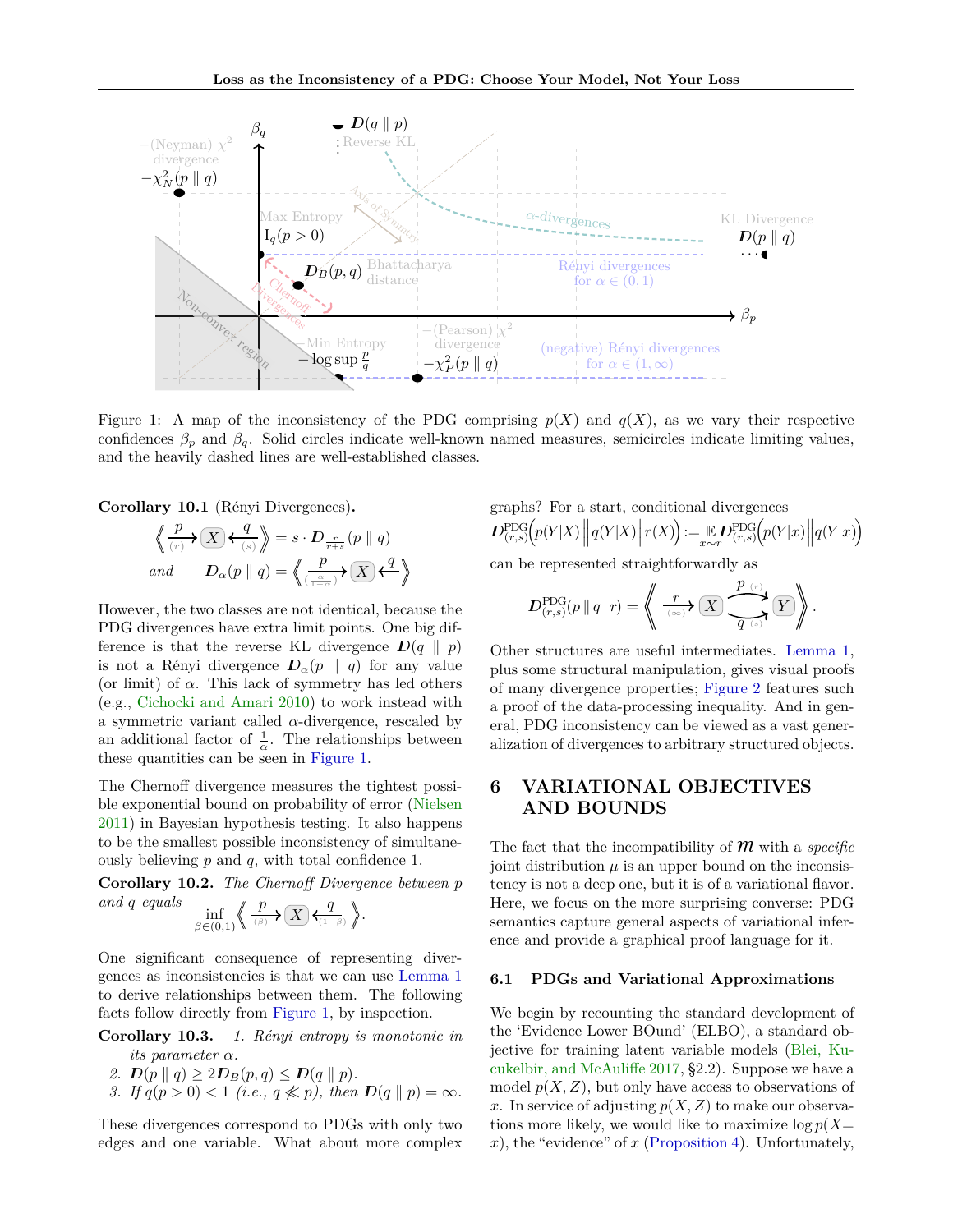Figure 1: A map of the inconsistency of the PDG comprising $p(X)$ and $q(X)$, as we vary their respective confidences $\beta_p$ and $\beta_q$. Solid circles indicate well-known named measures, semicircles indicate limiting values, and the heavily dashed lines are well-established classes.

**Corollary 10.1** (Rényi Divergences)**.**

$$\left\langle\!\!\left\langle \xrightarrow[(r)]{p} \boxed{X} \xleftarrow[(s)]{q} \right\rangle\!\!\right\rangle = s \cdot \boldsymbol{D}_{\frac{r}{r+s}}(p \,\|\, q)$$

*and* $$\boldsymbol{D}_{\alpha}(p \,\|\, q) = \left\langle\!\!\left\langle \xrightarrow[(\frac{\alpha}{1-\alpha})]{p} \boxed{X} \xleftarrow{q} \right\rangle\!\!\right\rangle$$

However, the two classes are not identical, because the PDG divergences have extra limit points. One big difference is that the reverse KL divergence $\boldsymbol{D}(q \,\|\, p)$ is not a Rényi divergence $\boldsymbol{D}_\alpha(p \,\|\, q)$ for any value (or limit) of $\alpha$. This lack of symmetry has led others (e.g., Cichocki and Amari 2010) to work instead with a symmetric variant called $\alpha$-divergence, rescaled by an additional factor of $\frac{1}{\alpha}$. The relationships between these quantities can be seen in Figure 1.

The Chernoff divergence measures the tightest possible exponential bound on probability of error (Nielsen 2011) in Bayesian hypothesis testing. It also happens to be the smallest possible inconsistency of simultaneously believing $p$ and $q$, with total confidence 1.

**Corollary 10.2.** *The Chernoff Divergence between $p$ and $q$ equals*

$$\inf_{\beta \in (0,1)} \left\langle\!\!\left\langle \xrightarrow[(\beta)]{p} \boxed{X} \xleftarrow[(1-\beta)]{q} \right\rangle\!\!\right\rangle.$$

One significant consequence of representing divergences as inconsistencies is that we can use Lemma 1 to derive relationships between them. The following facts follow directly from Figure 1, by inspection.

**Corollary 10.3.**
1. *Rényi entropy is monotonic in its parameter $\alpha$.*
2. $\boldsymbol{D}(p \,\|\, q) \geq 2\boldsymbol{D}_B(p, q) \leq \boldsymbol{D}(q \,\|\, p)$.
3. *If $q(p > 0) < 1$ (i.e., $q \not\ll p$), then $\boldsymbol{D}(q \,\|\, p) = \infty$.*

These divergences correspond to PDGs with only two edges and one variable. What about more complex graphs? For a start, conditional divergences

$$\boldsymbol{D}^{\text{PDG}}_{(r,s)}\Big(p(Y|X) \,\Big\|\, q(Y|X) \,\Big|\, r(X)\Big) := \mathop{\mathbb{E}}_{x \sim r} \boldsymbol{D}^{\text{PDG}}_{(r,s)}\Big(p(Y|x) \,\Big\|\, q(Y|x)\Big)$$

can be represented straightforwardly as

$$\boldsymbol{D}^{\text{PDG}}_{(r,s)}(p \,\|\, q \,|\, r) = \left\langle\!\!\left\langle \xrightarrow[(\infty)]{r} \boxed{X} \underset{q\ (s)}{\overset{p\ (r)}{\rightrightarrows}} \boxed{Y} \right\rangle\!\!\right\rangle.$$

Other structures are useful intermediates. Lemma 1, plus some structural manipulation, gives visual proofs of many divergence properties; Figure 2 features such a proof of the data-processing inequality. And in general, PDG inconsistency can be viewed as a vast generalization of divergences to arbitrary structured objects.

# 6 VARIATIONAL OBJECTIVES AND BOUNDS

The fact that the incompatibility of $\mathcal{M}$ with a *specific* joint distribution $\mu$ is an upper bound on the inconsistency is not a deep one, but it is of a variational flavor. Here, we focus on the more surprising converse: PDG semantics capture general aspects of variational inference and provide a graphical proof language for it.

## 6.1 PDGs and Variational Approximations

We begin by recounting the standard development of the 'Evidence Lower BOund' (ELBO), a standard objective for training latent variable models (Blei, Kucukelbir, and McAuliffe 2017, §2.2). Suppose we have a model $p(X, Z)$, but only have access to observations of $x$. In service of adjusting $p(X, Z)$ to make our observations more likely, we would like to maximize $\log p(X{=}x)$, the "evidence" of $x$ (Proposition 4). Unfortunately,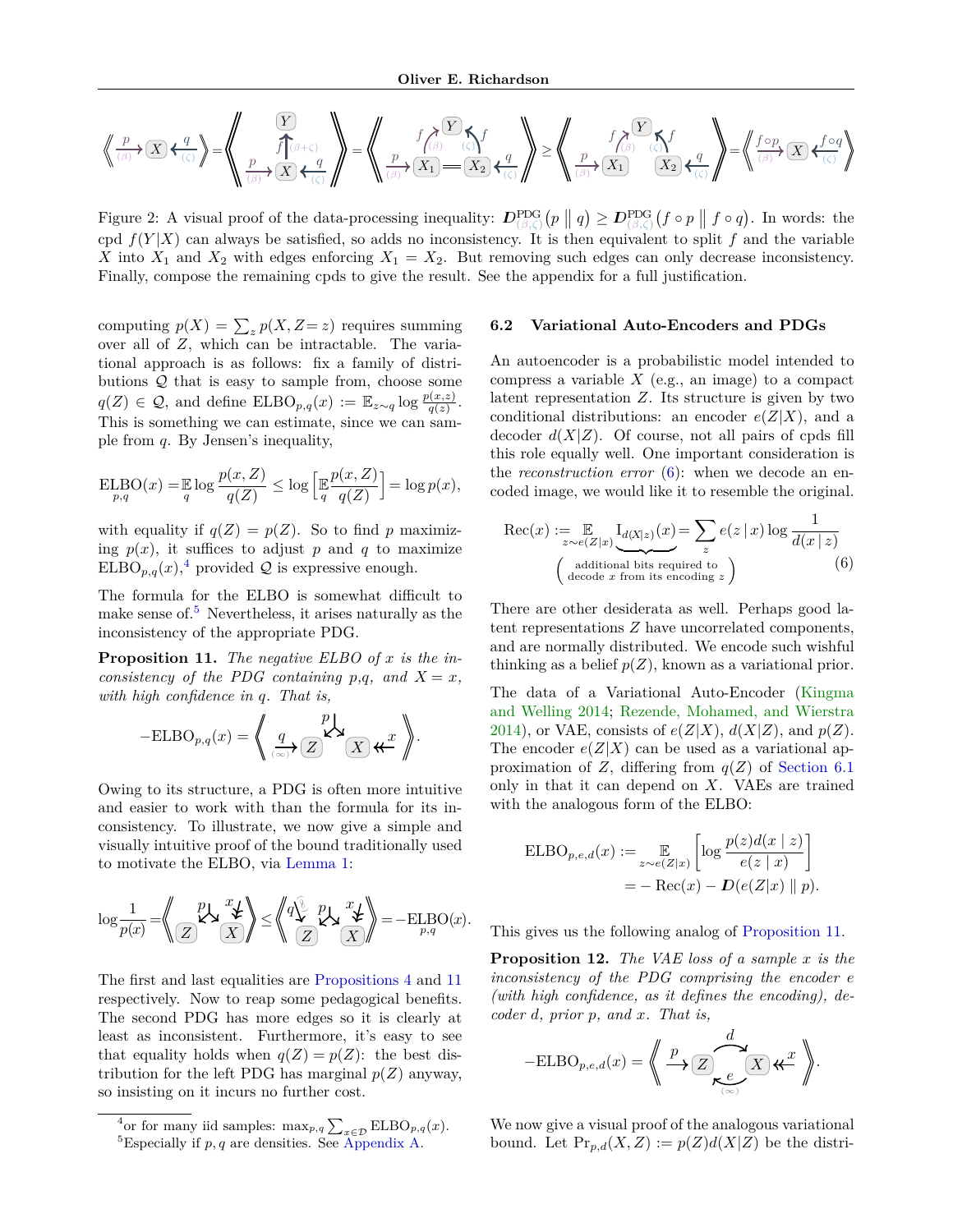Figure 2: A visual proof of the data-processing inequality: $\boldsymbol{D}^{\mathrm{PDG}}_{(\beta,\zeta)}\big(p \,\big\|\, q\big) \geq \boldsymbol{D}^{\mathrm{PDG}}_{(\beta,\zeta)}\big(f \circ p \,\big\|\, f \circ q\big)$. In words: the cpd $f(Y|X)$ can always be satisfied, so adds no inconsistency. It is then equivalent to split $f$ and the variable $X$ into $X_1$ and $X_2$ with edges enforcing $X_1 = X_2$. But removing such edges can only decrease inconsistency. Finally, compose the remaining cpds to give the result. See the appendix for a full justification.

computing $p(X) = \sum_z p(X, Z{=}z)$ requires summing over all of $Z$, which can be intractable. The variational approach is as follows: fix a family of distributions $\mathcal{Q}$ that is easy to sample from, choose some $q(Z) \in \mathcal{Q}$, and define $\mathrm{ELBO}_{p,q}(x) := \mathbb{E}_{z\sim q} \log \frac{p(x,z)}{q(z)}$. This is something we can estimate, since we can sample from $q$. By Jensen's inequality,

$$\underset{p,q}{\mathrm{ELBO}}(x) = \mathop{\mathbb{E}}_q \log \frac{p(x,Z)}{q(Z)} \leq \log \Big[\mathop{\mathbb{E}}_q \frac{p(x,Z)}{q(Z)}\Big] = \log p(x),$$

with equality if $q(Z) = p(Z)$. So to find $p$ maximizing $p(x)$, it suffices to adjust $p$ and $q$ to maximize $\mathrm{ELBO}_{p,q}(x)$,[4] provided $\mathcal{Q}$ is expressive enough.

The formula for the ELBO is somewhat difficult to make sense of.[5] Nevertheless, it arises naturally as the inconsistency of the appropriate PDG.

**Proposition 11.** *The negative ELBO of $x$ is the inconsistency of the PDG containing $p$,$q$, and $X = x$, with high confidence in $q$. That is,*

$$-\mathrm{ELBO}_{p,q}(x) = \left\langle\!\!\left\langle \xrightarrow[(\infty)]{q} \boxed{Z} \overset{p}{\curlywedge} \boxed{X} \twoheadleftarrow x \right\rangle\!\!\right\rangle.$$

Owing to its structure, a PDG is often more intuitive and easier to work with than the formula for its inconsistency. To illustrate, we now give a simple and visually intuitive proof of the bound traditionally used to motivate the ELBO, via Lemma 1:

$$\log\frac{1}{p(x)} = \left\langle\!\!\left\langle \boxed{Z} \overset{p}{\curlywedge} \boxed{X} \overset{x}{\twoheadleftarrow} \right\rangle\!\!\right\rangle \leq \left\langle\!\!\left\langle \overset{q}{\to} \boxed{Z} \overset{p}{\curlywedge} \boxed{X} \overset{x}{\twoheadleftarrow} \right\rangle\!\!\right\rangle = -\underset{p,q}{\mathrm{ELBO}}(x).$$

The first and last equalities are Propositions 4 and 11 respectively. Now to reap some pedagogical benefits. The second PDG has more edges so it is clearly at least as inconsistent. Furthermore, it's easy to see that equality holds when $q(Z) = p(Z)$: the best distribution for the left PDG has marginal $p(Z)$ anyway, so insisting on it incurs no further cost.

## 6.2 Variational Auto-Encoders and PDGs

An autoencoder is a probabilistic model intended to compress a variable $X$ (e.g., an image) to a compact latent representation $Z$. Its structure is given by two conditional distributions: an encoder $e(Z|X)$, and a decoder $d(X|Z)$. Of course, not all pairs of cpds fill this role equally well. One important consideration is the *reconstruction error* (6): when we decode an encoded image, we would like it to resemble the original.

$$\mathrm{Rec}(x) := \mathop{\mathbb{E}}_{z\sim e(Z|x)} \underbrace{\mathrm{I}_{d(X|z)}(x)}_{\left(\substack{\text{additional bits required to}\\ \text{decode } x \text{ from its encoding } z}\right)} = \sum_z e(z \,|\, x) \log \frac{1}{d(x \,|\, z)} \tag{6}$$

There are other desiderata as well. Perhaps good latent representations $Z$ have uncorrelated components, and are normally distributed. We encode such wishful thinking as a belief $p(Z)$, known as a variational prior.

The data of a Variational Auto-Encoder (Kingma and Welling 2014; Rezende, Mohamed, and Wierstra 2014), or VAE, consists of $e(Z|X)$, $d(X|Z)$, and $p(Z)$. The encoder $e(Z|X)$ can be used as a variational approximation of $Z$, differing from $q(Z)$ of Section 6.1 only in that it can depend on $X$. VAEs are trained with the analogous form of the ELBO:

$$\begin{aligned}\mathrm{ELBO}_{p,e,d}(x) &:= \mathop{\mathbb{E}}_{z\sim e(Z|x)} \left[\log \frac{p(z)d(x \mid z)}{e(z \mid x)}\right] \\ &= -\,\mathrm{Rec}(x) - \boldsymbol{D}(e(Z|x) \,\|\, p).\end{aligned}$$

This gives us the following analog of Proposition 11.

**Proposition 12.** *The VAE loss of a sample $x$ is the inconsistency of the PDG comprising the encoder $e$ (with high confidence, as it defines the encoding), decoder $d$, prior $p$, and $x$. That is,*

$$-\mathrm{ELBO}_{p,e,d}(x) = \left\langle\!\!\left\langle \overset{p}{\to} \boxed{Z} \underset{\underset{(\infty)}{e}}{\overset{d}{\rightleftarrows}} \boxed{X} \twoheadleftarrow x \right\rangle\!\!\right\rangle.$$

We now give a visual proof of the analogous variational bound. Let $\Pr_{p,d}(X,Z) := p(Z)d(X|Z)$ be the distri-

---

[4] or for many iid samples: $\max_{p,q} \sum_{x\in\mathcal{D}} \mathrm{ELBO}_{p,q}(x)$.

[5] Especially if $p$, $q$ are densities. See Appendix A.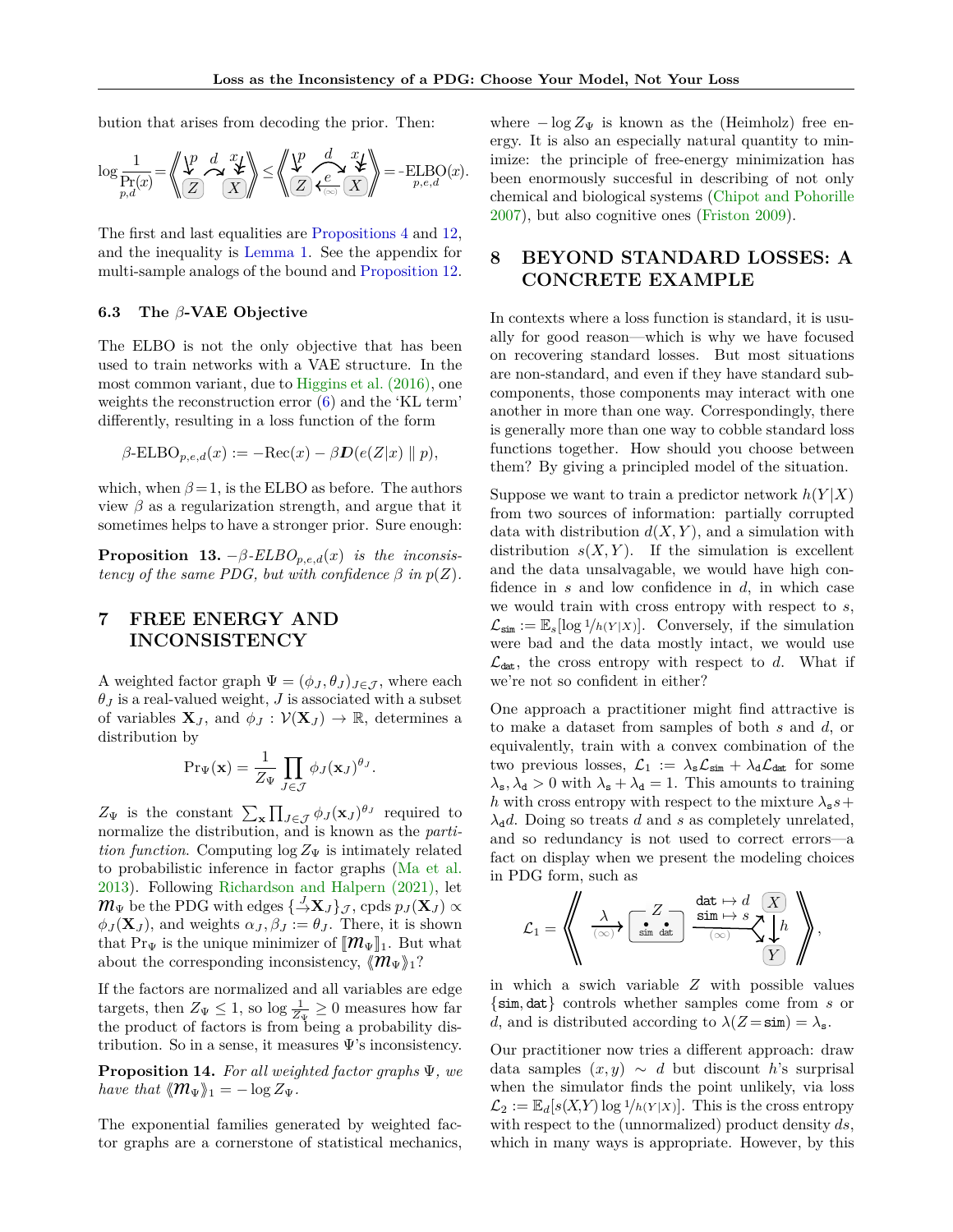bution that arises from decoding the prior. Then:

$$\log \frac{1}{\Pr_{p,d}(x)} = \left\langle\!\!\left\langle \text{PDG}(p, d, x) \right\rangle\!\!\right\rangle \leq \left\langle\!\!\left\langle \text{PDG}(p, d, x, e^{(\infty)}) \right\rangle\!\!\right\rangle = \text{-}\underset{p,e,d}{\text{ELBO}}(x).$$

The first and last equalities are Propositions 4 and 12, and the inequality is Lemma 1. See the appendix for multi-sample analogs of the bound and Proposition 12.

### 6.3 The $\beta$-VAE Objective

The ELBO is not the only objective that has been used to train networks with a VAE structure. In the most common variant, due to Higgins et al. (2016), one weights the reconstruction error (6) and the 'KL term' differently, resulting in a loss function of the form

$$\beta\text{-ELBO}_{p,e,d}(x) := -\text{Rec}(x) - \beta \boldsymbol{D}(e(Z|x) \parallel p),$$

which, when $\beta = 1$, is the ELBO as before. The authors view $\beta$ as a regularization strength, and argue that it sometimes helps to have a stronger prior. Sure enough:

**Proposition 13.** *$-\beta$-ELBO$_{p,e,d}(x)$ is the inconsistency of the same PDG, but with confidence $\beta$ in $p(Z)$.*

## 7 FREE ENERGY AND INCONSISTENCY

A weighted factor graph $\Psi = (\phi_J, \theta_J)_{J \in \mathcal{J}}$, where each $\theta_J$ is a real-valued weight, $J$ is associated with a subset of variables $\mathbf{X}_J$, and $\phi_J : \mathcal{V}(\mathbf{X}_J) \to \mathbb{R}$, determines a distribution by

$$\Pr_\Psi(\mathbf{x}) = \frac{1}{Z_\Psi} \prod_{J \in \mathcal{J}} \phi_J(\mathbf{x}_J)^{\theta_J}.$$

$Z_\Psi$ is the constant $\sum_{\mathbf{x}} \prod_{J \in \mathcal{J}} \phi_J(\mathbf{x}_J)^{\theta_J}$ required to normalize the distribution, and is known as the *partition function*. Computing $\log Z_\Psi$ is intimately related to probabilistic inference in factor graphs (Ma et al. 2013). Following Richardson and Halpern (2021), let $\mathcal{M}_\Psi$ be the PDG with edges $\{ \xrightarrow{J} \mathbf{X}_J \}_{\mathcal{J}}$, cpds $p_J(\mathbf{X}_J) \propto \phi_J(\mathbf{X}_J)$, and weights $\alpha_J, \beta_J := \theta_J$. There, it is shown that $\Pr_\Psi$ is the unique minimizer of $[\![\mathcal{M}_\Psi]\!]_1$. But what about the corresponding inconsistency, $\langle\!\langle \mathcal{M}_\Psi \rangle\!\rangle_1$?

If the factors are normalized and all variables are edge targets, then $Z_\Psi \leq 1$, so $\log \frac{1}{Z_\Psi} \geq 0$ measures how far the product of factors is from being a probability distribution. So in a sense, it measures $\Psi$'s inconsistency.

**Proposition 14.** *For all weighted factor graphs $\Psi$, we have that $\langle\!\langle \mathcal{M}_\Psi \rangle\!\rangle_1 = -\log Z_\Psi$.*

The exponential families generated by weighted factor graphs are a cornerstone of statistical mechanics, where $-\log Z_\Psi$ is known as the (Heimholz) free energy. It is also an especially natural quantity to minimize: the principle of free-energy minimization has been enormously succesful in describing of not only chemical and biological systems (Chipot and Pohorille 2007), but also cognitive ones (Friston 2009).

## 8 BEYOND STANDARD LOSSES: A CONCRETE EXAMPLE

In contexts where a loss function is standard, it is usually for good reason—which is why we have focused on recovering standard losses. But most situations are non-standard, and even if they have standard subcomponents, those components may interact with one another in more than one way. Correspondingly, there is generally more than one way to cobble standard loss functions together. How should you choose between them? By giving a principled model of the situation.

Suppose we want to train a predictor network $h(Y|X)$ from two sources of information: partially corrupted data with distribution $d(X,Y)$, and a simulation with distribution $s(X,Y)$. If the simulation is excellent and the data unsalvagable, we would have high confidence in $s$ and low confidence in $d$, in which case we would train with cross entropy with respect to $s$, $\mathcal{L}_{\texttt{sim}} := \mathbb{E}_s[\log {}^1/_{h(Y|X)}]$. Conversely, if the simulation were bad and the data mostly intact, we would use $\mathcal{L}_{\texttt{dat}}$, the cross entropy with respect to $d$. What if we're not so confident in either?

One approach a practitioner might find attractive is to make a dataset from samples of both $s$ and $d$, or equivalently, train with a convex combination of the two previous losses, $\mathcal{L}_1 := \lambda_{\texttt{s}} \mathcal{L}_{\texttt{sim}} + \lambda_{\texttt{d}} \mathcal{L}_{\texttt{dat}}$ for some $\lambda_{\texttt{s}}, \lambda_{\texttt{d}} > 0$ with $\lambda_{\texttt{s}} + \lambda_{\texttt{d}} = 1$. This amounts to training $h$ with cross entropy with respect to the mixture $\lambda_{\texttt{s}} s + \lambda_{\texttt{d}} d$. Doing so treats $d$ and $s$ as completely unrelated, and so redundancy is not used to correct errors—a fact on display when we present the modeling choices in PDG form, such as

$$\mathcal{L}_1 = \left\langle\!\!\left\langle \xrightarrow[(\infty)]{\lambda} Z\{\texttt{sim}, \texttt{dat}\} \xrightarrow[(\infty)]{\texttt{dat} \mapsto d,\ \texttt{sim} \mapsto s} (X, Y),\quad X \xrightarrow{h} Y \right\rangle\!\!\right\rangle,$$

in which a swich variable $Z$ with possible values $\{\texttt{sim}, \texttt{dat}\}$ controls whether samples come from $s$ or $d$, and is distributed according to $\lambda(Z = \texttt{sim}) = \lambda_{\texttt{s}}$.

Our practitioner now tries a different approach: draw data samples $(x,y) \sim d$ but discount $h$'s surprisal when the simulator finds the point unlikely, via loss $\mathcal{L}_2 := \mathbb{E}_d[s(X,Y) \log {}^1/_{h(Y|X)}]$. This is the cross entropy with respect to the (unnormalized) product density $ds$, which in many ways is appropriate. However, by this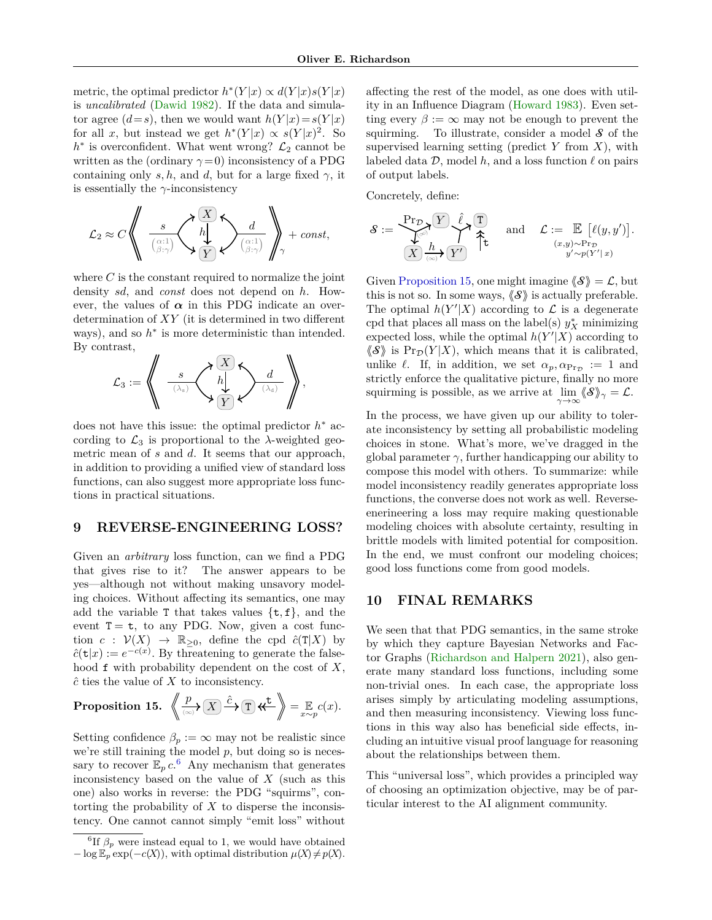metric, the optimal predictor $h^*(Y|x) \propto d(Y|x)s(Y|x)$ is *uncalibrated* (Dawid 1982). If the data and simulator agree ($d = s$), then we would want $h(Y|x) = s(Y|x)$ for all $x$, but instead we get $h^*(Y|x) \propto s(Y|x)^2$. So $h^*$ is overconfident. What went wrong? $\mathcal{L}_2$ cannot be written as the (ordinary $\gamma = 0$) inconsistency of a PDG containing only $s, h$, and $d$, but for a large fixed $\gamma$, it is essentially the $\gamma$-inconsistency

$$\mathcal{L}_2 \approx C \left\langle\!\!\left\langle \; \xrightarrow[\binom{\alpha:1}{\beta:\gamma}]{s} \; X \xrightarrow{h} Y \; \xleftarrow[\binom{\alpha:1}{\beta:\gamma}]{d} \; \right\rangle\!\!\right\rangle_\gamma + const,$$

where $C$ is the constant required to normalize the joint density $sd$, and $const$ does not depend on $h$. However, the values of $\boldsymbol{\alpha}$ in this PDG indicate an overdetermination of $XY$ (it is determined in two different ways), and so $h^*$ is more deterministic than intended. By contrast,

$$\mathcal{L}_3 := \left\langle\!\!\left\langle \; \xrightarrow[(\lambda_s)]{s} \; X \xrightarrow{h} Y \; \xleftarrow[(\lambda_d)]{d} \; \right\rangle\!\!\right\rangle,$$

does not have this issue: the optimal predictor $h^*$ according to $\mathcal{L}_3$ is proportional to the $\lambda$-weighted geometric mean of $s$ and $d$. It seems that our approach, in addition to providing a unified view of standard loss functions, can also suggest more appropriate loss functions in practical situations.

## 9 REVERSE-ENGINEERING LOSS?

Given an *arbitrary* loss function, can we find a PDG that gives rise to it? The answer appears to be yes—although not without making unsavory modeling choices. Without affecting its semantics, one may add the variable $\mathtt{T}$ that takes values $\{\mathtt{t}, \mathtt{f}\}$, and the event $\mathtt{T} = \mathtt{t}$, to any PDG. Now, given a cost function $c : \mathcal{V}(X) \to \mathbb{R}_{\geq 0}$, define the cpd $\hat{c}(\mathtt{T}|X)$ by $\hat{c}(\mathtt{t}|x) := e^{-c(x)}$. By threatening to generate the falsehood $\mathtt{f}$ with probability dependent on the cost of $X$, $\hat{c}$ ties the value of $X$ to inconsistency.

**Proposition 15.** $\left\langle\!\!\left\langle \xrightarrow[(\infty)]{p} X \xrightarrow{\hat{c}} \mathtt{T} \twoheadleftarrow \mathtt{t} \right\rangle\!\!\right\rangle = \mathop{\mathbb{E}}_{x \sim p} c(x).$

Setting confidence $\beta_p := \infty$ may not be realistic since we're still training the model $p$, but doing so is necessary to recover $\mathbb{E}_p\, c$.[6] Any mechanism that generates inconsistency based on the value of $X$ (such as this one) also works in reverse: the PDG "squirms", contorting the probability of $X$ to disperse the inconsistency. One cannot cannot simply "emit loss" without affecting the rest of the model, as one does with utility in an Influence Diagram (Howard 1983). Even setting every $\beta := \infty$ may not be enough to prevent the squirming. To illustrate, consider a model $\mathcal{S}$ of the supervised learning setting (predict $Y$ from $X$), with labeled data $\mathcal{D}$, model $h$, and a loss function $\ell$ on pairs of output labels.

Concretely, define:

$$\mathcal{S} := \;\; \xrightarrow[(\infty)]{\Pr_{\mathcal{D}}} (X, Y), \quad X \xrightarrow[(\infty)]{h} Y', \quad (Y, Y') \xrightarrow{\hat{\ell}} \mathtt{T} \twoheadleftarrow \mathtt{t} \qquad \text{and} \qquad \mathcal{L} := \mathop{\mathbb{E}}_{\substack{(x,y)\sim \Pr_{\mathcal{D}} \\ y' \sim p(Y'|\,x)}} \big[\ell(y, y')\big].$$

Given Proposition 15, one might imagine $\langle\!\langle \mathcal{S} \rangle\!\rangle = \mathcal{L}$, but this is not so. In some ways, $\langle\!\langle \mathcal{S} \rangle\!\rangle$ is actually preferable. The optimal $h(Y'|X)$ according to $\mathcal{L}$ is a degenerate cpd that places all mass on the label(s) $y^*_X$ minimizing expected loss, while the optimal $h(Y'|X)$ according to $\langle\!\langle \mathcal{S} \rangle\!\rangle$ is $\Pr_{\mathcal{D}}(Y|X)$, which means that it is calibrated, unlike $\ell$. If, in addition, we set $\alpha_p, \alpha_{\Pr_{\mathcal{D}}} := 1$ and strictly enforce the qualitative picture, finally no more squirming is possible, as we arrive at $\lim_{\gamma\to\infty} \langle\!\langle \mathcal{S} \rangle\!\rangle_\gamma = \mathcal{L}$.

In the process, we have given up our ability to tolerate inconsistency by setting all probabilistic modeling choices in stone. What's more, we've dragged in the global parameter $\gamma$, further handicapping our ability to compose this model with others. To summarize: while model inconsistency readily generates appropriate loss functions, the converse does not work as well. Reverse-enerineering a loss may require making questionable modeling choices with absolute certainty, resulting in brittle models with limited potential for composition. In the end, we must confront our modeling choices; good loss functions come from good models.

## 10 FINAL REMARKS

We seen that that PDG semantics, in the same stroke by which they capture Bayesian Networks and Factor Graphs (Richardson and Halpern 2021), also generate many standard loss functions, including some non-trivial ones. In each case, the appropriate loss arises simply by articulating modeling assumptions, and then measuring inconsistency. Viewing loss functions in this way also has beneficial side effects, including an intuitive visual proof language for reasoning about the relationships between them.

This "universal loss", which provides a principled way of choosing an optimization objective, may be of particular interest to the AI alignment community.

---

[6] If $\beta_p$ were instead equal to 1, we would have obtained $-\log \mathbb{E}_p \exp(-c(X))$, with optimal distribution $\mu(X) \neq p(X)$.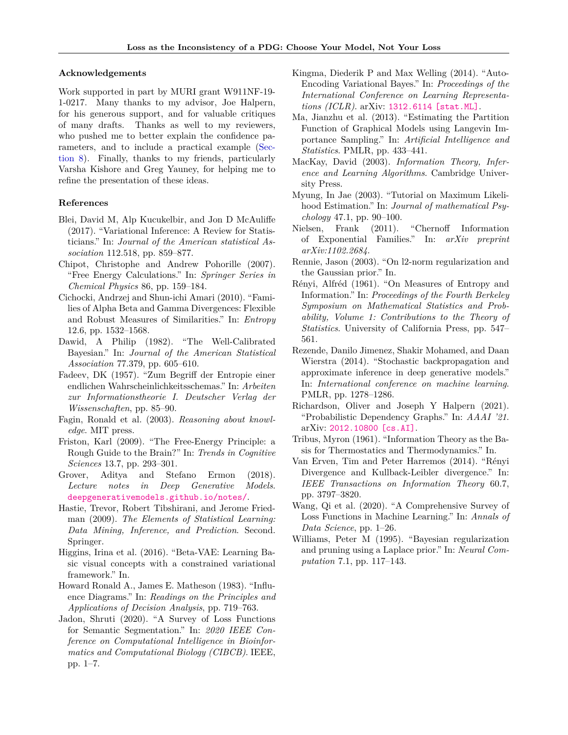### Acknowledgements

Work supported in part by MURI grant W911NF-19-1-0217. Many thanks to my advisor, Joe Halpern, for his generous support, and for valuable critiques of many drafts. Thanks as well to my reviewers, who pushed me to better explain the confidence parameters, and to include a practical example (Section 8). Finally, thanks to my friends, particularly Varsha Kishore and Greg Yauney, for helping me to refine the presentation of these ideas.

### References

Blei, David M, Alp Kucukelbir, and Jon D McAuliffe (2017). "Variational Inference: A Review for Statisticians." In: *Journal of the American statistical Association* 112.518, pp. 859–877.

Chipot, Christophe and Andrew Pohorille (2007). "Free Energy Calculations." In: *Springer Series in Chemical Physics* 86, pp. 159–184.

Cichocki, Andrzej and Shun-ichi Amari (2010). "Families of Alpha Beta and Gamma Divergences: Flexible and Robust Measures of Similarities." In: *Entropy* 12.6, pp. 1532–1568.

Dawid, A Philip (1982). "The Well-Calibrated Bayesian." In: *Journal of the American Statistical Association* 77.379, pp. 605–610.

Fadeev, DK (1957). "Zum Begriff der Entropie einer endlichen Wahrscheinlichkeitsschemas." In: *Arbeiten zur Informationstheorie I. Deutscher Verlag der Wissenschaften*, pp. 85–90.

Fagin, Ronald et al. (2003). *Reasoning about knowledge*. MIT press.

Friston, Karl (2009). "The Free-Energy Principle: a Rough Guide to the Brain?" In: *Trends in Cognitive Sciences* 13.7, pp. 293–301.

Grover, Aditya and Stefano Ermon (2018). *Lecture notes in Deep Generative Models*. deepgenerativemodels.github.io/notes/.

Hastie, Trevor, Robert Tibshirani, and Jerome Friedman (2009). *The Elements of Statistical Learning: Data Mining, Inference, and Prediction*. Second. Springer.

Higgins, Irina et al. (2016). "Beta-VAE: Learning Basic visual concepts with a constrained variational framework." In.

Howard Ronald A., James E. Matheson (1983). "Influence Diagrams." In: *Readings on the Principles and Applications of Decision Analysis*, pp. 719–763.

Jadon, Shruti (2020). "A Survey of Loss Functions for Semantic Segmentation." In: *2020 IEEE Conference on Computational Intelligence in Bioinformatics and Computational Biology (CIBCB)*. IEEE, pp. 1–7.

Kingma, Diederik P and Max Welling (2014). "Auto-Encoding Variational Bayes." In: *Proceedings of the International Conference on Learning Representations (ICLR)*. arXiv: 1312.6114 [stat.ML].

Ma, Jianzhu et al. (2013). "Estimating the Partition Function of Graphical Models using Langevin Importance Sampling." In: *Artificial Intelligence and Statistics*. PMLR, pp. 433–441.

MacKay, David (2003). *Information Theory, Inference and Learning Algorithms*. Cambridge University Press.

Myung, In Jae (2003). "Tutorial on Maximum Likelihood Estimation." In: *Journal of mathematical Psychology* 47.1, pp. 90–100.

Nielsen, Frank (2011). "Chernoff Information of Exponential Families." In: *arXiv preprint arXiv:1102.2684*.

Rennie, Jason (2003). "On l2-norm regularization and the Gaussian prior." In.

Rényi, Alfréd (1961). "On Measures of Entropy and Information." In: *Proceedings of the Fourth Berkeley Symposium on Mathematical Statistics and Probability, Volume 1: Contributions to the Theory of Statistics*. University of California Press, pp. 547–561.

Rezende, Danilo Jimenez, Shakir Mohamed, and Daan Wierstra (2014). "Stochastic backpropagation and approximate inference in deep generative models." In: *International conference on machine learning*. PMLR, pp. 1278–1286.

Richardson, Oliver and Joseph Y Halpern (2021). "Probabilistic Dependency Graphs." In: *AAAI '21*. arXiv: 2012.10800 [cs.AI].

Tribus, Myron (1961). "Information Theory as the Basis for Thermostatics and Thermodynamics." In.

Van Erven, Tim and Peter Harremos (2014). "Rényi Divergence and Kullback-Leibler divergence." In: *IEEE Transactions on Information Theory* 60.7, pp. 3797–3820.

Wang, Qi et al. (2020). "A Comprehensive Survey of Loss Functions in Machine Learning." In: *Annals of Data Science*, pp. 1–26.

Williams, Peter M (1995). "Bayesian regularization and pruning using a Laplace prior." In: *Neural Computation* 7.1, pp. 117–143.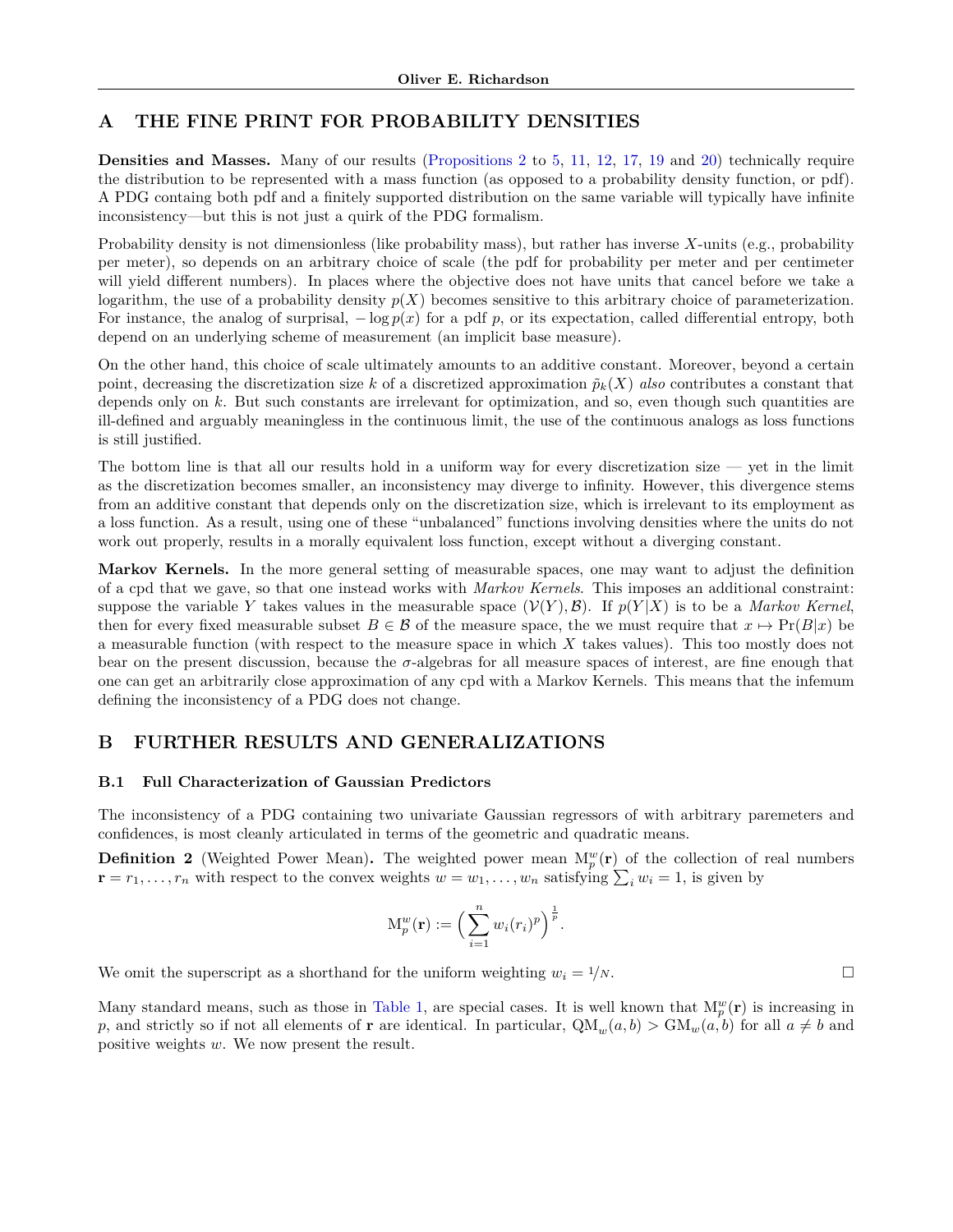# A THE FINE PRINT FOR PROBABILITY DENSITIES

**Densities and Masses.** Many of our results (Propositions 2 to 5, 11, 12, 17, 19 and 20) technically require the distribution to be represented with a mass function (as opposed to a probability density function, or pdf). A PDG containg both pdf and a finitely supported distribution on the same variable will typically have infinite inconsistency—but this is not just a quirk of the PDG formalism.

Probability density is not dimensionless (like probability mass), but rather has inverse $X$-units (e.g., probability per meter), so depends on an arbitrary choice of scale (the pdf for probability per meter and per centimeter will yield different numbers). In places where the objective does not have units that cancel before we take a logarithm, the use of a probability density $p(X)$ becomes sensitive to this arbitrary choice of parameterization. For instance, the analog of surprisal, $-\log p(x)$ for a pdf $p$, or its expectation, called differential entropy, both depend on an underlying scheme of measurement (an implicit base measure).

On the other hand, this choice of scale ultimately amounts to an additive constant. Moreover, beyond a certain point, decreasing the discretization size $k$ of a discretized approximation $\tilde{p}_k(X)$ *also* contributes a constant that depends only on $k$. But such constants are irrelevant for optimization, and so, even though such quantities are ill-defined and arguably meaningless in the continuous limit, the use of the continuous analogs as loss functions is still justified.

The bottom line is that all our results hold in a uniform way for every discretization size — yet in the limit as the discretization becomes smaller, an inconsistency may diverge to infinity. However, this divergence stems from an additive constant that depends only on the discretization size, which is irrelevant to its employment as a loss function. As a result, using one of these "unbalanced" functions involving densities where the units do not work out properly, results in a morally equivalent loss function, except without a diverging constant.

**Markov Kernels.** In the more general setting of measurable spaces, one may want to adjust the definition of a cpd that we gave, so that one instead works with *Markov Kernels*. This imposes an additional constraint: suppose the variable $Y$ takes values in the measurable space $(\mathcal{V}(Y), \mathcal{B})$. If $p(Y|X)$ is to be a *Markov Kernel*, then for every fixed measurable subset $B \in \mathcal{B}$ of the measure space, the we must require that $x \mapsto \Pr(B|x)$ be a measurable function (with respect to the measure space in which $X$ takes values). This too mostly does not bear on the present discussion, because the $\sigma$-algebras for all measure spaces of interest, are fine enough that one can get an arbitrarily close approximation of any cpd with a Markov Kernels. This means that the infemum defining the inconsistency of a PDG does not change.

# B FURTHER RESULTS AND GENERALIZATIONS

## B.1 Full Characterization of Gaussian Predictors

The inconsistency of a PDG containing two univariate Gaussian regressors of with arbitrary paremeters and confidences, is most cleanly articulated in terms of the geometric and quadratic means.

**Definition 2** (Weighted Power Mean)**.** The weighted power mean $\mathrm{M}_p^w(\mathbf{r})$ of the collection of real numbers $\mathbf{r} = r_1, \ldots, r_n$ with respect to the convex weights $w = w_1, \ldots, w_n$ satisfying $\sum_i w_i = 1$, is given by

$$\mathrm{M}_p^w(\mathbf{r}) := \Big( \sum_{i=1}^{n} w_i (r_i)^p \Big)^{\frac{1}{p}}.$$

We omit the superscript as a shorthand for the uniform weighting $w_i = 1/N$. □

Many standard means, such as those in Table 1, are special cases. It is well known that $\mathrm{M}_p^w(\mathbf{r})$ is increasing in $p$, and strictly so if not all elements of $\mathbf{r}$ are identical. In particular, $\mathrm{QM}_w(a, b) > \mathrm{GM}_w(a, b)$ for all $a \neq b$ and positive weights $w$. We now present the result.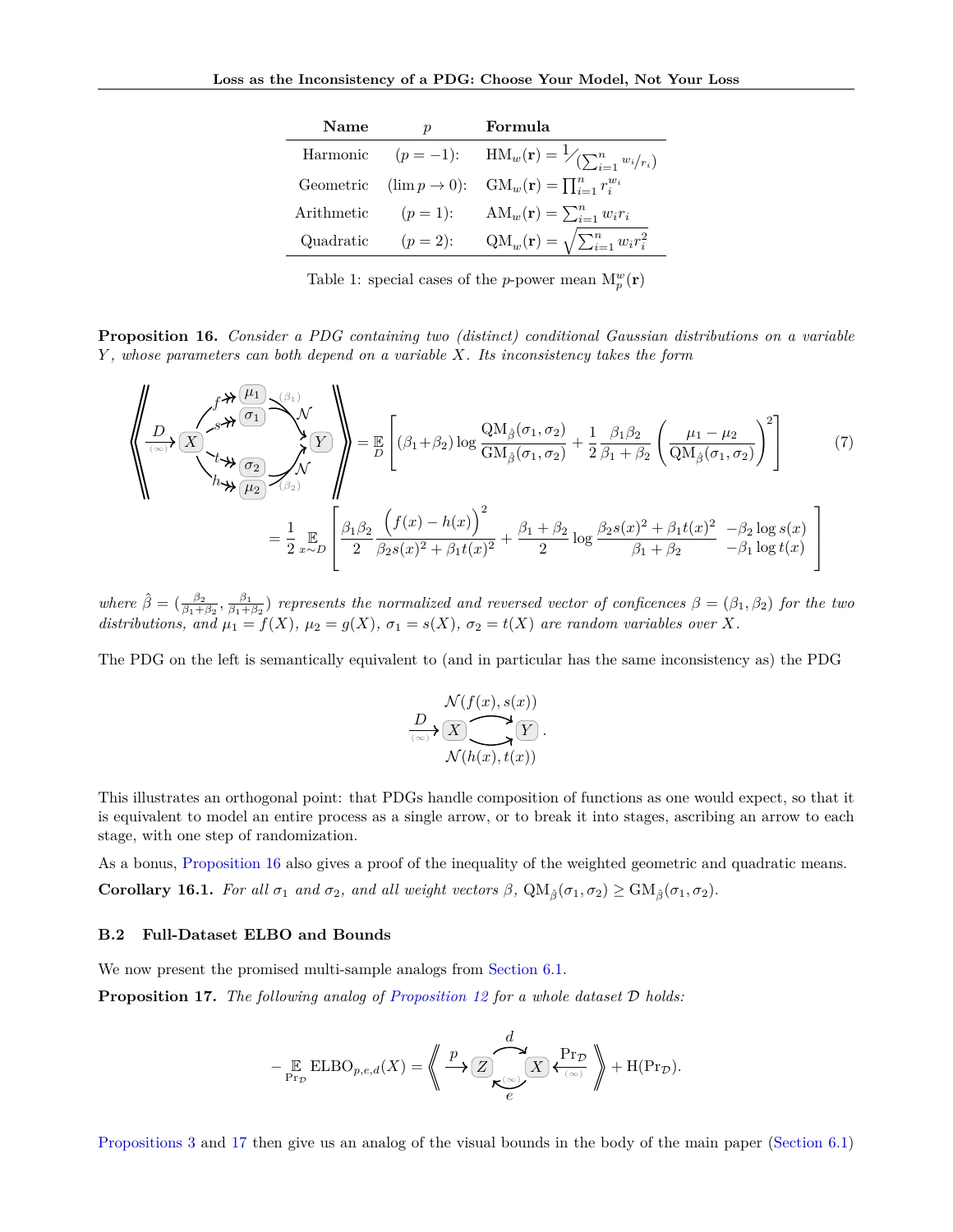| Name | $p$ | Formula |
|---|---|---|
| Harmonic | $(p = -1)$: | $\mathrm{HM}_w(\mathbf{r}) = 1 \big/ \left(\sum_{i=1}^n w_i / r_i\right)$ |
| Geometric | $(\lim p \to 0)$: | $\mathrm{GM}_w(\mathbf{r}) = \prod_{i=1}^n r_i^{w_i}$ |
| Arithmetic | $(p = 1)$: | $\mathrm{AM}_w(\mathbf{r}) = \sum_{i=1}^n w_i r_i$ |
| Quadratic | $(p = 2)$: | $\mathrm{QM}_w(\mathbf{r}) = \sqrt{\sum_{i=1}^n w_i r_i^2}$ |

Table 1: special cases of the $p$-power mean $\mathrm{M}_p^w(\mathbf{r})$

**Proposition 16.** *Consider a PDG containing two (distinct) conditional Gaussian distributions on a variable $Y$, whose parameters can both depend on a variable $X$. Its inconsistency takes the form*

$$\left\langle\!\!\left\langle \xrightarrow[(\infty)]{D} X \;\; \begin{matrix} \xrightarrow{f} \mu_1, \; \xrightarrow{s} \sigma_1 \xrightarrow[(\beta_1)]{\mathcal{N}} Y \\ \xrightarrow{t} \sigma_2, \; \xrightarrow{h} \mu_2 \xrightarrow[(\beta_2)]{\mathcal{N}} Y \end{matrix} \right\rangle\!\!\right\rangle = \mathop{\mathbb{E}}_{D}\left[ (\beta_1 + \beta_2) \log \frac{\mathrm{QM}_{\hat\beta}(\sigma_1,\sigma_2)}{\mathrm{GM}_{\hat\beta}(\sigma_1,\sigma_2)} + \frac{1}{2} \frac{\beta_1\beta_2}{\beta_1+\beta_2}\left(\frac{\mu_1-\mu_2}{\mathrm{QM}_{\hat\beta}(\sigma_1,\sigma_2)}\right)^2 \right] \tag{7}$$

$$= \frac{1}{2} \mathop{\mathbb{E}}_{x\sim D}\left[ \frac{\beta_1\beta_2}{2} \frac{\big(f(x)-h(x)\big)^2}{\beta_2 s(x)^2 + \beta_1 t(x)^2} + \frac{\beta_1+\beta_2}{2} \log \frac{\beta_2 s(x)^2 + \beta_1 t(x)^2}{\beta_1+\beta_2} \begin{matrix} -\beta_2 \log s(x) \\ -\beta_1 \log t(x) \end{matrix} \right]$$

*where $\hat\beta = (\frac{\beta_2}{\beta_1+\beta_2}, \frac{\beta_1}{\beta_1+\beta_2})$ represents the normalized and reversed vector of confidences $\beta = (\beta_1, \beta_2)$ for the two distributions, and $\mu_1 = f(X)$, $\mu_2 = g(X)$, $\sigma_1 = s(X)$, $\sigma_2 = t(X)$ are random variables over $X$.*

The PDG on the left is semantically equivalent to (and in particular has the same inconsistency as) the PDG

$$\xrightarrow[(\infty)]{D} X \; \underset{\mathcal{N}(h(x),t(x))}{\overset{\mathcal{N}(f(x),s(x))}{\rightrightarrows}} \; Y.$$

This illustrates an orthogonal point: that PDGs handle composition of functions as one would expect, so that it is equivalent to model an entire process as a single arrow, or to break it into stages, ascribing an arrow to each stage, with one step of randomization.

As a bonus, Proposition 16 also gives a proof of the inequality of the weighted geometric and quadratic means.

**Corollary 16.1.** *For all $\sigma_1$ and $\sigma_2$, and all weight vectors $\beta$, $\mathrm{QM}_{\hat\beta}(\sigma_1,\sigma_2) \geq \mathrm{GM}_{\hat\beta}(\sigma_1,\sigma_2)$.*

### B.2 Full-Dataset ELBO and Bounds

We now present the promised multi-sample analogs from Section 6.1.

**Proposition 17.** *The following analog of Proposition 12 for a whole dataset $\mathcal{D}$ holds:*

$$-\mathop{\mathbb{E}}_{\Pr_{\mathcal{D}}} \mathrm{ELBO}_{p,e,d}(X) = \left\langle\!\!\left\langle \xrightarrow{p} Z \; \underset{e \; (\infty)}{\overset{d}{\rightleftarrows}} \; X \xleftarrow[(\infty)]{\Pr_{\mathcal{D}}} \right\rangle\!\!\right\rangle + \mathrm{H}(\Pr_{\mathcal{D}}).$$

Propositions 3 and 17 then give us an analog of the visual bounds in the body of the main paper (Section 6.1)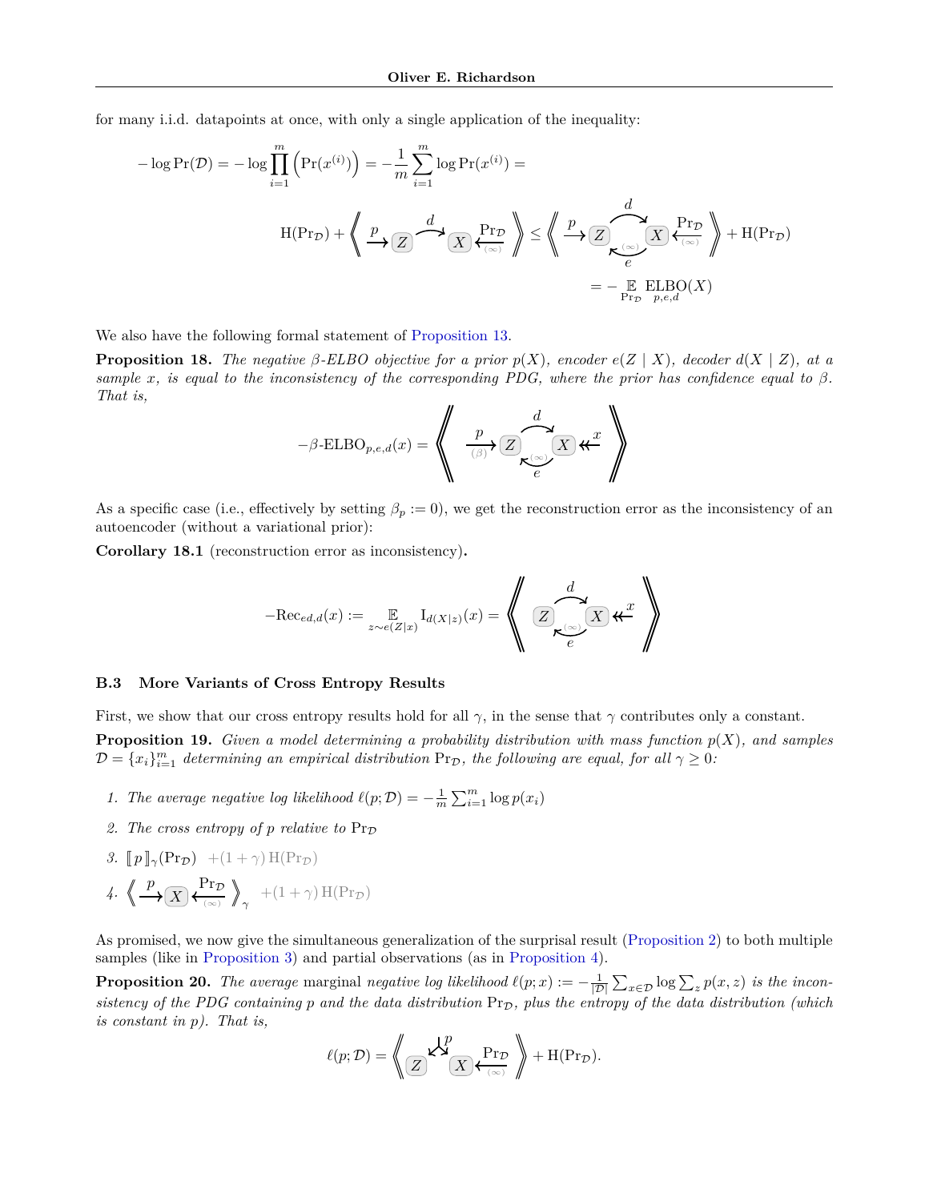for many i.i.d. datapoints at once, with only a single application of the inequality:

$$-\log \Pr(\mathcal{D}) = -\log \prod_{i=1}^{m} \left(\Pr(x^{(i)})\right) = -\frac{1}{m}\sum_{i=1}^{m} \log \Pr(x^{(i)}) =$$

$$\mathrm{H}(\Pr_\mathcal{D}) + \left\langle\!\!\left\langle \xrightarrow{p} \boxed{Z} \xrightarrow{d} \boxed{X} \xleftarrow[(\infty)]{\Pr_\mathcal{D}} \right\rangle\!\!\right\rangle \leq \left\langle\!\!\left\langle \xrightarrow{p} \boxed{Z} \underset{e\,(\infty)}{\overset{d}{\rightleftarrows}} \boxed{X} \xleftarrow[(\infty)]{\Pr_\mathcal{D}} \right\rangle\!\!\right\rangle + \mathrm{H}(\Pr_\mathcal{D})$$

$$= -\mathop{\mathbb{E}}_{\Pr_\mathcal{D}} \mathop{\mathrm{ELBO}}_{p,e,d}(X)$$

We also have the following formal statement of Proposition 13.

**Proposition 18.** *The negative β-ELBO objective for a prior $p(X)$, encoder $e(Z \mid X)$, decoder $d(X \mid Z)$, at a sample $x$, is equal to the inconsistency of the corresponding PDG, where the prior has confidence equal to β. That is,*

$$-\beta\text{-}\mathrm{ELBO}_{p,e,d}(x) = \left\langle\!\!\left\langle \xrightarrow[(\beta)]{p} \boxed{Z} \underset{e\,(\infty)}{\overset{d}{\rightleftarrows}} \boxed{X} \twoheadleftarrow x \right\rangle\!\!\right\rangle$$

As a specific case (i.e., effectively by setting $\beta_p := 0$), we get the reconstruction error as the inconsistency of an autoencoder (without a variational prior):

**Corollary 18.1** (reconstruction error as inconsistency)**.**

$$-\mathrm{Rec}_{ed,d}(x) := \mathop{\mathbb{E}}_{z\sim e(Z|x)} \mathrm{I}_{d(X|z)}(x) = \left\langle\!\!\left\langle \boxed{Z} \underset{e\,(\infty)}{\overset{d}{\rightleftarrows}} \boxed{X} \twoheadleftarrow x \right\rangle\!\!\right\rangle$$

### B.3 More Variants of Cross Entropy Results

First, we show that our cross entropy results hold for all γ, in the sense that γ contributes only a constant.

**Proposition 19.** *Given a model determining a probability distribution with mass function $p(X)$, and samples $\mathcal{D} = \{x_i\}_{i=1}^m$ determining an empirical distribution $\Pr_\mathcal{D}$, the following are equal, for all $\gamma \geq 0$:*

1. *The average negative log likelihood $\ell(p;\mathcal{D}) = -\frac{1}{m}\sum_{i=1}^m \log p(x_i)$*
2. *The cross entropy of $p$ relative to $\Pr_\mathcal{D}$*
3. $[\![\, p \,]\!]_\gamma(\Pr_\mathcal{D}) \quad +(1+\gamma)\,\mathrm{H}(\Pr_\mathcal{D})$
4. $\left\langle\!\!\left\langle \xrightarrow{p} \boxed{X} \xleftarrow[(\infty)]{\Pr_\mathcal{D}} \right\rangle\!\!\right\rangle_\gamma \quad +(1+\gamma)\,\mathrm{H}(\Pr_\mathcal{D})$

As promised, we now give the simultaneous generalization of the surprisal result (Proposition 2) to both multiple samples (like in Proposition 3) and partial observations (as in Proposition 4).

**Proposition 20.** *The average* marginal *negative log likelihood $\ell(p;x) := -\frac{1}{|\mathcal{D}|}\sum_{x\in\mathcal{D}} \log \sum_z p(x,z)$ is the inconsistency of the PDG containing $p$ and the data distribution $\Pr_\mathcal{D}$, plus the entropy of the data distribution (which is constant in $p$). That is,*

$$\ell(p;\mathcal{D}) = \left\langle\!\!\left\langle \boxed{Z} \overset{p}{\swarrow\!\searrow} \boxed{X} \xleftarrow[(\infty)]{\Pr_\mathcal{D}} \right\rangle\!\!\right\rangle + \mathrm{H}(\Pr_\mathcal{D}).$$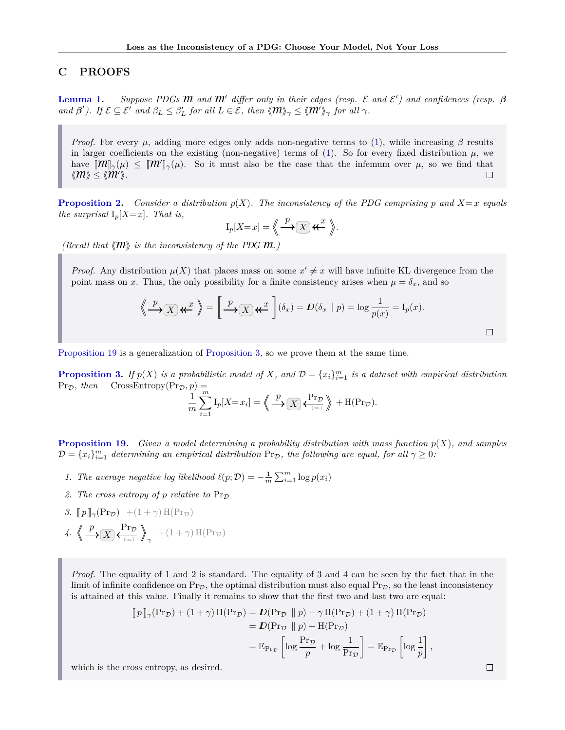## C PROOFS

**Lemma 1.** *Suppose PDGs $\mathcal{M}$ and $\mathcal{M}'$ differ only in their edges (resp. $\mathcal{E}$ and $\mathcal{E}'$) and confidences (resp. $\boldsymbol{\beta}$ and $\boldsymbol{\beta}'$). If $\mathcal{E} \subseteq \mathcal{E}'$ and $\beta_L \leq \beta'_L$ for all $L \in \mathcal{E}$, then $\langle\!\langle \mathcal{M} \rangle\!\rangle_\gamma \leq \langle\!\langle \mathcal{M}' \rangle\!\rangle_\gamma$ for all $\gamma$.*

> *Proof.* For every $\mu$, adding more edges only adds non-negative terms to (1), while increasing $\beta$ results in larger coefficients on the existing (non-negative) terms of (1). So for every fixed distribution $\mu$, we have $[\![\mathcal{M}]\!]_\gamma(\mu) \leq [\![\mathcal{M}']\!]_\gamma(\mu)$. So it must also be the case that the infemum over $\mu$, so we find that $\langle\!\langle \mathcal{M} \rangle\!\rangle \leq \langle\!\langle \mathcal{M}' \rangle\!\rangle$. □

**Proposition 2.** *Consider a distribution $p(X)$. The inconsistency of the PDG comprising $p$ and $X{=}x$ equals the surprisal $\mathrm{I}_p[X{=}x]$. That is,*

$$\mathrm{I}_p[X{=}x] = \left\langle\!\!\left\langle \xrightarrow{p} \boxed{X} \twoheadleftarrow^{x} \right\rangle\!\!\right\rangle.$$

*(Recall that $\langle\!\langle \mathcal{M} \rangle\!\rangle$ is the inconsistency of the PDG $\mathcal{M}$.)*

> *Proof.* Any distribution $\mu(X)$ that places mass on some $x' \neq x$ will have infinite KL divergence from the point mass on $x$. Thus, the only possibility for a finite consistency arises when $\mu = \delta_x$, and so
>
> $$\left\langle\!\!\left\langle \xrightarrow{p} \boxed{X} \twoheadleftarrow^{x} \right\rangle\!\!\right\rangle = \left[\!\!\left[ \xrightarrow{p} \boxed{X} \twoheadleftarrow^{x} \right]\!\!\right](\delta_x) = \boldsymbol{D}(\delta_x \,\|\, p) = \log \frac{1}{p(x)} = \mathrm{I}_p(x).$$
>
> □

Proposition 19 is a generalization of Proposition 3, so we prove them at the same time.

**Proposition 3.** *If $p(X)$ is a probabilistic model of $X$, and $\mathcal{D} = \{x_i\}_{i=1}^m$ is a dataset with empirical distribution $\Pr_\mathcal{D}$, then* $\mathrm{CrossEntropy}(\Pr_\mathcal{D}, p) =$

$$\frac{1}{m}\sum_{i=1}^{m} \mathrm{I}_p[X{=}x_i] = \left\langle\!\!\left\langle \xrightarrow{p} \boxed{X} \xleftarrow[(\infty)]{\Pr_\mathcal{D}} \right\rangle\!\!\right\rangle + \mathrm{H}(\Pr_\mathcal{D}).$$

**Proposition 19.** *Given a model determining a probability distribution with mass function $p(X)$, and samples $\mathcal{D} = \{x_i\}_{i=1}^m$ determining an empirical distribution $\Pr_\mathcal{D}$, the following are equal, for all $\gamma \geq 0$:*

1. *The average negative log likelihood $\ell(p; \mathcal{D}) = -\frac{1}{m}\sum_{i=1}^m \log p(x_i)$*
2. *The cross entropy of $p$ relative to $\Pr_\mathcal{D}$*
3. $[\![\, p \,]\!]_\gamma(\Pr_\mathcal{D}) \quad +(1+\gamma)\,\mathrm{H}(\Pr_\mathcal{D})$
4. $\left\langle\!\!\left\langle \xrightarrow{p} \boxed{X} \xleftarrow[(\infty)]{\Pr_\mathcal{D}} \right\rangle\!\!\right\rangle_\gamma \quad +(1+\gamma)\,\mathrm{H}(\Pr_\mathcal{D})$

> *Proof.* The equality of 1 and 2 is standard. The equality of 3 and 4 can be seen by the fact that in the limit of infinite confidence on $\Pr_\mathcal{D}$, the optimal distribution must also equal $\Pr_\mathcal{D}$, so the least inconsistency is attained at this value. Finally it remains to show that the first two and last two are equal:
>
> $$\begin{aligned} [\![\, p \,]\!]_\gamma(\Pr_\mathcal{D}) + (1+\gamma)\,\mathrm{H}(\Pr_\mathcal{D}) &= \boldsymbol{D}(\Pr_\mathcal{D} \,\|\, p) - \gamma\,\mathrm{H}(\Pr_\mathcal{D}) + (1+\gamma)\,\mathrm{H}(\Pr_\mathcal{D}) \\ &= \boldsymbol{D}(\Pr_\mathcal{D} \,\|\, p) + \mathrm{H}(\Pr_\mathcal{D}) \\ &= \mathbb{E}_{\Pr_\mathcal{D}}\left[\log \frac{\Pr_\mathcal{D}}{p} + \log \frac{1}{\Pr_\mathcal{D}}\right] = \mathbb{E}_{\Pr_\mathcal{D}}\left[\log \frac{1}{p}\right], \end{aligned}$$
>
> which is the cross entropy, as desired. □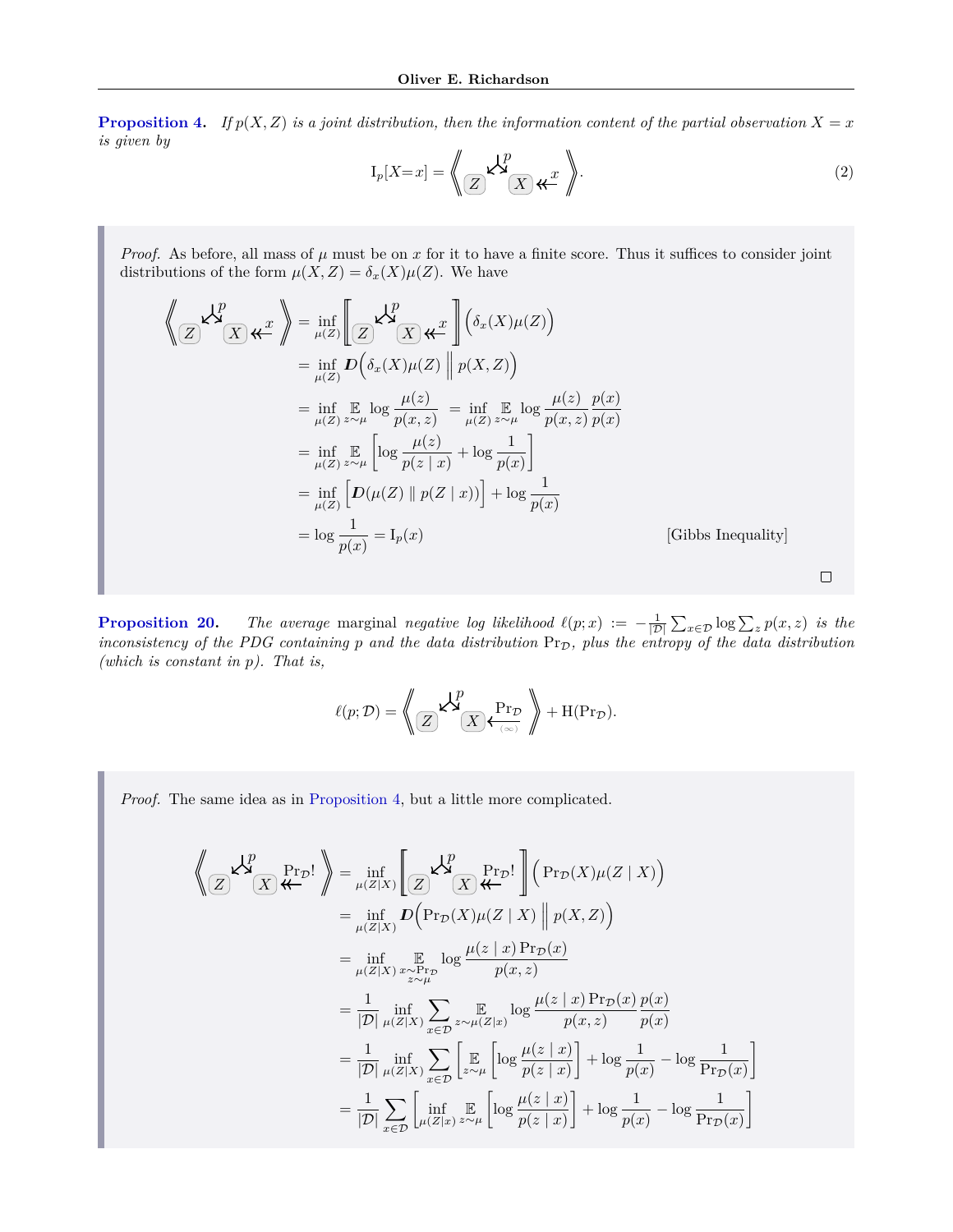**Proposition 4.** *If $p(X, Z)$ is a joint distribution, then the information content of the partial observation $X = x$ is given by*

$$\mathrm{I}_p[X{=}x] = \left\langle\!\!\left\langle \; Z \xleftarrow{p} \; X \twoheadleftarrow x \;\right\rangle\!\!\right\rangle. \tag{2}$$

*Proof.* As before, all mass of $\mu$ must be on $x$ for it to have a finite score. Thus it suffices to consider joint distributions of the form $\mu(X, Z) = \delta_x(X)\mu(Z)$. We have

$$
\begin{aligned}
\left\langle\!\!\left\langle \; Z \xleftarrow{p} X \twoheadleftarrow x \;\right\rangle\!\!\right\rangle &= \inf_{\mu(Z)} \left[\!\!\left[ \; Z \xleftarrow{p} X \twoheadleftarrow x \;\right]\!\!\right] \Big(\delta_x(X)\mu(Z)\Big) \\
&= \inf_{\mu(Z)} \boldsymbol{D}\Big(\delta_x(X)\mu(Z) \;\Big\|\; p(X, Z)\Big) \\
&= \inf_{\mu(Z)} \mathop{\mathbb{E}}_{z\sim\mu} \log \frac{\mu(z)}{p(x, z)} \;=\; \inf_{\mu(Z)} \mathop{\mathbb{E}}_{z\sim\mu} \log \frac{\mu(z)}{p(x, z)} \frac{p(x)}{p(x)} \\
&= \inf_{\mu(Z)} \mathop{\mathbb{E}}_{z\sim\mu} \left[ \log \frac{\mu(z)}{p(z \mid x)} + \log \frac{1}{p(x)} \right] \\
&= \inf_{\mu(Z)} \Big[ \boldsymbol{D}(\mu(Z) \parallel p(Z \mid x)) \Big] + \log \frac{1}{p(x)} \\
&= \log \frac{1}{p(x)} = \mathrm{I}_p(x) && \text{[Gibbs Inequality]}
\end{aligned}
$$

□

**Proposition 20.** *The average* marginal *negative log likelihood $\ell(p; x) := -\frac{1}{|\mathcal{D}|} \sum_{x\in\mathcal{D}} \log \sum_z p(x, z)$ is the inconsistency of the PDG containing $p$ and the data distribution $\Pr_{\mathcal{D}}$, plus the entropy of the data distribution (which is constant in $p$). That is,*

$$\ell(p; \mathcal{D}) = \left\langle\!\!\left\langle \; Z \xleftarrow{p} X \xleftarrow[(\infty)]{\Pr_{\mathcal{D}}} \;\right\rangle\!\!\right\rangle + \mathrm{H}(\Pr_{\mathcal{D}}).$$

*Proof.* The same idea as in Proposition 4, but a little more complicated.

$$
\begin{aligned}
\left\langle\!\!\left\langle \; Z \xleftarrow{p} X \xtwoheadleftarrow{\Pr_{\mathcal{D}}!} \;\right\rangle\!\!\right\rangle &= \inf_{\mu(Z|X)} \left[\!\!\left[ \; Z \xleftarrow{p} X \xtwoheadleftarrow{\Pr_{\mathcal{D}}!} \;\right]\!\!\right] \Big(\Pr_{\mathcal{D}}(X)\mu(Z \mid X)\Big) \\
&= \inf_{\mu(Z|X)} \boldsymbol{D}\Big(\Pr_{\mathcal{D}}(X)\mu(Z \mid X) \;\Big\|\; p(X, Z)\Big) \\
&= \inf_{\mu(Z|X)} \mathop{\mathbb{E}}_{\substack{x\sim\Pr_{\mathcal{D}} \\ z\sim\mu}} \log \frac{\mu(z \mid x)\Pr_{\mathcal{D}}(x)}{p(x, z)} \\
&= \frac{1}{|\mathcal{D}|} \inf_{\mu(Z|X)} \sum_{x\in\mathcal{D}} \mathop{\mathbb{E}}_{z\sim\mu(Z|x)} \log \frac{\mu(z \mid x)\Pr_{\mathcal{D}}(x)}{p(x, z)} \frac{p(x)}{p(x)} \\
&= \frac{1}{|\mathcal{D}|} \inf_{\mu(Z|X)} \sum_{x\in\mathcal{D}} \left[ \mathop{\mathbb{E}}_{z\sim\mu} \left[ \log \frac{\mu(z \mid x)}{p(z \mid x)} \right] + \log \frac{1}{p(x)} - \log \frac{1}{\Pr_{\mathcal{D}}(x)} \right] \\
&= \frac{1}{|\mathcal{D}|} \sum_{x\in\mathcal{D}} \left[ \inf_{\mu(Z|x)} \mathop{\mathbb{E}}_{z\sim\mu} \left[ \log \frac{\mu(z \mid x)}{p(z \mid x)} \right] + \log \frac{1}{p(x)} - \log \frac{1}{\Pr_{\mathcal{D}}(x)} \right]
\end{aligned}
$$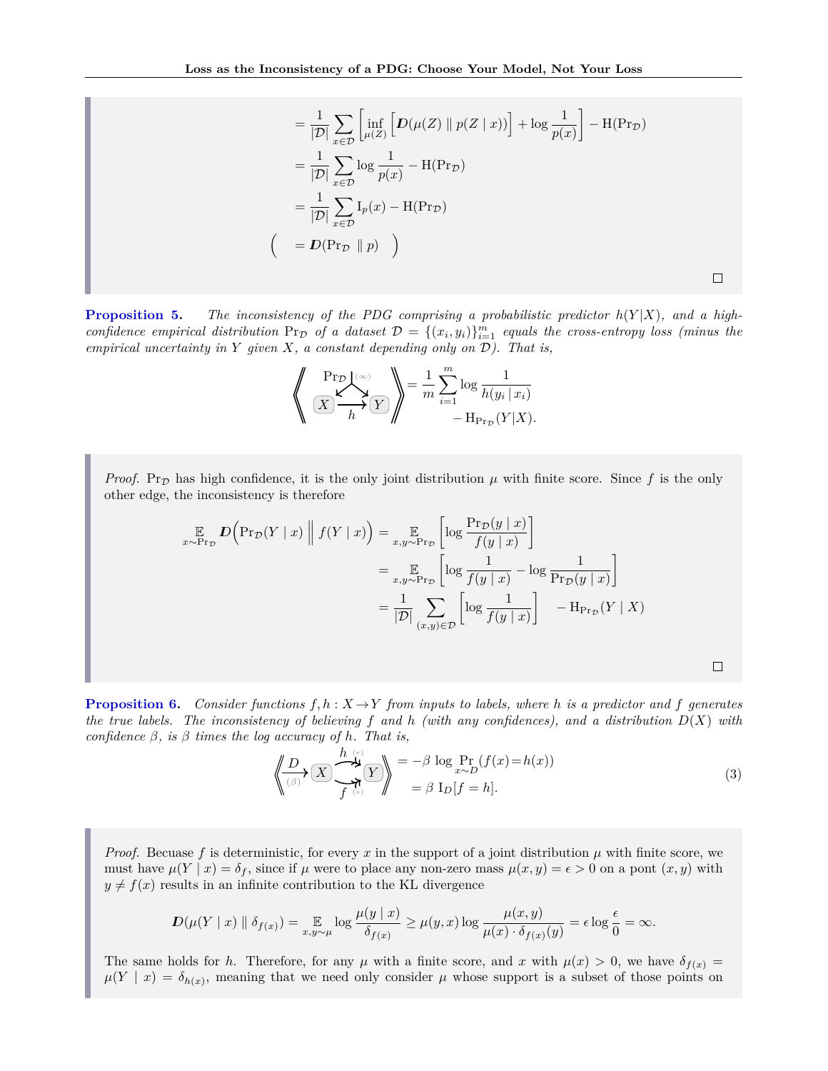$$
\begin{aligned}
&= \frac{1}{|\mathcal{D}|}\sum_{x\in\mathcal{D}}\left[\inf_{\mu(Z)}\Big[\boldsymbol{D}(\mu(Z) \parallel p(Z \mid x))\Big] + \log\frac{1}{p(x)}\right] - \mathrm{H}(\Pr_{\mathcal{D}})\\
&= \frac{1}{|\mathcal{D}|}\sum_{x\in\mathcal{D}}\log\frac{1}{p(x)} - \mathrm{H}(\Pr_{\mathcal{D}})\\
&= \frac{1}{|\mathcal{D}|}\sum_{x\in\mathcal{D}}\mathrm{I}_p(x) - \mathrm{H}(\Pr_{\mathcal{D}})\\
\Big(\quad &= \boldsymbol{D}(\Pr_{\mathcal{D}} \parallel p)\quad\Big)
\end{aligned}
$$

□

**Proposition 5.** *The inconsistency of the PDG comprising a probabilistic predictor $h(Y|X)$, and a high-confidence empirical distribution $\Pr_{\mathcal{D}}$ of a dataset $\mathcal{D} = \{(x_i, y_i)\}_{i=1}^m$ equals the cross-entropy loss (minus the empirical uncertainty in $Y$ given $X$, a constant depending only on $\mathcal{D}$). That is,*

$$
\left\langle\!\!\left\langle \begin{array}{c} \Pr_{\mathcal{D}} \,{\scriptstyle (\infty)} \\ \swarrow \quad \searrow \\ X \xrightarrow{\;h\;} Y \end{array} \right\rangle\!\!\right\rangle = \frac{1}{m}\sum_{i=1}^m \log\frac{1}{h(y_i \mid x_i)} - \mathrm{H}_{\Pr_{\mathcal{D}}}(Y|X).
$$

*Proof.* $\Pr_{\mathcal{D}}$ has high confidence, it is the only joint distribution $\mu$ with finite score. Since $f$ is the only other edge, the inconsistency is therefore

$$
\begin{aligned}
\mathop{\mathbb{E}}_{x\sim\Pr_{\mathcal{D}}}\boldsymbol{D}\Big(\Pr_{\mathcal{D}}(Y \mid x)\;\Big\|\; f(Y \mid x)\Big) &= \mathop{\mathbb{E}}_{x,y\sim\Pr_{\mathcal{D}}}\left[\log\frac{\Pr_{\mathcal{D}}(y \mid x)}{f(y \mid x)}\right]\\
&= \mathop{\mathbb{E}}_{x,y\sim\Pr_{\mathcal{D}}}\left[\log\frac{1}{f(y \mid x)} - \log\frac{1}{\Pr_{\mathcal{D}}(y \mid x)}\right]\\
&= \frac{1}{|\mathcal{D}|}\sum_{(x,y)\in\mathcal{D}}\left[\log\frac{1}{f(y \mid x)}\right] \quad - \mathrm{H}_{\Pr_{\mathcal{D}}}(Y \mid X)
\end{aligned}
$$

□

**Proposition 6.** *Consider functions $f, h : X \to Y$ from inputs to labels, where $h$ is a predictor and $f$ generates the true labels. The inconsistency of believing $f$ and $h$ (with any confidences), and a distribution $D(X)$ with confidence $\beta$, is $\beta$ times the log accuracy of $h$. That is,*

$$
\left\langle\!\!\left\langle \xrightarrow[\;(\beta)\;]{D} X \begin{array}{c} \xrightarrow{h \; (r)} \\ \xrightarrow[f \; (s)]{} \end{array} Y \right\rangle\!\!\right\rangle = -\beta\,\log\Pr_{x\sim D}(f(x)\!=\!h(x)) = \beta\;\mathrm{I}_D[f = h]. \tag{3}
$$

*Proof.* Becuase $f$ is deterministic, for every $x$ in the support of a joint distribution $\mu$ with finite score, we must have $\mu(Y \mid x) = \delta_f$, since if $\mu$ were to place any non-zero mass $\mu(x, y) = \epsilon > 0$ on a pont $(x, y)$ with $y \neq f(x)$ results in an infinite contribution to the KL divergence

$$
\boldsymbol{D}(\mu(Y \mid x) \parallel \delta_{f(x)}) = \mathop{\mathbb{E}}_{x,y\sim\mu}\log\frac{\mu(y \mid x)}{\delta_{f(x)}} \geq \mu(y,x)\log\frac{\mu(x,y)}{\mu(x)\cdot\delta_{f(x)}(y)} = \epsilon\log\frac{\epsilon}{0} = \infty.
$$

The same holds for $h$. Therefore, for any $\mu$ with a finite score, and $x$ with $\mu(x) > 0$, we have $\delta_{f(x)} = \mu(Y \mid x) = \delta_{h(x)}$, meaning that we need only consider $\mu$ whose support is a subset of those points on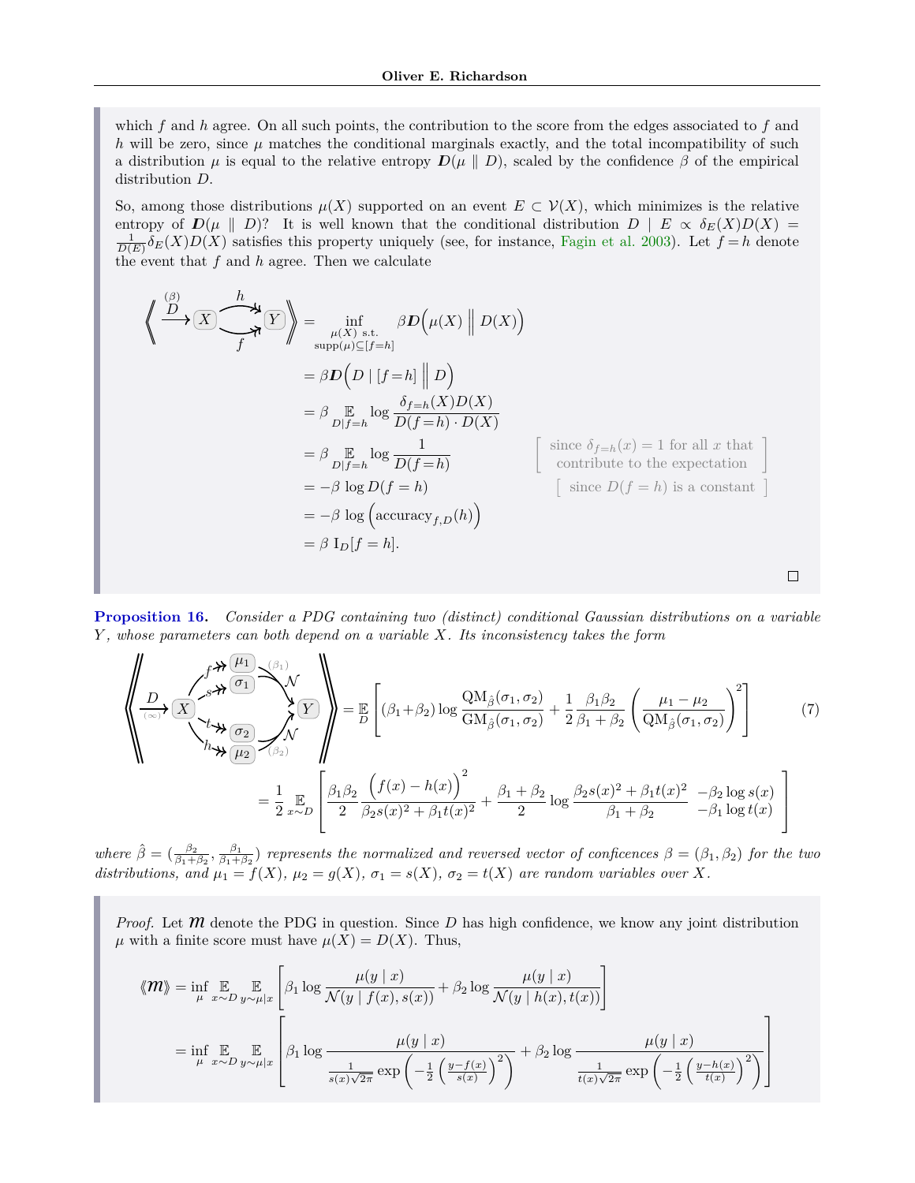which $f$ and $h$ agree. On all such points, the contribution to the score from the edges associated to $f$ and $h$ will be zero, since $\mu$ matches the conditional marginals exactly, and the total incompatibility of such a distribution $\mu$ is equal to the relative entropy $\boldsymbol{D}(\mu \parallel D)$, scaled by the confidence $\beta$ of the empirical distribution $D$.

So, among those distributions $\mu(X)$ supported on an event $E \subset \mathcal{V}(X)$, which minimizes is the relative entropy of $\boldsymbol{D}(\mu \parallel D)$? It is well known that the conditional distribution $D \mid E \propto \delta_E(X)D(X) = \frac{1}{D(E)}\delta_E(X)D(X)$ satisfies this property uniquely (see, for instance, Fagin et al. 2003). Let $f\!=\!h$ denote the event that $f$ and $h$ agree. Then we calculate

$$
\begin{aligned}
\left\langle\!\!\left\langle \xrightarrow[]{\overset{(\beta)}{D}} X \overset{h}{\underset{f}{\rightrightarrows}} Y \right\rangle\!\!\right\rangle &= \inf_{\substack{\mu(X) \text{ s.t.} \\ \text{supp}(\mu) \subseteq [f=h]}} \beta \boldsymbol{D}\Big(\mu(X) \,\Big\|\, D(X)\Big) \\
&= \beta \boldsymbol{D}\Big(D \mid [f\!=\!h] \,\Big\|\, D\Big) \\
&= \beta \mathop{\mathbb{E}}_{D|f=h} \log \frac{\delta_{f=h}(X)D(X)}{D(f\!=\!h) \cdot D(X)} \\
&= \beta \mathop{\mathbb{E}}_{D|f=h} \log \frac{1}{D(f\!=\!h)} && \left[\begin{array}{c}\text{since } \delta_{f=h}(x) = 1 \text{ for all } x \text{ that} \\ \text{contribute to the expectation}\end{array}\right] \\
&= -\beta \log D(f = h) && \big[\text{ since } D(f = h) \text{ is a constant }\big] \\
&= -\beta \log \Big(\text{accuracy}_{f,D}(h)\Big) \\
&= \beta \, \mathrm{I}_D[f = h].
\end{aligned}
$$

□

**Proposition 16.** *Consider a PDG containing two (distinct) conditional Gaussian distributions on a variable $Y$, whose parameters can both depend on a variable $X$. Its inconsistency takes the form*

$$
\begin{aligned}
\left\langle\!\!\left\langle \text{PDG} \right\rangle\!\!\right\rangle &= \mathop{\mathbb{E}}_{D}\left[ (\beta_1\!+\!\beta_2) \log \frac{\mathrm{QM}_{\hat\beta}(\sigma_1, \sigma_2)}{\mathrm{GM}_{\hat\beta}(\sigma_1,\sigma_2)} + \frac{1}{2}\frac{\beta_1\beta_2}{\beta_1+\beta_2}\left(\frac{\mu_1 - \mu_2}{\mathrm{QM}_{\hat\beta}(\sigma_1,\sigma_2)}\right)^2 \right] \qquad (7) \\
&= \frac{1}{2}\mathop{\mathbb{E}}_{x\sim D}\left[ \frac{\beta_1\beta_2}{2}\frac{\Big(f(x)-h(x)\Big)^2}{\beta_2 s(x)^2 + \beta_1 t(x)^2} + \frac{\beta_1+\beta_2}{2}\log\frac{\beta_2 s(x)^2 + \beta_1 t(x)^2}{\beta_1+\beta_2} \begin{array}{l} -\beta_2 \log s(x) \\ -\beta_1 \log t(x) \end{array} \right]
\end{aligned}
$$

(Here the PDG has $D$ with confidence $(\infty)$ into $X$; $X$ maps via $f$ to $\mu_1$, via $s$ to $\sigma_1$, via $t$ to $\sigma_2$, via $h$ to $\mu_2$; $\mu_1,\sigma_1$ map via $\mathcal{N}$ with confidence $(\beta_1)$ to $Y$, and $\sigma_2,\mu_2$ map via $\mathcal{N}$ with confidence $(\beta_2)$ to $Y$.)

*where $\hat\beta = (\frac{\beta_2}{\beta_1+\beta_2}, \frac{\beta_1}{\beta_1+\beta_2})$ represents the normalized and reversed vector of conficences $\beta = (\beta_1, \beta_2)$ for the two distributions, and $\mu_1 = f(X)$, $\mu_2 = g(X)$, $\sigma_1 = s(X)$, $\sigma_2 = t(X)$ are random variables over $X$.*

*Proof.* Let $\mathcal{M}$ denote the PDG in question. Since $D$ has high confidence, we know any joint distribution $\mu$ with a finite score must have $\mu(X) = D(X)$. Thus,

$$
\begin{aligned}
\langle\!\langle \mathcal{M} \rangle\!\rangle &= \inf_{\mu} \mathop{\mathbb{E}}_{x\sim D} \mathop{\mathbb{E}}_{y\sim\mu|x}\left[\beta_1 \log\frac{\mu(y\mid x)}{\mathcal{N}(y \mid f(x), s(x))} + \beta_2 \log \frac{\mu(y\mid x)}{\mathcal{N}(y\mid h(x), t(x))}\right] \\
&= \inf_{\mu} \mathop{\mathbb{E}}_{x\sim D} \mathop{\mathbb{E}}_{y\sim\mu|x}\left[\beta_1 \log\frac{\mu(y\mid x)}{\frac{1}{s(x)\sqrt{2\pi}}\exp\left(-\frac{1}{2}\left(\frac{y-f(x)}{s(x)}\right)^2\right)} + \beta_2 \log \frac{\mu(y\mid x)}{\frac{1}{t(x)\sqrt{2\pi}}\exp\left(-\frac{1}{2}\left(\frac{y-h(x)}{t(x)}\right)^2\right)}\right]
\end{aligned}
$$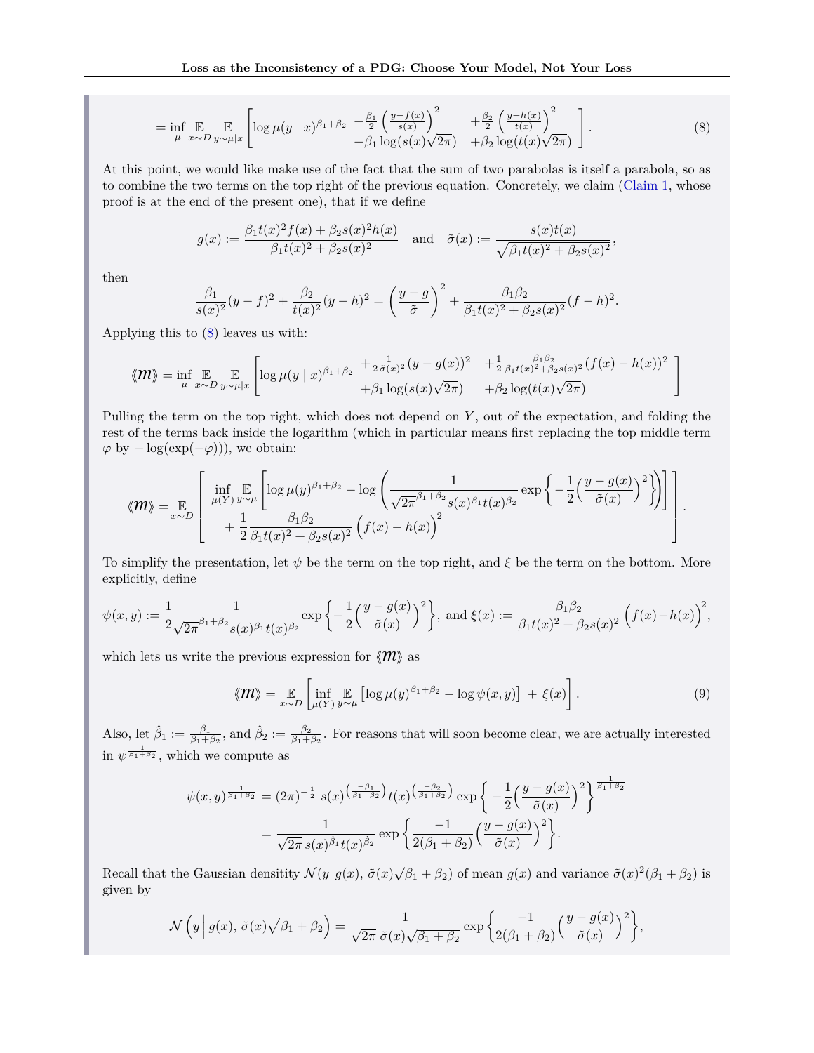$$= \inf_{\mu} \mathop{\mathbb{E}}_{x \sim D} \mathop{\mathbb{E}}_{y \sim \mu | x} \left[ \log \mu(y \mid x)^{\beta_1 + \beta_2} \begin{array}{l} + \frac{\beta_1}{2} \left( \frac{y - f(x)}{s(x)} \right)^2 \\ + \beta_1 \log(s(x)\sqrt{2\pi}) \end{array} \begin{array}{l} + \frac{\beta_2}{2} \left( \frac{y - h(x)}{t(x)} \right)^2 \\ + \beta_2 \log(t(x)\sqrt{2\pi}) \end{array} \right]. \tag{8}$$

At this point, we would like make use of the fact that the sum of two parabolas is itself a parabola, so as to combine the two terms on the top right of the previous equation. Concretely, we claim (Claim 1, whose proof is at the end of the present one), that if we define

$$g(x) := \frac{\beta_1 t(x)^2 f(x) + \beta_2 s(x)^2 h(x)}{\beta_1 t(x)^2 + \beta_2 s(x)^2} \quad \text{and} \quad \tilde{\sigma}(x) := \frac{s(x)t(x)}{\sqrt{\beta_1 t(x)^2 + \beta_2 s(x)^2}},$$

then

$$\frac{\beta_1}{s(x)^2}(y - f)^2 + \frac{\beta_2}{t(x)^2}(y - h)^2 = \left( \frac{y - g}{\tilde{\sigma}} \right)^2 + \frac{\beta_1 \beta_2}{\beta_1 t(x)^2 + \beta_2 s(x)^2}(f - h)^2.$$

Applying this to (8) leaves us with:

$$⟪\mathcal{M}⟫ = \inf_{\mu} \mathop{\mathbb{E}}_{x \sim D} \mathop{\mathbb{E}}_{y \sim \mu | x} \left[ \log \mu(y \mid x)^{\beta_1 + \beta_2} \begin{array}{l} + \frac{1}{2\,\tilde{\sigma}(x)^2}(y - g(x))^2 \\ + \beta_1 \log(s(x)\sqrt{2\pi}) \end{array} \begin{array}{l} + \frac{1}{2} \frac{\beta_1 \beta_2}{\beta_1 t(x)^2 + \beta_2 s(x)^2}(f(x) - h(x))^2 \\ + \beta_2 \log(t(x)\sqrt{2\pi}) \end{array} \right]$$

Pulling the term on the top right, which does not depend on $Y$, out of the expectation, and folding the rest of the terms back inside the logarithm (which in particular means first replacing the top middle term $\varphi$ by $-\log(\exp(-\varphi))$), we obtain:

$$⟪\mathcal{M}⟫ = \mathop{\mathbb{E}}_{x \sim D} \left[ \begin{array}{l} \inf\limits_{\mu(Y)} \mathop{\mathbb{E}}\limits_{y \sim \mu} \left[ \log \mu(y)^{\beta_1 + \beta_2} - \log \left( \dfrac{1}{\sqrt{2\pi}^{\beta_1 + \beta_2} s(x)^{\beta_1} t(x)^{\beta_2}} \exp\left\{ -\dfrac{1}{2} \Big( \dfrac{y - g(x)}{\tilde{\sigma}(x)} \Big)^2 \right\} \right) \right] \\ + \dfrac{1}{2} \dfrac{\beta_1 \beta_2}{\beta_1 t(x)^2 + \beta_2 s(x)^2} \Big( f(x) - h(x) \Big)^2 \end{array} \right].$$

To simplify the presentation, let $\psi$ be the term on the top right, and $\xi$ be the term on the bottom. More explicitly, define

$$\psi(x, y) := \frac{1}{2} \frac{1}{\sqrt{2\pi}^{\beta_1 + \beta_2} s(x)^{\beta_1} t(x)^{\beta_2}} \exp\Big\{ -\frac{1}{2} \Big( \frac{y - g(x)}{\tilde{\sigma}(x)} \Big)^2 \Big\}, \text{ and } \xi(x) := \frac{\beta_1 \beta_2}{\beta_1 t(x)^2 + \beta_2 s(x)^2} \Big( f(x) - h(x) \Big)^2,$$

which lets us write the previous expression for $⟪\mathcal{M}⟫$ as

$$⟪\mathcal{M}⟫ = \mathop{\mathbb{E}}_{x \sim D} \left[ \inf_{\mu(Y)} \mathop{\mathbb{E}}_{y \sim \mu} \left[ \log \mu(y)^{\beta_1 + \beta_2} - \log \psi(x, y) \right] + \xi(x) \right]. \tag{9}$$

Also, let $\hat{\beta}_1 := \frac{\beta_1}{\beta_1 + \beta_2}$, and $\hat{\beta}_2 := \frac{\beta_2}{\beta_1 + \beta_2}$. For reasons that will soon become clear, we are actually interested in $\psi^{\frac{1}{\beta_1 + \beta_2}}$, which we compute as

$$\begin{aligned} \psi(x, y)^{\frac{1}{\beta_1 + \beta_2}} &= (2\pi)^{-\frac{1}{2}}\ s(x)^{\left(\frac{-\beta_1}{\beta_1 + \beta_2}\right)} t(x)^{\left(\frac{-\beta_2}{\beta_1 + \beta_2}\right)} \exp\Big\{ -\frac{1}{2} \Big( \frac{y - g(x)}{\tilde{\sigma}(x)} \Big)^2 \Big\}^{\frac{1}{\beta_1 + \beta_2}} \\ &= \frac{1}{\sqrt{2\pi}\, s(x)^{\hat{\beta}_1} t(x)^{\hat{\beta}_2}} \exp\Big\{ \frac{-1}{2(\beta_1 + \beta_2)} \Big( \frac{y - g(x)}{\tilde{\sigma}(x)} \Big)^2 \Big\}. \end{aligned}$$

Recall that the Gaussian densitity $\mathcal{N}(y|\, g(x),\, \tilde{\sigma}(x)\sqrt{\beta_1 + \beta_2})$ of mean $g(x)$ and variance $\tilde{\sigma}(x)^2(\beta_1 + \beta_2)$ is given by

$$\mathcal{N}\Big( y \,\Big|\, g(x),\, \tilde{\sigma}(x)\sqrt{\beta_1 + \beta_2} \Big) = \frac{1}{\sqrt{2\pi}\ \tilde{\sigma}(x)\sqrt{\beta_1 + \beta_2}} \exp\Big\{ \frac{-1}{2(\beta_1 + \beta_2)} \Big( \frac{y - g(x)}{\tilde{\sigma}(x)} \Big)^2 \Big\},$$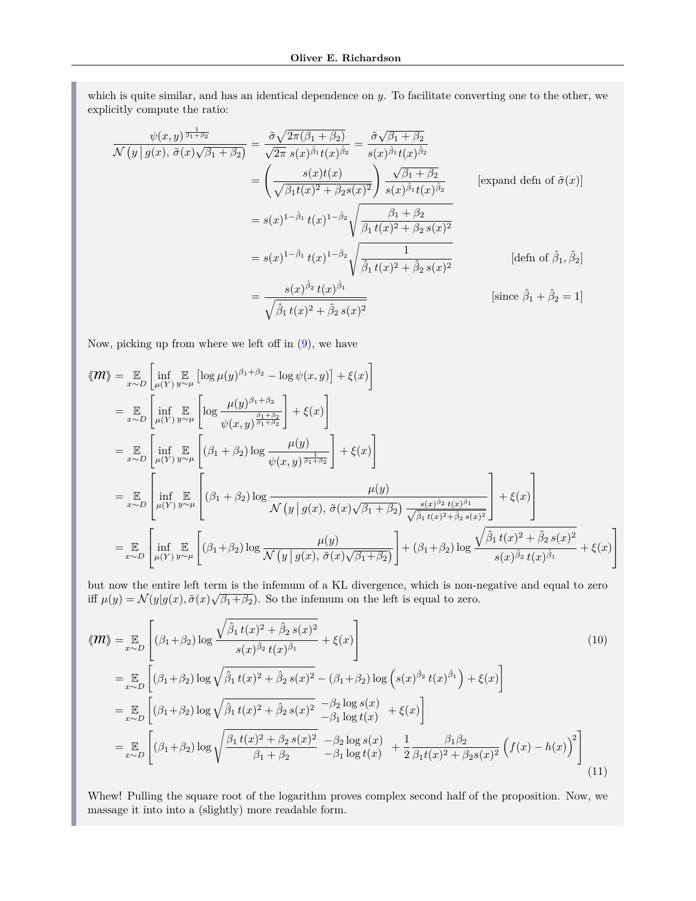which is quite similar, and has an identical dependence on $y$. To facilitate converting one to the other, we explicitly compute the ratio:

$$
\begin{aligned}
\frac{\psi(x,y)^{\frac{1}{\beta_1+\beta_2}}}{\mathcal{N}\left(y \,\middle|\, g(x),\, \tilde\sigma(x)\sqrt{\beta_1+\beta_2}\right)} &= \frac{\tilde\sigma\sqrt{2\pi(\beta_1+\beta_2)}}{\sqrt{2\pi}\; s(x)^{\hat\beta_1} t(x)^{\hat\beta_2}} = \frac{\tilde\sigma\sqrt{\beta_1+\beta_2}}{s(x)^{\hat\beta_1} t(x)^{\hat\beta_2}} \\
&= \left(\frac{s(x)t(x)}{\sqrt{\beta_1 t(x)^2+\beta_2 s(x)^2}}\right)\frac{\sqrt{\beta_1+\beta_2}}{s(x)^{\hat\beta_1} t(x)^{\hat\beta_2}} && \text{[expand defn of } \tilde\sigma(x)\text{]} \\
&= s(x)^{1-\hat\beta_1}\, t(x)^{1-\hat\beta_2}\sqrt{\frac{\beta_1+\beta_2}{\beta_1\, t(x)^2+\beta_2\, s(x)^2}} \\
&= s(x)^{1-\hat\beta_1}\, t(x)^{1-\hat\beta_2}\sqrt{\frac{1}{\hat\beta_1\, t(x)^2+\hat\beta_2\, s(x)^2}} && \text{[defn of } \hat\beta_1,\hat\beta_2\text{]} \\
&= \frac{s(x)^{\hat\beta_2}\, t(x)^{\hat\beta_1}}{\sqrt{\hat\beta_1\, t(x)^2+\hat\beta_2\, s(x)^2}} && \text{[since } \hat\beta_1+\hat\beta_2=1\text{]}
\end{aligned}
$$

Now, picking up from where we left off in (9), we have

$$
\begin{aligned}
⟪m⟫ &= \mathop{\mathbb{E}}_{x\sim D}\left[\inf_{\mu(Y)}\mathop{\mathbb{E}}_{y\sim\mu}\left[\log\mu(y)^{\beta_1+\beta_2} - \log\psi(x,y)\right] + \xi(x)\right] \\
&= \mathop{\mathbb{E}}_{x\sim D}\left[\inf_{\mu(Y)}\mathop{\mathbb{E}}_{y\sim\mu}\left[\log\frac{\mu(y)^{\beta_1+\beta_2}}{\psi(x,y)^{\frac{\beta_1+\beta_2}{\beta_1+\beta_2}}}\right] + \xi(x)\right] \\
&= \mathop{\mathbb{E}}_{x\sim D}\left[\inf_{\mu(Y)}\mathop{\mathbb{E}}_{y\sim\mu}\left[(\beta_1+\beta_2)\log\frac{\mu(y)}{\psi(x,y)^{\frac{1}{\beta_1+\beta_2}}}\right] + \xi(x)\right] \\
&= \mathop{\mathbb{E}}_{x\sim D}\left[\inf_{\mu(Y)}\mathop{\mathbb{E}}_{y\sim\mu}\left[(\beta_1+\beta_2)\log\frac{\mu(y)}{\mathcal{N}\left(y\,\middle|\,g(x),\,\tilde\sigma(x)\sqrt{\beta_1+\beta_2}\right)\frac{s(x)^{\hat\beta_2}\,t(x)^{\hat\beta_1}}{\sqrt{\hat\beta_1\,t(x)^2+\hat\beta_2\,s(x)^2}}}\right] + \xi(x)\right] \\
&= \mathop{\mathbb{E}}_{x\sim D}\left[\inf_{\mu(Y)}\mathop{\mathbb{E}}_{y\sim\mu}\left[(\beta_1{+}\beta_2)\log\frac{\mu(y)}{\mathcal{N}\left(y\,\middle|\,g(x),\,\tilde\sigma(x)\sqrt{\beta_1{+}\beta_2}\right)}\right] + (\beta_1{+}\beta_2)\log\frac{\sqrt{\hat\beta_1\,t(x)^2+\hat\beta_2\,s(x)^2}}{s(x)^{\hat\beta_2}\,t(x)^{\hat\beta_1}} + \xi(x)\right]
\end{aligned}
$$

but now the entire left term is the infemum of a KL divergence, which is non-negative and equal to zero iff $\mu(y) = \mathcal{N}(y|g(x),\tilde\sigma(x)\sqrt{\beta_1{+}\beta_2})$. So the infemum on the left is equal to zero.

$$
\begin{aligned}
⟪m⟫ &= \mathop{\mathbb{E}}_{x\sim D}\left[(\beta_1{+}\beta_2)\log\frac{\sqrt{\hat\beta_1\,t(x)^2+\hat\beta_2\,s(x)^2}}{s(x)^{\hat\beta_2}\,t(x)^{\hat\beta_1}} + \xi(x)\right] && (10) \\
&= \mathop{\mathbb{E}}_{x\sim D}\left[(\beta_1{+}\beta_2)\log\sqrt{\hat\beta_1\,t(x)^2+\hat\beta_2\,s(x)^2} - (\beta_1{+}\beta_2)\log\left(s(x)^{\hat\beta_2}\,t(x)^{\hat\beta_1}\right) + \xi(x)\right] \\
&= \mathop{\mathbb{E}}_{x\sim D}\left[(\beta_1{+}\beta_2)\log\sqrt{\hat\beta_1\,t(x)^2+\hat\beta_2\,s(x)^2}\ \begin{array}{l}-\beta_2\log s(x)\\ -\beta_1\log t(x)\end{array}\ + \xi(x)\right] \\
&= \mathop{\mathbb{E}}_{x\sim D}\left[(\beta_1{+}\beta_2)\log\sqrt{\frac{\beta_1\,t(x)^2+\beta_2\,s(x)^2}{\beta_1+\beta_2}}\ \begin{array}{l}-\beta_2\log s(x)\\ -\beta_1\log t(x)\end{array}\ + \frac{1}{2}\frac{\beta_1\beta_2}{\beta_1 t(x)^2+\beta_2 s(x)^2}\Big(f(x)-h(x)\Big)^2\right] && (11)
\end{aligned}
$$

Whew! Pulling the square root of the logarithm proves complex second half of the proposition. Now, we massage it into into a (slightly) more readable form.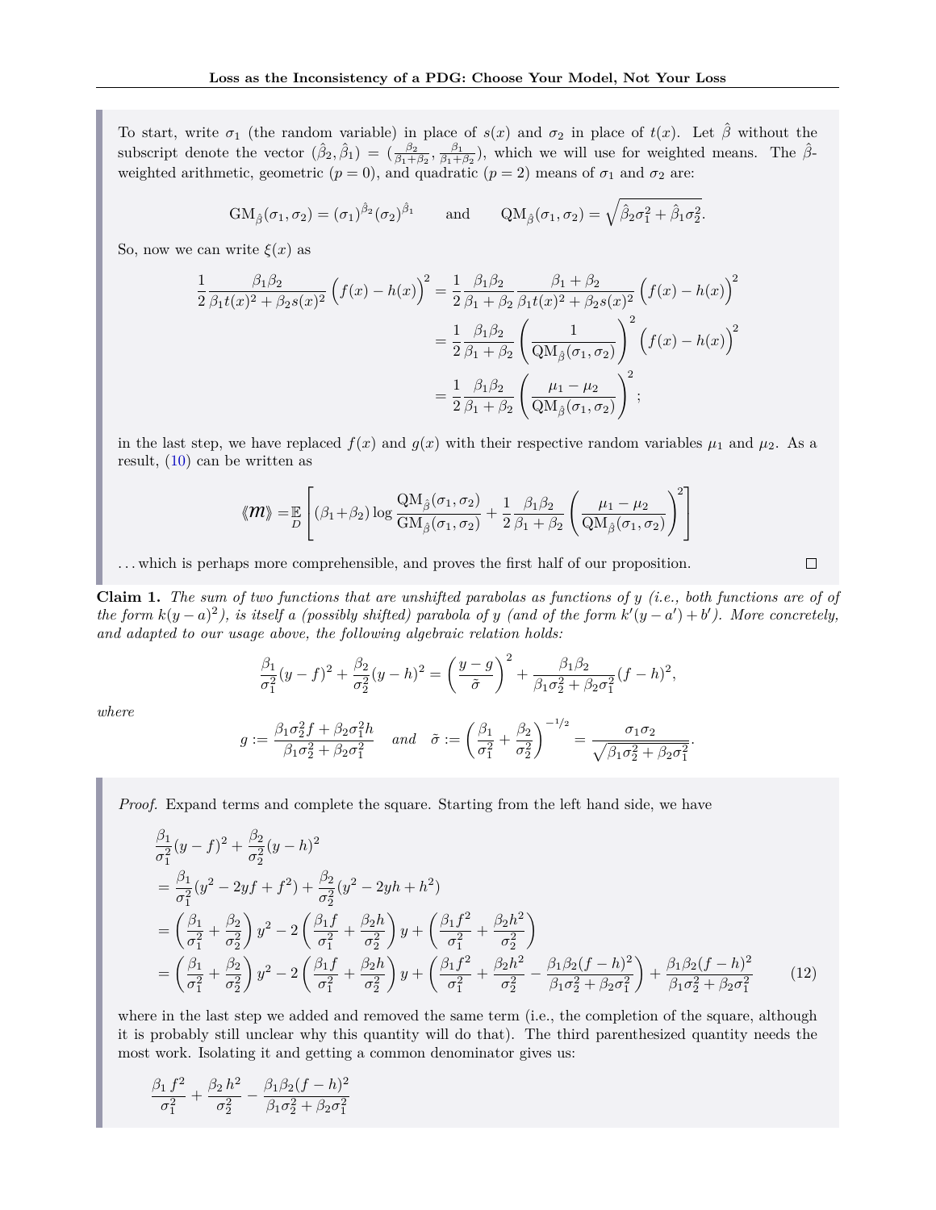To start, write $\sigma_1$ (the random variable) in place of $s(x)$ and $\sigma_2$ in place of $t(x)$. Let $\hat\beta$ without the subscript denote the vector $(\hat\beta_2, \hat\beta_1) = (\frac{\beta_2}{\beta_1+\beta_2}, \frac{\beta_1}{\beta_1+\beta_2})$, which we will use for weighted means. The $\hat\beta$-weighted arithmetic, geometric ($p=0$), and quadratic ($p=2$) means of $\sigma_1$ and $\sigma_2$ are:

$$\mathrm{GM}_{\hat\beta}(\sigma_1,\sigma_2) = (\sigma_1)^{\hat\beta_2}(\sigma_2)^{\hat\beta_1} \qquad \text{and} \qquad \mathrm{QM}_{\hat\beta}(\sigma_1,\sigma_2) = \sqrt{\hat\beta_2\sigma_1^2 + \hat\beta_1\sigma_2^2}.$$

So, now we can write $\xi(x)$ as

$$\begin{aligned}
\frac{1}{2}\frac{\beta_1\beta_2}{\beta_1 t(x)^2 + \beta_2 s(x)^2}\Big(f(x)-h(x)\Big)^2 &= \frac{1}{2}\frac{\beta_1\beta_2}{\beta_1+\beta_2}\frac{\beta_1+\beta_2}{\beta_1 t(x)^2 + \beta_2 s(x)^2}\Big(f(x)-h(x)\Big)^2 \\
&= \frac{1}{2}\frac{\beta_1\beta_2}{\beta_1+\beta_2}\left(\frac{1}{\mathrm{QM}_{\hat\beta}(\sigma_1,\sigma_2)}\right)^2\Big(f(x)-h(x)\Big)^2 \\
&= \frac{1}{2}\frac{\beta_1\beta_2}{\beta_1+\beta_2}\left(\frac{\mu_1-\mu_2}{\mathrm{QM}_{\hat\beta}(\sigma_1,\sigma_2)}\right)^2;
\end{aligned}$$

in the last step, we have replaced $f(x)$ and $g(x)$ with their respective random variables $\mu_1$ and $\mu_2$. As a result, (10) can be written as

$$⟪\mathcal{M}⟫ = \mathop{\mathbb{E}}_{D}\left[(\beta_1+\beta_2)\log\frac{\mathrm{QM}_{\hat\beta}(\sigma_1,\sigma_2)}{\mathrm{GM}_{\hat\beta}(\sigma_1,\sigma_2)} + \frac{1}{2}\frac{\beta_1\beta_2}{\beta_1+\beta_2}\left(\frac{\mu_1-\mu_2}{\mathrm{QM}_{\hat\beta}(\sigma_1,\sigma_2)}\right)^2\right]$$

. . . which is perhaps more comprehensible, and proves the first half of our proposition. □

**Claim 1.** *The sum of two functions that are unshifted parabolas as functions of $y$ (i.e., both functions are of of the form $k(y-a)^2$), is itself a (possibly shifted) parabola of $y$ (and of the form $k'(y-a')+b'$). More concretely, and adapted to our usage above, the following algebraic relation holds:*

$$\frac{\beta_1}{\sigma_1^2}(y-f)^2 + \frac{\beta_2}{\sigma_2^2}(y-h)^2 = \left(\frac{y-g}{\tilde\sigma}\right)^2 + \frac{\beta_1\beta_2}{\beta_1\sigma_2^2+\beta_2\sigma_1^2}(f-h)^2,$$

*where*

$$g := \frac{\beta_1\sigma_2^2 f + \beta_2\sigma_1^2 h}{\beta_1\sigma_2^2+\beta_2\sigma_1^2} \quad \textit{and} \quad \tilde\sigma := \left(\frac{\beta_1}{\sigma_1^2}+\frac{\beta_2}{\sigma_2^2}\right)^{-1/2} = \frac{\sigma_1\sigma_2}{\sqrt{\beta_1\sigma_2^2+\beta_2\sigma_1^2}}.$$

*Proof.* Expand terms and complete the square. Starting from the left hand side, we have

$$\begin{aligned}
&\frac{\beta_1}{\sigma_1^2}(y-f)^2 + \frac{\beta_2}{\sigma_2^2}(y-h)^2 \\
&= \frac{\beta_1}{\sigma_1^2}(y^2-2yf+f^2) + \frac{\beta_2}{\sigma_2^2}(y^2-2yh+h^2) \\
&= \left(\frac{\beta_1}{\sigma_1^2}+\frac{\beta_2}{\sigma_2^2}\right)y^2 - 2\left(\frac{\beta_1 f}{\sigma_1^2}+\frac{\beta_2 h}{\sigma_2^2}\right)y + \left(\frac{\beta_1 f^2}{\sigma_1^2}+\frac{\beta_2 h^2}{\sigma_2^2}\right) \\
&= \left(\frac{\beta_1}{\sigma_1^2}+\frac{\beta_2}{\sigma_2^2}\right)y^2 - 2\left(\frac{\beta_1 f}{\sigma_1^2}+\frac{\beta_2 h}{\sigma_2^2}\right)y + \left(\frac{\beta_1 f^2}{\sigma_1^2}+\frac{\beta_2 h^2}{\sigma_2^2} - \frac{\beta_1\beta_2(f-h)^2}{\beta_1\sigma_2^2+\beta_2\sigma_1^2}\right) + \frac{\beta_1\beta_2(f-h)^2}{\beta_1\sigma_2^2+\beta_2\sigma_1^2} \qquad (12)
\end{aligned}$$

where in the last step we added and removed the same term (i.e., the completion of the square, although it is probably still unclear why this quantity will do that). The third parenthesized quantity needs the most work. Isolating it and getting a common denominator gives us:

$$\frac{\beta_1 f^2}{\sigma_1^2} + \frac{\beta_2 h^2}{\sigma_2^2} - \frac{\beta_1\beta_2(f-h)^2}{\beta_1\sigma_2^2+\beta_2\sigma_1^2}$$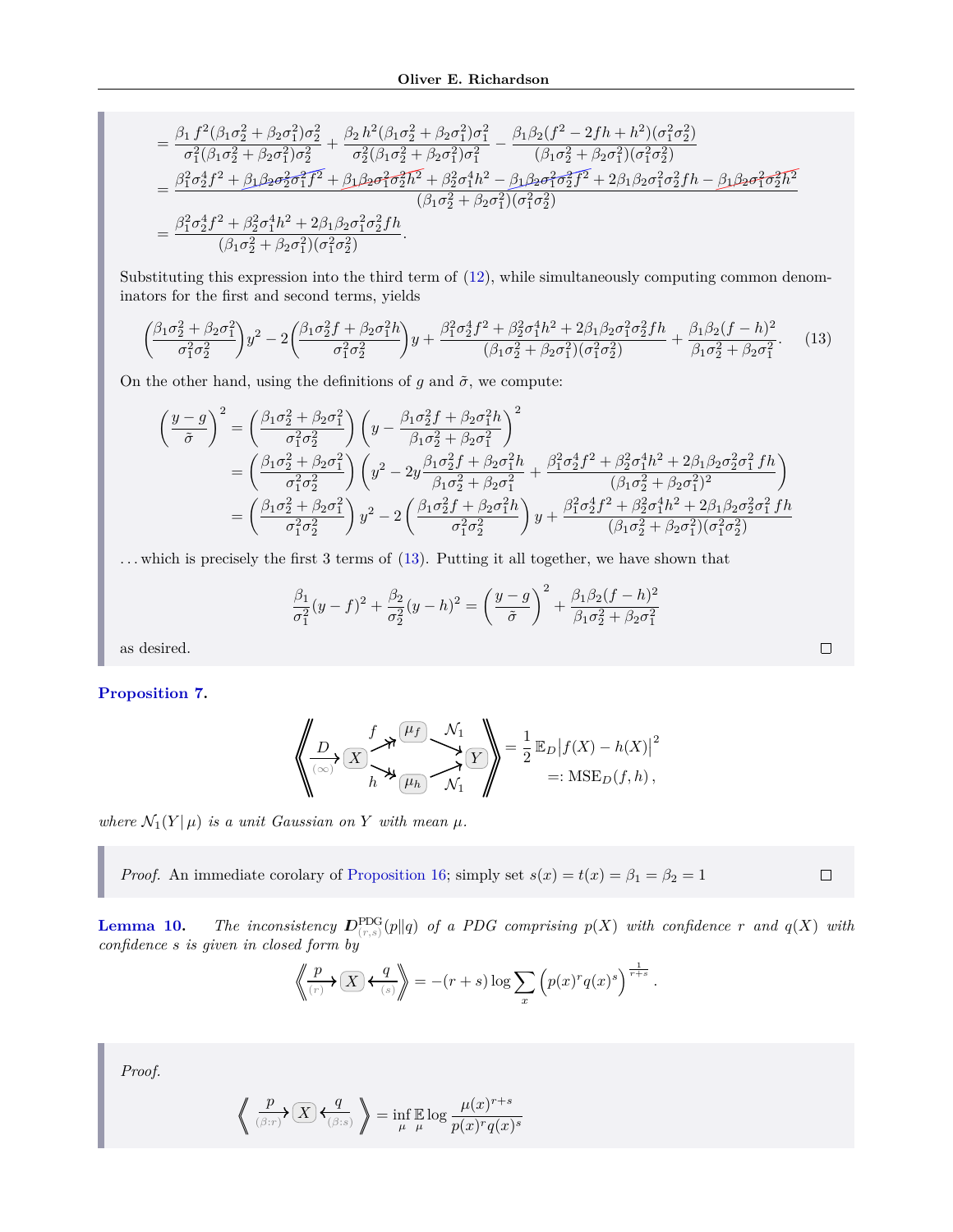$$
\begin{aligned}
&= \frac{\beta_1 f^2(\beta_1\sigma_2^2+\beta_2\sigma_1^2)\sigma_2^2}{\sigma_1^2(\beta_1\sigma_2^2+\beta_2\sigma_1^2)\sigma_2^2} + \frac{\beta_2 h^2(\beta_1\sigma_2^2+\beta_2\sigma_1^2)\sigma_1^2}{\sigma_2^2(\beta_1\sigma_2^2+\beta_2\sigma_1^2)\sigma_1^2} - \frac{\beta_1\beta_2(f^2-2fh+h^2)(\sigma_1^2\sigma_2^2)}{(\beta_1\sigma_2^2+\beta_2\sigma_1^2)(\sigma_1^2\sigma_2^2)} \\
&= \frac{\beta_1^2\sigma_2^4 f^2 + \cancel{\beta_1\beta_2\sigma_2^2\sigma_1^2 f^2} + \cancel{\beta_1\beta_2\sigma_1^2\sigma_2^2 h^2} + \beta_2^2\sigma_1^4 h^2 - \cancel{\beta_1\beta_2\sigma_1^2\sigma_2^2 f^2} + 2\beta_1\beta_2\sigma_1^2\sigma_2^2 fh - \cancel{\beta_1\beta_2\sigma_1^2\sigma_2^2 h^2}}{(\beta_1\sigma_2^2+\beta_2\sigma_1^2)(\sigma_1^2\sigma_2^2)} \\
&= \frac{\beta_1^2\sigma_2^4 f^2 + \beta_2^2\sigma_1^4 h^2 + 2\beta_1\beta_2\sigma_1^2\sigma_2^2 fh}{(\beta_1\sigma_2^2+\beta_2\sigma_1^2)(\sigma_1^2\sigma_2^2)}.
\end{aligned}
$$

Substituting this expression into the third term of (12), while simultaneously computing common denominators for the first and second terms, yields

$$
\left(\frac{\beta_1\sigma_2^2+\beta_2\sigma_1^2}{\sigma_1^2\sigma_2^2}\right)y^2 - 2\left(\frac{\beta_1\sigma_2^2 f+\beta_2\sigma_1^2 h}{\sigma_1^2\sigma_2^2}\right)y + \frac{\beta_1^2\sigma_2^4 f^2+\beta_2^2\sigma_1^4 h^2+2\beta_1\beta_2\sigma_1^2\sigma_2^2 fh}{(\beta_1\sigma_2^2+\beta_2\sigma_1^2)(\sigma_1^2\sigma_2^2)} + \frac{\beta_1\beta_2(f-h)^2}{\beta_1\sigma_2^2+\beta_2\sigma_1^2}. \tag{13}
$$

On the other hand, using the definitions of $g$ and $\tilde\sigma$, we compute:

$$
\begin{aligned}
\left(\frac{y-g}{\tilde\sigma}\right)^2 &= \left(\frac{\beta_1\sigma_2^2+\beta_2\sigma_1^2}{\sigma_1^2\sigma_2^2}\right)\left(y - \frac{\beta_1\sigma_2^2 f+\beta_2\sigma_1^2 h}{\beta_1\sigma_2^2+\beta_2\sigma_1^2}\right)^2 \\
&= \left(\frac{\beta_1\sigma_2^2+\beta_2\sigma_1^2}{\sigma_1^2\sigma_2^2}\right)\left(y^2 - 2y\frac{\beta_1\sigma_2^2 f+\beta_2\sigma_1^2 h}{\beta_1\sigma_2^2+\beta_2\sigma_1^2} + \frac{\beta_1^2\sigma_2^4 f^2+\beta_2^2\sigma_1^4 h^2+2\beta_1\beta_2\sigma_2^2\sigma_1^2\, fh}{(\beta_1\sigma_2^2+\beta_2\sigma_1^2)^2}\right) \\
&= \left(\frac{\beta_1\sigma_2^2+\beta_2\sigma_1^2}{\sigma_1^2\sigma_2^2}\right)y^2 - 2\left(\frac{\beta_1\sigma_2^2 f+\beta_2\sigma_1^2 h}{\sigma_1^2\sigma_2^2}\right)y + \frac{\beta_1^2\sigma_2^4 f^2+\beta_2^2\sigma_1^4 h^2+2\beta_1\beta_2\sigma_2^2\sigma_1^2\, fh}{(\beta_1\sigma_2^2+\beta_2\sigma_1^2)(\sigma_1^2\sigma_2^2)}
\end{aligned}
$$

. . . which is precisely the first 3 terms of (13). Putting it all together, we have shown that

$$
\frac{\beta_1}{\sigma_1^2}(y-f)^2 + \frac{\beta_2}{\sigma_2^2}(y-h)^2 = \left(\frac{y-g}{\tilde\sigma}\right)^2 + \frac{\beta_1\beta_2(f-h)^2}{\beta_1\sigma_2^2+\beta_2\sigma_1^2}
$$

as desired. □

**Proposition 7.**

$$
\left\langle\!\!\left\langle \xrightarrow[(\infty)]{D} X \;\; \begin{matrix} \xrightarrow{f} \mu_f \xrightarrow{\mathcal{N}_1} \\ \xrightarrow[h]{} \mu_h \xrightarrow[\mathcal{N}_1]{} \end{matrix} \; Y \right\rangle\!\!\right\rangle = \frac{1}{2}\,\mathbb{E}_D\big|f(X)-h(X)\big|^2 =: \mathrm{MSE}_D(f,h)\,,
$$

*where $\mathcal{N}_1(Y\,|\,\mu)$ is a unit Gaussian on $Y$ with mean $\mu$.*

*Proof.* An immediate corolary of Proposition 16; simply set $s(x) = t(x) = \beta_1 = \beta_2 = 1$ □

**Lemma 10.** *The inconsistency $\boldsymbol{D}^{\mathrm{PDG}}_{(r,s)}(p\|q)$ of a PDG comprising $p(X)$ with confidence $r$ and $q(X)$ with confidence $s$ is given in closed form by*

$$
\left\langle\!\!\left\langle \xrightarrow[(r)]{p} X \xleftarrow[(s)]{q} \right\rangle\!\!\right\rangle = -(r+s)\log\sum_x \Big(p(x)^r q(x)^s\Big)^{\frac{1}{r+s}}.
$$

*Proof.*

$$
\left\langle\!\!\left\langle \xrightarrow[(\beta:r)]{p} X \xleftarrow[(\beta:s)]{q} \right\rangle\!\!\right\rangle = \inf_\mu \mathop{\mathbb{E}}_\mu \log\frac{\mu(x)^{r+s}}{p(x)^r q(x)^s}
$$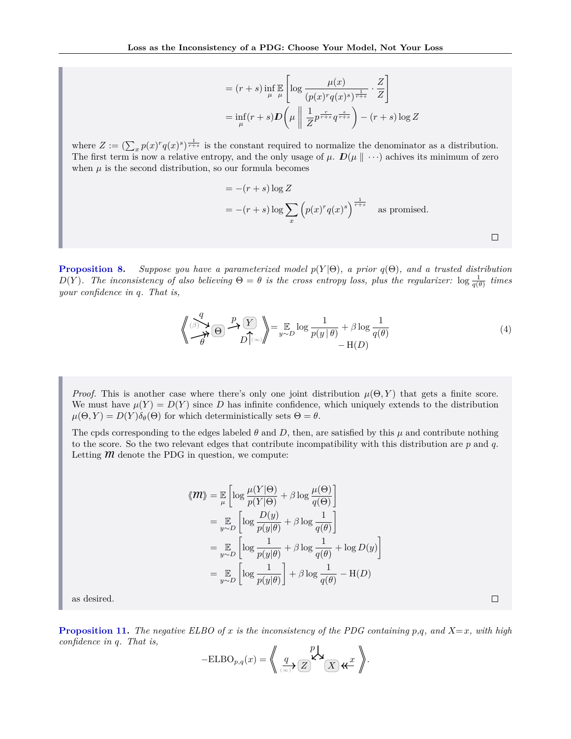$$= (r+s) \inf_\mu \mathop{\mathbb{E}}_\mu \left[ \log \frac{\mu(x)}{(p(x)^r q(x)^s)^{\frac{1}{r+s}}} \cdot \frac{Z}{Z} \right]$$

$$= \inf_\mu (r+s) \boldsymbol{D}\left( \mu \,\middle\|\, \frac{1}{Z} p^{\frac{r}{r+s}} q^{\frac{s}{r+s}} \right) - (r+s) \log Z$$

where $Z := (\sum_x p(x)^r q(x)^s)^{\frac{1}{r+s}}$ is the constant required to normalize the denominator as a distribution. The first term is now a relative entropy, and the only usage of $\mu$. $\boldsymbol{D}(\mu \parallel \cdots)$ achives its minimum of zero when $\mu$ is the second distribution, so our formula becomes

$$= -(r+s) \log Z$$

$$= -(r+s) \log \sum_x \left( p(x)^r q(x)^s \right)^{\frac{1}{r+s}} \quad \text{as promised.}$$

□

**Proposition 8.** *Suppose you have a parameterized model $p(Y|\Theta)$, a prior $q(\Theta)$, and a trusted distribution $D(Y)$. The inconsistency of also believing $\Theta = \theta$ is the cross entropy loss, plus the regularizer: $\log \frac{1}{q(\theta)}$ times your confidence in $q$. That is,*

$$\left\langle\!\!\left\langle \xrightarrow[(\beta)]{q} \boxed{\Theta} \xleftarrow{\theta} \quad \boxed{\Theta} \xrightarrow{p} \boxed{Y} \xleftarrow[(\infty)]{D} \right\rangle\!\!\right\rangle = \mathop{\mathbb{E}}_{y \sim D} \log \frac{1}{p(y \mid \theta)} + \beta \log \frac{1}{q(\theta)} - \mathrm{H}(D) \tag{4}$$

*Proof.* This is another case where there's only one joint distribution $\mu(\Theta, Y)$ that gets a finite score. We must have $\mu(Y) = D(Y)$ since $D$ has infinite confidence, which uniquely extends to the distribution $\mu(\Theta, Y) = D(Y)\delta_\theta(\Theta)$ for which deterministically sets $\Theta = \theta$.

The cpds corresponding to the edges labeled $\theta$ and $D$, then, are satisfied by this $\mu$ and contribute nothing to the score. So the two relevant edges that contribute incompatibility with this distribution are $p$ and $q$. Letting $\mathcal{M}$ denote the PDG in question, we compute:

$$\langle\!\langle \mathcal{M} \rangle\!\rangle = \mathop{\mathbb{E}}_\mu \left[ \log \frac{\mu(Y|\Theta)}{p(Y|\Theta)} + \beta \log \frac{\mu(\Theta)}{q(\Theta)} \right]$$

$$= \mathop{\mathbb{E}}_{y \sim D} \left[ \log \frac{D(y)}{p(y|\theta)} + \beta \log \frac{1}{q(\theta)} \right]$$

$$= \mathop{\mathbb{E}}_{y \sim D} \left[ \log \frac{1}{p(y|\theta)} + \beta \log \frac{1}{q(\theta)} + \log D(y) \right]$$

$$= \mathop{\mathbb{E}}_{y \sim D} \left[ \log \frac{1}{p(y|\theta)} \right] + \beta \log \frac{1}{q(\theta)} - \mathrm{H}(D)$$

as desired. □

**Proposition 11.** *The negative ELBO of $x$ is the inconsistency of the PDG containing $p$,$q$, and $X{=}x$, with high confidence in $q$. That is,*

$$-\mathrm{ELBO}_{p,q}(x) = \left\langle\!\!\left\langle \xrightarrow[(\infty)]{q} \boxed{Z} \xleftarrow{p} \xrightarrow{p} \boxed{X} \xleftarrow{x} \right\rangle\!\!\right\rangle.$$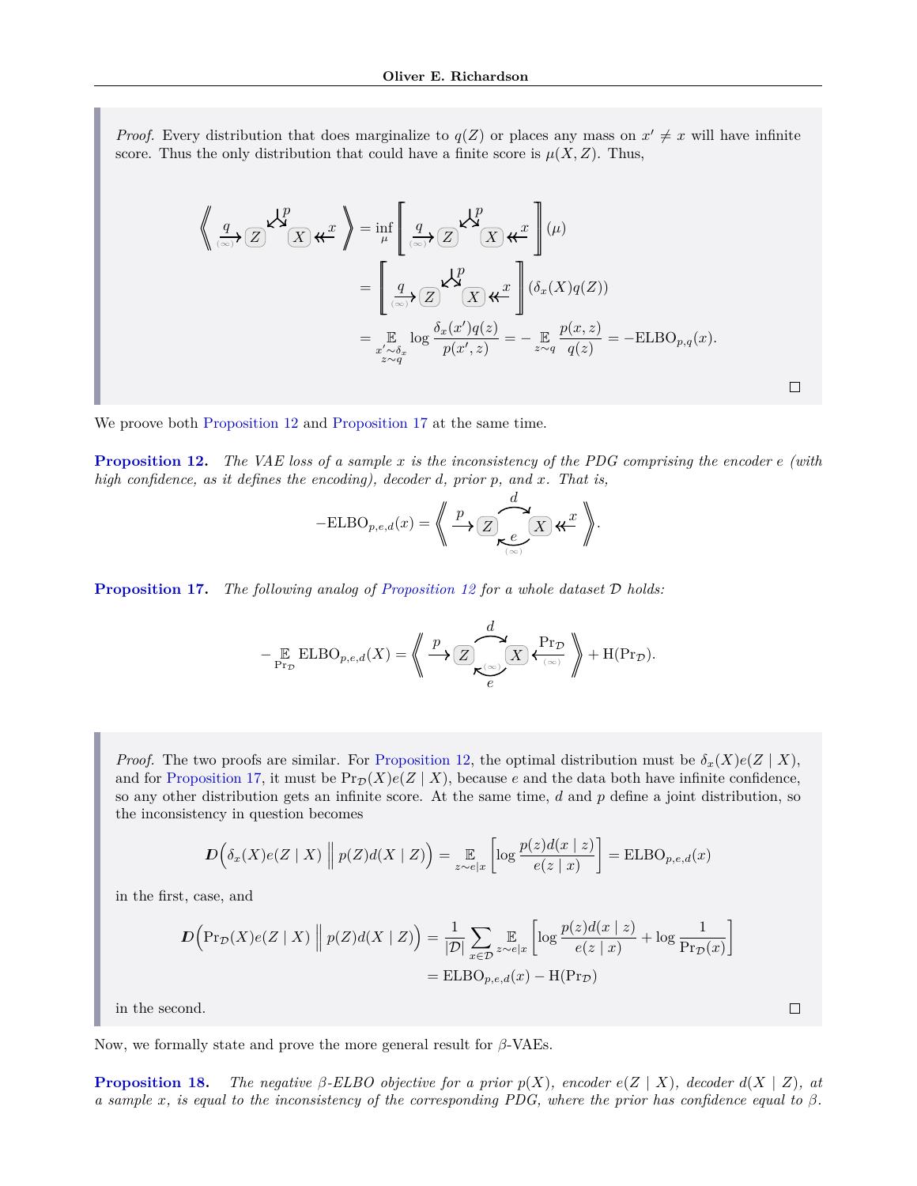*Proof.* Every distribution that does marginalize to $q(Z)$ or places any mass on $x' \neq x$ will have infinite score. Thus the only distribution that could have a finite score is $\mu(X, Z)$. Thus,

$$
\left\langle\!\!\left\langle \xrightarrow[(\infty)]{q} \boxed{Z} \overset{p}{\swarrow\searrow} \boxed{X} \twoheadleftarrow x \right\rangle\!\!\right\rangle = \inf_\mu \left[\!\!\left[ \xrightarrow[(\infty)]{q} \boxed{Z} \overset{p}{\swarrow\searrow} \boxed{X} \twoheadleftarrow x \right]\!\!\right](\mu)
$$

$$
= \left[\!\!\left[ \xrightarrow[(\infty)]{q} \boxed{Z} \overset{p}{\swarrow\searrow} \boxed{X} \twoheadleftarrow x \right]\!\!\right](\delta_x(X) q(Z))
$$

$$
= \mathop{\mathbb{E}}_{\substack{x' \sim \delta_x \\ z \sim q}} \log \frac{\delta_x(x') q(z)}{p(x', z)} = - \mathop{\mathbb{E}}_{z \sim q} \frac{p(x,z)}{q(z)} = -\text{ELBO}_{p,q}(x).
$$

□

We proove both Proposition 12 and Proposition 17 at the same time.

**Proposition 12.** *The VAE loss of a sample $x$ is the inconsistency of the PDG comprising the encoder $e$ (with high confidence, as it defines the encoding), decoder $d$, prior $p$, and $x$. That is,*

$$
-\text{ELBO}_{p,e,d}(x) = \left\langle\!\!\left\langle \xrightarrow{p} \boxed{Z} \underset{\underset{(\infty)}{e}}{\overset{d}{\rightleftarrows}} \boxed{X} \twoheadleftarrow x \right\rangle\!\!\right\rangle.
$$

**Proposition 17.** *The following analog of Proposition 12 for a whole dataset $\mathcal{D}$ holds:*

$$
- \mathop{\mathbb{E}}_{\Pr_{\mathcal{D}}} \text{ELBO}_{p,e,d}(X) = \left\langle\!\!\left\langle \xrightarrow{p} \boxed{Z} \underset{\underset{(\infty)}{e}}{\overset{d}{\rightleftarrows}} \boxed{X} \xleftarrow[(\infty)]{\Pr_{\mathcal{D}}} \right\rangle\!\!\right\rangle + \text{H}(\Pr_{\mathcal{D}}).
$$

*Proof.* The two proofs are similar. For Proposition 12, the optimal distribution must be $\delta_x(X) e(Z \mid X)$, and for Proposition 17, it must be $\Pr_{\mathcal{D}}(X) e(Z \mid X)$, because $e$ and the data both have infinite confidence, so any other distribution gets an infinite score. At the same time, $d$ and $p$ define a joint distribution, so the inconsistency in question becomes

$$
\boldsymbol{D}\Big(\delta_x(X) e(Z \mid X) \,\Big\|\, p(Z) d(X \mid Z)\Big) = \mathop{\mathbb{E}}_{z \sim e|x} \left[ \log \frac{p(z) d(x \mid z)}{e(z \mid x)} \right] = \text{ELBO}_{p,e,d}(x)
$$

in the first, case, and

$$
\begin{aligned}
\boldsymbol{D}\Big(\Pr_{\mathcal{D}}(X) e(Z \mid X) \,\Big\|\, p(Z) d(X \mid Z)\Big) &= \frac{1}{|\mathcal{D}|} \sum_{x \in \mathcal{D}} \mathop{\mathbb{E}}_{z \sim e|x} \left[ \log \frac{p(z) d(x \mid z)}{e(z \mid x)} + \log \frac{1}{\Pr_{\mathcal{D}}(x)} \right] \\
&= \text{ELBO}_{p,e,d}(x) - \text{H}(\Pr_{\mathcal{D}})
\end{aligned}
$$

in the second. □

Now, we formally state and prove the more general result for $\beta$-VAEs.

**Proposition 18.** *The negative $\beta$-ELBO objective for a prior $p(X)$, encoder $e(Z \mid X)$, decoder $d(X \mid Z)$, at a sample $x$, is equal to the inconsistency of the corresponding PDG, where the prior has confidence equal to $\beta$.*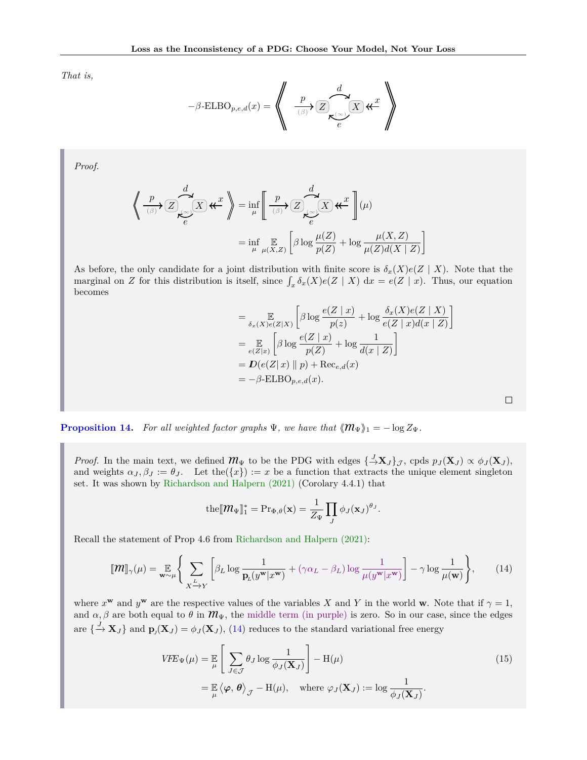*That is,*

$$-\beta\text{-ELBO}_{p,e,d}(x) = \left\langle\!\!\left\langle \xrightarrow[(\beta)]{p} \boxed{Z} \underset{e}{\overset{d}{\rightleftarrows}}_{(\infty)} \boxed{X} \twoheadleftarrow x \right\rangle\!\!\right\rangle$$

*Proof.*

$$\left\langle\!\!\left\langle \xrightarrow[(\beta)]{p} \boxed{Z} \underset{e}{\overset{d}{\rightleftarrows}}_{(\infty)} \boxed{X} \twoheadleftarrow x \right\rangle\!\!\right\rangle = \inf_\mu \left[\!\!\left[ \xrightarrow[(\beta)]{p} \boxed{Z} \underset{e}{\overset{d}{\rightleftarrows}}_{(\infty)} \boxed{X} \twoheadleftarrow x \right]\!\!\right](\mu)$$

$$= \inf_\mu \mathop{\mathbb{E}}_{\mu(X,Z)} \left[ \beta \log \frac{\mu(Z)}{p(Z)} + \log \frac{\mu(X,Z)}{\mu(Z) d(X \mid Z)} \right]$$

As before, the only candidate for a joint distribution with finite score is $\delta_x(X) e(Z \mid X)$. Note that the marginal on $Z$ for this distribution is itself, since $\int_x \delta_x(X) e(Z \mid X) \,\mathrm{d}x = e(Z \mid x)$. Thus, our equation becomes

$$= \mathop{\mathbb{E}}_{\delta_x(X) e(Z|X)} \left[ \beta \log \frac{e(Z \mid x)}{p(z)} + \log \frac{\delta_x(X) e(Z \mid X)}{e(Z \mid x) d(x \mid Z)} \right]$$

$$= \mathop{\mathbb{E}}_{e(Z|x)} \left[ \beta \log \frac{e(Z \mid x)}{p(Z)} + \log \frac{1}{d(x \mid Z)} \right]$$

$$= \boldsymbol{D}(e(Z|\, x) \parallel p) + \mathrm{Rec}_{e,d}(x)$$

$$= -\beta\text{-ELBO}_{p,e,d}(x).$$

□

**Proposition 14.** *For all weighted factor graphs $\Psi$, we have that $\langle\!\langle \mathcal{M}_\Psi \rangle\!\rangle_1 = -\log Z_\Psi$.*

*Proof.* In the main text, we defined $\mathcal{M}_\Psi$ to be the PDG with edges $\{ \xrightarrow{J} \mathbf{X}_J \}_{\mathcal{J}}$, cpds $p_J(\mathbf{X}_J) \propto \phi_J(\mathbf{X}_J)$, and weights $\alpha_J, \beta_J := \theta_J$. Let the$(\{x\}) := x$ be a function that extracts the unique element singleton set. It was shown by Richardson and Halpern (2021) (Corolary 4.4.1) that

$$\text{the}[\![\mathcal{M}_\Psi]\!]_1^* = \Pr_{\Phi,\theta}(\mathbf{x}) = \frac{1}{Z_\Psi} \prod_J \phi_J(\mathbf{x}_J)^{\theta_J}.$$

Recall the statement of Prop 4.6 from Richardson and Halpern (2021):

$$[\![\mathcal{M}]\!]_\gamma(\mu) = \mathop{\mathbb{E}}_{\mathbf{w}\sim\mu} \left\{ \sum_{X \xrightarrow{L} Y} \left[ \beta_L \log \frac{1}{\mathbf{p}_L(y^\mathbf{w} | x^\mathbf{w})} + (\gamma \alpha_L - \beta_L) \log \frac{1}{\mu(y^\mathbf{w} | x^\mathbf{w})} \right] - \gamma \log \frac{1}{\mu(\mathbf{w})} \right\}, \tag{14}$$

where $x^\mathbf{w}$ and $y^\mathbf{w}$ are the respective values of the variables $X$ and $Y$ in the world $\mathbf{w}$. Note that if $\gamma = 1$, and $\alpha, \beta$ are both equal to $\theta$ in $\mathcal{M}_\Psi$, the middle term (in purple) is zero. So in our case, since the edges are $\{ \xrightarrow{J} \mathbf{X}_J \}$ and $\mathbf{p}_J(\mathbf{X}_J) = \phi_J(\mathbf{X}_J)$, (14) reduces to the standard variational free energy

$$VFE_\Psi(\mu) = \mathop{\mathbb{E}}_\mu \left[ \sum_{J \in \mathcal{J}} \theta_J \log \frac{1}{\phi_J(\mathbf{X}_J)} \right] - \mathrm{H}(\mu) \tag{15}$$

$$= \mathop{\mathbb{E}}_\mu \langle \boldsymbol{\varphi}, \boldsymbol{\theta} \rangle_{\mathcal{J}} - \mathrm{H}(\mu), \quad \text{where } \varphi_J(\mathbf{X}_J) := \log \frac{1}{\phi_J(\mathbf{X}_J)}.$$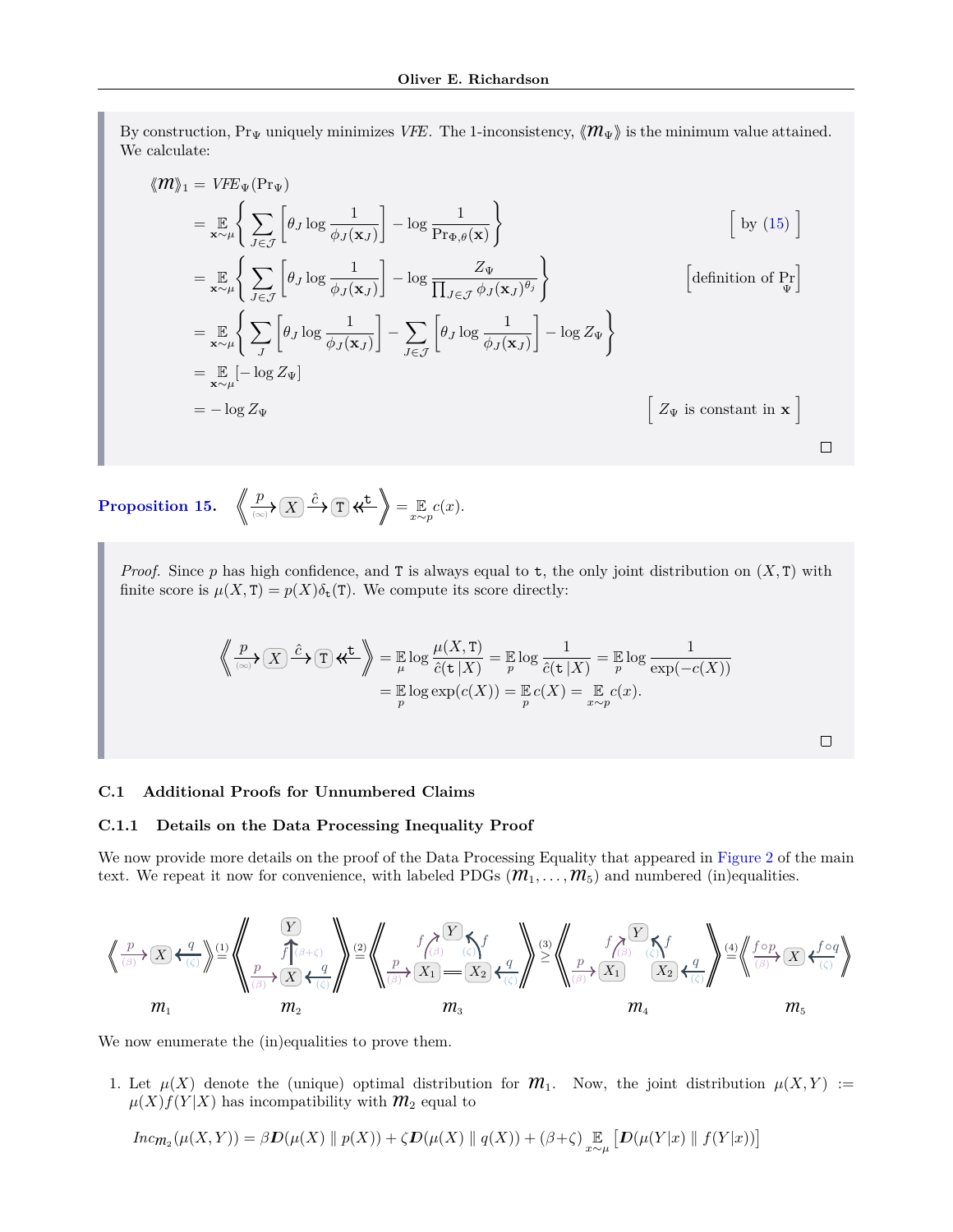By construction, $\Pr_\Psi$ uniquely minimizes *VFE*. The 1-inconsistency, $\langle\!\langle m_\Psi \rangle\!\rangle$ is the minimum value attained. We calculate:

$$
\begin{aligned}
\langle\!\langle m \rangle\!\rangle_1 &= \mathit{VFE}_\Psi(\Pr_\Psi) \\
&= \mathop{\mathbb{E}}_{\mathbf{x}\sim\mu} \left\{ \sum_{J\in\mathcal{J}} \left[ \theta_J \log \frac{1}{\phi_J(\mathbf{x}_J)} \right] - \log \frac{1}{\Pr_{\Phi,\theta}(\mathbf{x})} \right\} && \left[ \text{ by (15) } \right] \\
&= \mathop{\mathbb{E}}_{\mathbf{x}\sim\mu} \left\{ \sum_{J\in\mathcal{J}} \left[ \theta_J \log \frac{1}{\phi_J(\mathbf{x}_J)} \right] - \log \frac{Z_\Psi}{\prod_{J\in\mathcal{J}} \phi_J(\mathbf{x}_J)^{\theta_j}} \right\} && \left[ \text{definition of } \Pr_\Psi \right] \\
&= \mathop{\mathbb{E}}_{\mathbf{x}\sim\mu} \left\{ \sum_{J} \left[ \theta_J \log \frac{1}{\phi_J(\mathbf{x}_J)} \right] - \sum_{J\in\mathcal{J}} \left[ \theta_J \log \frac{1}{\phi_J(\mathbf{x}_J)} \right] - \log Z_\Psi \right\} \\
&= \mathop{\mathbb{E}}_{\mathbf{x}\sim\mu} \left[ -\log Z_\Psi \right] \\
&= -\log Z_\Psi && \left[ \; Z_\Psi \text{ is constant in } \mathbf{x} \; \right]
\end{aligned}
$$

□

**Proposition 15.** $\left\langle\!\!\left\langle \xrightarrow[(\infty)]{p} X \xrightarrow{\hat{c}} \mathtt{T} \twoheadleftarrow \mathtt{t} \right\rangle\!\!\right\rangle = \mathop{\mathbb{E}}_{x\sim p} c(x).$

*Proof.* Since $p$ has high confidence, and $\mathtt{T}$ is always equal to $\mathtt{t}$, the only joint distribution on $(X, \mathtt{T})$ with finite score is $\mu(X, \mathtt{T}) = p(X)\delta_{\mathtt{t}}(\mathtt{T})$. We compute its score directly:

$$
\begin{aligned}
\left\langle\!\!\left\langle \xrightarrow[(\infty)]{p} X \xrightarrow{\hat{c}} \mathtt{T} \twoheadleftarrow \mathtt{t} \right\rangle\!\!\right\rangle &= \mathop{\mathbb{E}}_{\mu} \log \frac{\mu(X,\mathtt{T})}{\hat{c}(\mathtt{t}\,|X)} = \mathop{\mathbb{E}}_{p} \log \frac{1}{\hat{c}(\mathtt{t}\,|X)} = \mathop{\mathbb{E}}_{p} \log \frac{1}{\exp(-c(X))} \\
&= \mathop{\mathbb{E}}_{p} \log \exp(c(X)) = \mathop{\mathbb{E}}_{p} c(X) = \mathop{\mathbb{E}}_{x\sim p} c(x).
\end{aligned}
$$

□

### C.1 Additional Proofs for Unnumbered Claims

#### C.1.1 Details on the Data Processing Inequality Proof

We now provide more details on the proof of the Data Processing Equality that appeared in Figure 2 of the main text. We repeat it now for convenience, with labeled PDGs ($m_1, \ldots, m_5$) and numbered (in)equalities.

$$
\underbrace{\left\langle\!\!\left\langle \xrightarrow[(\beta)]{p} X \xleftarrow[(\zeta)]{q} \right\rangle\!\!\right\rangle}_{m_1} \overset{(1)}{=} \underbrace{\left\langle\!\!\left\langle \begin{smallmatrix} Y \\ \uparrow f\,(\beta+\zeta) \\ \xrightarrow[(\beta)]{p} X \xleftarrow[(\zeta)]{q} \end{smallmatrix} \right\rangle\!\!\right\rangle}_{m_2} \overset{(2)}{=} \underbrace{\left\langle\!\!\left\langle \begin{smallmatrix} & Y & \\ f\,(\beta) \nearrow & & \nwarrow f\,(\zeta) \\ \xrightarrow[(\beta)]{p} X_1 & = & X_2 \xleftarrow[(\zeta)]{q} \end{smallmatrix} \right\rangle\!\!\right\rangle}_{m_3} \overset{(3)}{\geq} \underbrace{\left\langle\!\!\left\langle \begin{smallmatrix} & Y & \\ f\,(\beta) \nearrow & & \nwarrow f\,(\zeta) \\ \xrightarrow[(\beta)]{p} X_1 & & X_2 \xleftarrow[(\zeta)]{q} \end{smallmatrix} \right\rangle\!\!\right\rangle}_{m_4} \overset{(4)}{=} \underbrace{\left\langle\!\!\left\langle \xrightarrow[(\beta)]{f\circ p} X \xleftarrow[(\zeta)]{f\circ q} \right\rangle\!\!\right\rangle}_{m_5}
$$

We now enumerate the (in)equalities to prove them.

1. Let $\mu(X)$ denote the (unique) optimal distribution for $m_1$. Now, the joint distribution $\mu(X,Y) := \mu(X)f(Y|X)$ has incompatibility with $m_2$ equal to

$$
\mathit{Inc}_{m_2}(\mu(X,Y)) = \beta \boldsymbol{D}(\mu(X) \parallel p(X)) + \zeta \boldsymbol{D}(\mu(X) \parallel q(X)) + (\beta{+}\zeta) \mathop{\mathbb{E}}_{x\sim\mu} \left[ \boldsymbol{D}(\mu(Y|x) \parallel f(Y|x)) \right]
$$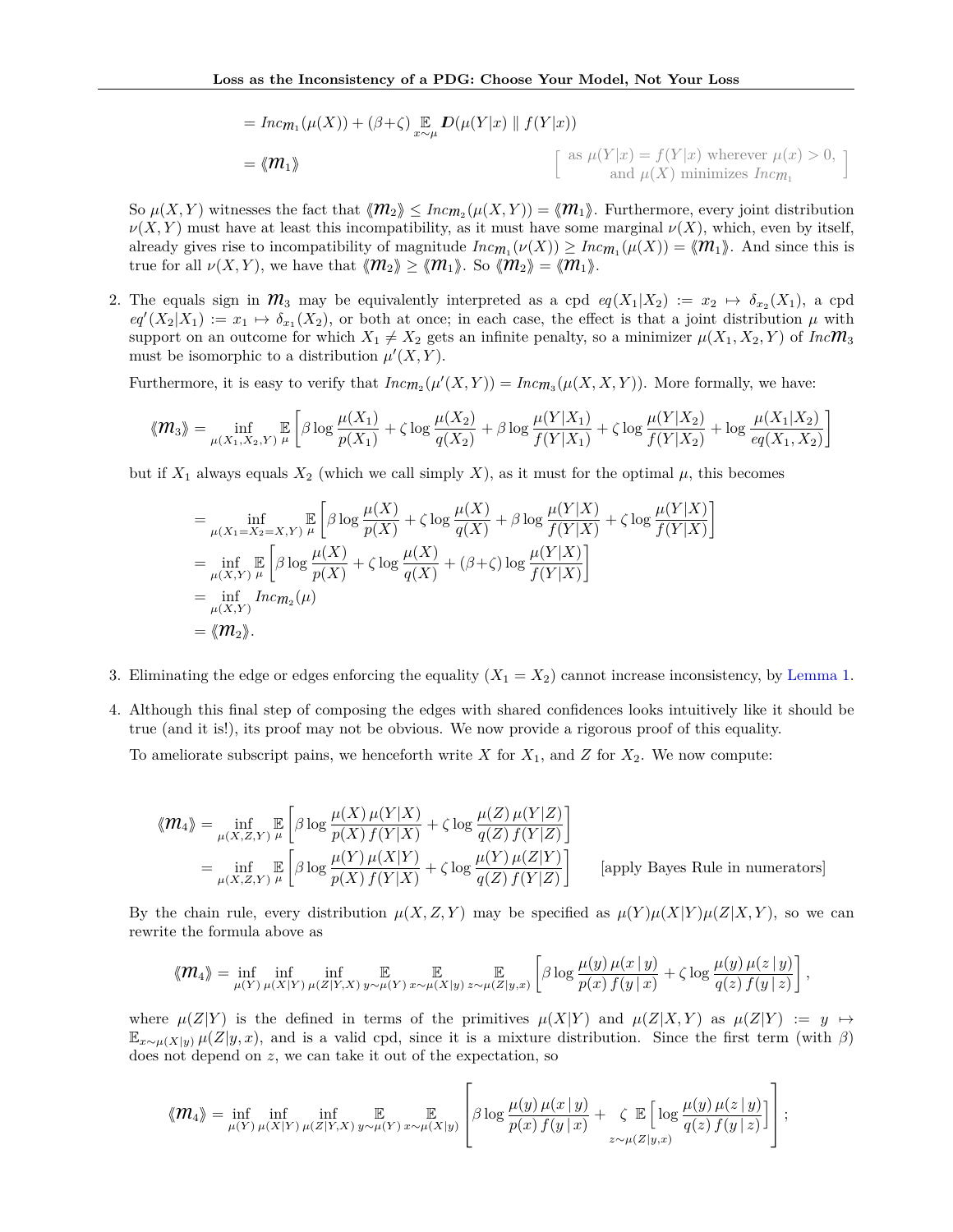$$= \mathit{Inc}_{\mathcal{M}_1}(\mu(X)) + (\beta{+}\zeta) \mathop{\mathbb{E}}_{x\sim\mu} \boldsymbol{D}(\mu(Y|x) \,\|\, f(Y|x))$$

$$= ⟪\mathcal{M}_1⟫ \qquad \left[\begin{array}{c}\text{as } \mu(Y|x) = f(Y|x) \text{ wherever } \mu(x) > 0, \\ \text{and } \mu(X) \text{ minimizes } \mathit{Inc}_{\mathcal{M}_1}\end{array}\right]$$

So $\mu(X, Y)$ witnesses the fact that $⟪\mathcal{M}_2⟫ \leq \mathit{Inc}_{\mathcal{M}_2}(\mu(X, Y)) = ⟪\mathcal{M}_1⟫$. Furthermore, every joint distribution $\nu(X, Y)$ must have at least this incompatibility, as it must have some marginal $\nu(X)$, which, even by itself, already gives rise to incompatibility of magnitude $\mathit{Inc}_{\mathcal{M}_1}(\nu(X)) \geq \mathit{Inc}_{\mathcal{M}_1}(\mu(X)) = ⟪\mathcal{M}_1⟫$. And since this is true for all $\nu(X, Y)$, we have that $⟪\mathcal{M}_2⟫ \geq ⟪\mathcal{M}_1⟫$. So $⟪\mathcal{M}_2⟫ = ⟪\mathcal{M}_1⟫$.

2. The equals sign in $\mathcal{M}_3$ may be equivalently interpreted as a cpd $eq(X_1|X_2) := x_2 \mapsto \delta_{x_2}(X_1)$, a cpd $eq'(X_2|X_1) := x_1 \mapsto \delta_{x_1}(X_2)$, or both at once; in each case, the effect is that a joint distribution $\mu$ with support on an outcome for which $X_1 \neq X_2$ gets an infinite penalty, so a minimizer $\mu(X_1, X_2, Y)$ of $\mathit{Inc}\mathcal{M}_3$ must be isomorphic to a distribution $\mu'(X, Y)$.

   Furthermore, it is easy to verify that $\mathit{Inc}_{\mathcal{M}_2}(\mu'(X, Y)) = \mathit{Inc}_{\mathcal{M}_3}(\mu(X, X, Y))$. More formally, we have:

$$⟪\mathcal{M}_3⟫ = \inf_{\mu(X_1,X_2,Y)} \mathop{\mathbb{E}}_{\mu} \left[ \beta \log \frac{\mu(X_1)}{p(X_1)} + \zeta \log \frac{\mu(X_2)}{q(X_2)} + \beta \log \frac{\mu(Y|X_1)}{f(Y|X_1)} + \zeta \log \frac{\mu(Y|X_2)}{f(Y|X_2)} + \log \frac{\mu(X_1|X_2)}{eq(X_1, X_2)} \right]$$

   but if $X_1$ always equals $X_2$ (which we call simply $X$), as it must for the optimal $\mu$, this becomes

$$\begin{aligned}
&= \inf_{\mu(X_1=X_2=X,Y)} \mathop{\mathbb{E}}_{\mu} \left[ \beta \log \frac{\mu(X)}{p(X)} + \zeta \log \frac{\mu(X)}{q(X)} + \beta \log \frac{\mu(Y|X)}{f(Y|X)} + \zeta \log \frac{\mu(Y|X)}{f(Y|X)} \right] \\
&= \inf_{\mu(X,Y)} \mathop{\mathbb{E}}_{\mu} \left[ \beta \log \frac{\mu(X)}{p(X)} + \zeta \log \frac{\mu(X)}{q(X)} + (\beta{+}\zeta) \log \frac{\mu(Y|X)}{f(Y|X)} \right] \\
&= \inf_{\mu(X,Y)} \mathit{Inc}_{\mathcal{M}_2}(\mu) \\
&= ⟪\mathcal{M}_2⟫.
\end{aligned}$$

3. Eliminating the edge or edges enforcing the equality $(X_1 = X_2)$ cannot increase inconsistency, by Lemma 1.

4. Although this final step of composing the edges with shared confidences looks intuitively like it should be true (and it is!), its proof may not be obvious. We now provide a rigorous proof of this equality.

   To ameliorate subscript pains, we henceforth write $X$ for $X_1$, and $Z$ for $X_2$. We now compute:

$$\begin{aligned}
⟪\mathcal{M}_4⟫ &= \inf_{\mu(X,Z,Y)} \mathop{\mathbb{E}}_{\mu} \left[ \beta \log \frac{\mu(X)\, \mu(Y|X)}{p(X)\, f(Y|X)} + \zeta \log \frac{\mu(Z)\, \mu(Y|Z)}{q(Z)\, f(Y|Z)} \right] \\
&= \inf_{\mu(X,Z,Y)} \mathop{\mathbb{E}}_{\mu} \left[ \beta \log \frac{\mu(Y)\, \mu(X|Y)}{p(X)\, f(Y|X)} + \zeta \log \frac{\mu(Y)\, \mu(Z|Y)}{q(Z)\, f(Y|Z)} \right] \qquad \text{[apply Bayes Rule in numerators]}
\end{aligned}$$

   By the chain rule, every distribution $\mu(X, Z, Y)$ may be specified as $\mu(Y)\mu(X|Y)\mu(Z|X, Y)$, so we can rewrite the formula above as

$$⟪\mathcal{M}_4⟫ = \inf_{\mu(Y)} \inf_{\mu(X|Y)} \inf_{\mu(Z|Y,X)} \mathop{\mathbb{E}}_{y\sim\mu(Y)} \mathop{\mathbb{E}}_{x\sim\mu(X|y)} \mathop{\mathbb{E}}_{z\sim\mu(Z|y,x)} \left[ \beta \log \frac{\mu(y)\, \mu(x\,|\,y)}{p(x)\, f(y\,|\,x)} + \zeta \log \frac{\mu(y)\, \mu(z\,|\,y)}{q(z)\, f(y\,|\,z)} \right],$$

   where $\mu(Z|Y)$ is the defined in terms of the primitives $\mu(X|Y)$ and $\mu(Z|X, Y)$ as $\mu(Z|Y) := y \mapsto \mathbb{E}_{x\sim\mu(X|y)}\, \mu(Z|y, x)$, and is a valid cpd, since it is a mixture distribution. Since the first term (with $\beta$) does not depend on $z$, we can take it out of the expectation, so

$$⟪\mathcal{M}_4⟫ = \inf_{\mu(Y)} \inf_{\mu(X|Y)} \inf_{\mu(Z|Y,X)} \mathop{\mathbb{E}}_{y\sim\mu(Y)} \mathop{\mathbb{E}}_{x\sim\mu(X|y)} \left[ \beta \log \frac{\mu(y)\, \mu(x\,|\,y)}{p(x)\, f(y\,|\,x)} + \zeta \mathop{\mathbb{E}}_{z\sim\mu(Z|y,x)} \left[ \log \frac{\mu(y)\, \mu(z\,|\,y)}{q(z)\, f(y\,|\,z)} \right] \right];$$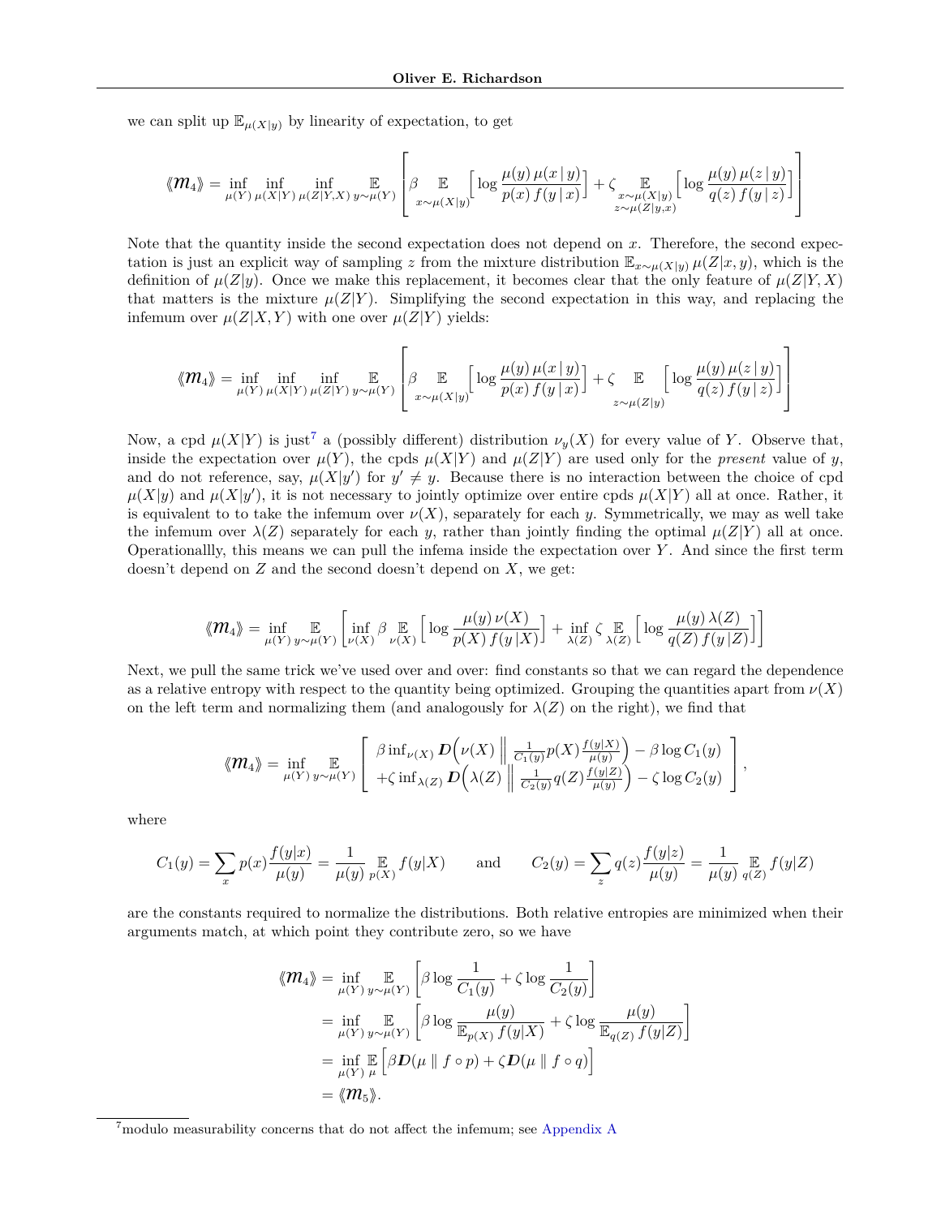we can split up $\mathbb{E}_{\mu(X|y)}$ by linearity of expectation, to get

$$\langle\!\langle \mathcal{M}_4 \rangle\!\rangle = \inf_{\mu(Y)} \inf_{\mu(X|Y)} \inf_{\mu(Z|Y,X)} \mathop{\mathbb{E}}_{y\sim\mu(Y)} \left[ \beta \mathop{\mathbb{E}}_{x\sim\mu(X|y)} \Big[ \log \frac{\mu(y)\,\mu(x\,|\,y)}{p(x)\,f(y\,|\,x)} \Big] + \zeta \mathop{\mathbb{E}}_{\substack{x\sim\mu(X|y)\\ z\sim\mu(Z|y,x)}} \Big[ \log \frac{\mu(y)\,\mu(z\,|\,y)}{q(z)\,f(y\,|\,z)} \Big] \right]$$

Note that the quantity inside the second expectation does not depend on $x$. Therefore, the second expectation is just an explicit way of sampling $z$ from the mixture distribution $\mathbb{E}_{x\sim\mu(X|y)}\,\mu(Z|x,y)$, which is the definition of $\mu(Z|y)$. Once we make this replacement, it becomes clear that the only feature of $\mu(Z|Y,X)$ that matters is the mixture $\mu(Z|Y)$. Simplifying the second expectation in this way, and replacing the infemum over $\mu(Z|X,Y)$ with one over $\mu(Z|Y)$ yields:

$$\langle\!\langle \mathcal{M}_4 \rangle\!\rangle = \inf_{\mu(Y)} \inf_{\mu(X|Y)} \inf_{\mu(Z|Y)} \mathop{\mathbb{E}}_{y\sim\mu(Y)} \left[ \beta \mathop{\mathbb{E}}_{x\sim\mu(X|y)} \Big[ \log \frac{\mu(y)\,\mu(x\,|\,y)}{p(x)\,f(y\,|\,x)} \Big] + \zeta \mathop{\mathbb{E}}_{z\sim\mu(Z|y)} \Big[ \log \frac{\mu(y)\,\mu(z\,|\,y)}{q(z)\,f(y\,|\,z)} \Big] \right]$$

Now, a cpd $\mu(X|Y)$ is just[7] a (possibly different) distribution $\nu_y(X)$ for every value of $Y$. Observe that, inside the expectation over $\mu(Y)$, the cpds $\mu(X|Y)$ and $\mu(Z|Y)$ are used only for the *present* value of $y$, and do not reference, say, $\mu(X|y')$ for $y' \neq y$. Because there is no interaction between the choice of cpd $\mu(X|y)$ and $\mu(X|y')$, it is not necessary to jointly optimize over entire cpds $\mu(X|Y)$ all at once. Rather, it is equivalent to to take the infemum over $\nu(X)$, separately for each $y$. Symmetrically, we may as well take the infemum over $\lambda(Z)$ separately for each $y$, rather than jointly finding the optimal $\mu(Z|Y)$ all at once. Operationallly, this means we can pull the infema inside the expectation over $Y$. And since the first term doesn't depend on $Z$ and the second doesn't depend on $X$, we get:

$$\langle\!\langle \mathcal{M}_4 \rangle\!\rangle = \inf_{\mu(Y)} \mathop{\mathbb{E}}_{y\sim\mu(Y)} \left[ \inf_{\nu(X)} \beta \mathop{\mathbb{E}}_{\nu(X)} \Big[ \log \frac{\mu(y)\,\nu(X)}{p(X)\,f(y\,|X)} \Big] + \inf_{\lambda(Z)} \zeta \mathop{\mathbb{E}}_{\lambda(Z)} \Big[ \log \frac{\mu(y)\,\lambda(Z)}{q(Z)\,f(y\,|Z)} \Big] \right]$$

Next, we pull the same trick we've used over and over: find constants so that we can regard the dependence as a relative entropy with respect to the quantity being optimized. Grouping the quantities apart from $\nu(X)$ on the left term and normalizing them (and analogously for $\lambda(Z)$ on the right), we find that

$$\langle\!\langle \mathcal{M}_4 \rangle\!\rangle = \inf_{\mu(Y)} \mathop{\mathbb{E}}_{y\sim\mu(Y)} \left[ \begin{array}{l} \beta \inf_{\nu(X)} \boldsymbol{D}\Big(\nu(X) \,\Big\|\, \frac{1}{C_1(y)} p(X) \frac{f(y|X)}{\mu(y)}\Big) - \beta \log C_1(y) \\ +\zeta \inf_{\lambda(Z)} \boldsymbol{D}\Big(\lambda(Z) \,\Big\|\, \frac{1}{C_2(y)} q(Z) \frac{f(y|Z)}{\mu(y)}\Big) - \zeta \log C_2(y) \end{array} \right],$$

where

$$C_1(y) = \sum_x p(x) \frac{f(y|x)}{\mu(y)} = \frac{1}{\mu(y)} \mathop{\mathbb{E}}_{p(X)} f(y|X) \qquad \text{and} \qquad C_2(y) = \sum_z q(z) \frac{f(y|z)}{\mu(y)} = \frac{1}{\mu(y)} \mathop{\mathbb{E}}_{q(Z)} f(y|Z)$$

are the constants required to normalize the distributions. Both relative entropies are minimized when their arguments match, at which point they contribute zero, so we have

$$\begin{aligned}
\langle\!\langle \mathcal{M}_4 \rangle\!\rangle &= \inf_{\mu(Y)} \mathop{\mathbb{E}}_{y\sim\mu(Y)} \left[ \beta \log \frac{1}{C_1(y)} + \zeta \log \frac{1}{C_2(y)} \right] \\
&= \inf_{\mu(Y)} \mathop{\mathbb{E}}_{y\sim\mu(Y)} \left[ \beta \log \frac{\mu(y)}{\mathbb{E}_{p(X)} f(y|X)} + \zeta \log \frac{\mu(y)}{\mathbb{E}_{q(Z)} f(y|Z)} \right] \\
&= \inf_{\mu(Y)} \mathop{\mathbb{E}}_{\mu} \Big[ \beta \boldsymbol{D}(\mu \parallel f \circ p) + \zeta \boldsymbol{D}(\mu \parallel f \circ q) \Big] \\
&= \langle\!\langle \mathcal{M}_5 \rangle\!\rangle.
\end{aligned}$$

---

[7] modulo measurability concerns that do not affect the infemum; see Appendix A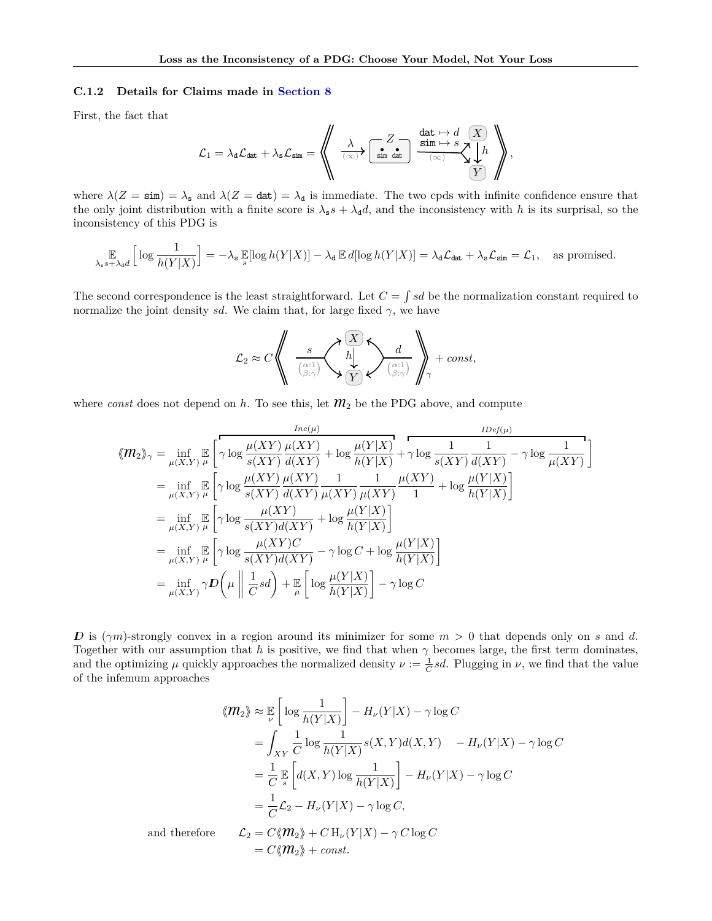### C.1.2 Details for Claims made in Section 8

First, the fact that

$$\mathcal{L}_1 = \lambda_{\mathtt{d}}\mathcal{L}_{\mathtt{dat}} + \lambda_{\mathtt{s}}\mathcal{L}_{\mathtt{sim}} = \left\langle\!\!\left\langle \xrightarrow[(\infty)]{\lambda} \boxed{Z \;\; \overset{\bullet}{\mathtt{sim}} \; \overset{\bullet}{\mathtt{dat}}} \xrightarrow[(\infty)]{\substack{\mathtt{dat}\mapsto d \\ \mathtt{sim}\mapsto s}} \boxed{X} \xrightarrow{h} \boxed{Y} \right\rangle\!\!\right\rangle,$$

where $\lambda(Z = \mathtt{sim}) = \lambda_{\mathtt{s}}$ and $\lambda(Z = \mathtt{dat}) = \lambda_{\mathtt{d}}$ is immediate. The two cpds with infinite confidence ensure that the only joint distribution with a finite score is $\lambda_{\mathtt{s}} s + \lambda_{\mathtt{d}} d$, and the inconsistency with $h$ is its surprisal, so the inconsistency of this PDG is

$$\mathop{\mathbb{E}}_{\lambda_{\mathtt{s}} s + \lambda_{\mathtt{d}} d}\left[\log \frac{1}{h(Y|X)}\right] = -\lambda_{\mathtt{s}} \mathop{\mathbb{E}}_{s}[\log h(Y|X)] - \lambda_{\mathtt{d}} \,\mathbb{E}\, d[\log h(Y|X)] = \lambda_{\mathtt{d}}\mathcal{L}_{\mathtt{dat}} + \lambda_{\mathtt{s}}\mathcal{L}_{\mathtt{sim}} = \mathcal{L}_1, \quad \text{as promised.}$$

The second correspondence is the least straightforward. Let $C = \int sd$ be the normalization constant required to normalize the joint density $sd$. We claim that, for large fixed $\gamma$, we have

$$\mathcal{L}_2 \approx C \left\langle\!\!\left\langle \xrightarrow[\binom{\alpha:1}{\beta:\gamma}]{s} \{X, Y\}, \; X \xrightarrow{h} Y, \; \xleftarrow[\binom{\alpha:1}{\beta:\gamma}]{d} \{X, Y\} \right\rangle\!\!\right\rangle_{\gamma} + \mathit{const},$$

where *const* does not depend on $h$. To see this, let $\mathcal{M}_2$ be the PDG above, and compute

$$\begin{aligned}
\langle\!\langle \mathcal{M}_2 \rangle\!\rangle_\gamma &= \inf_{\mu(X,Y)} \mathop{\mathbb{E}}_{\mu}\Bigg[ \overbrace{\gamma \log \frac{\mu(XY)}{s(XY)} \frac{\mu(XY)}{d(XY)} + \log \frac{\mu(Y|X)}{h(Y|X)}}^{Inc(\mu)} + \overbrace{\gamma \log \frac{1}{s(XY)} \frac{1}{d(XY)} - \gamma \log \frac{1}{\mu(XY)}}^{IDef(\mu)} \Bigg] \\
&= \inf_{\mu(X,Y)} \mathop{\mathbb{E}}_{\mu}\left[ \gamma \log \frac{\mu(XY)}{s(XY)} \frac{\mu(XY)}{d(XY)} \frac{1}{\mu(XY)} \frac{1}{\mu(XY)} \frac{\mu(XY)}{1} + \log \frac{\mu(Y|X)}{h(Y|X)} \right] \\
&= \inf_{\mu(X,Y)} \mathop{\mathbb{E}}_{\mu}\left[ \gamma \log \frac{\mu(XY)}{s(XY)d(XY)} + \log \frac{\mu(Y|X)}{h(Y|X)} \right] \\
&= \inf_{\mu(X,Y)} \mathop{\mathbb{E}}_{\mu}\left[ \gamma \log \frac{\mu(XY)C}{s(XY)d(XY)} - \gamma \log C + \log \frac{\mu(Y|X)}{h(Y|X)} \right] \\
&= \inf_{\mu(X,Y)} \gamma \boldsymbol{D}\left( \mu \,\middle\|\, \frac{1}{C} sd \right) + \mathop{\mathbb{E}}_{\mu}\left[ \log \frac{\mu(Y|X)}{h(Y|X)} \right] - \gamma \log C
\end{aligned}$$

$\boldsymbol{D}$ is $(\gamma m)$-strongly convex in a region around its minimizer for some $m > 0$ that depends only on $s$ and $d$. Together with our assumption that $h$ is positive, we find that when $\gamma$ becomes large, the first term dominates, and the optimizing $\mu$ quickly approaches the normalized density $\nu := \frac{1}{C} sd$. Plugging in $\nu$, we find that the value of the infemum approaches

$$\begin{aligned}
\langle\!\langle \mathcal{M}_2 \rangle\!\rangle &\approx \mathop{\mathbb{E}}_{\nu}\left[ \log \frac{1}{h(Y|X)} \right] - H_\nu(Y|X) - \gamma \log C \\
&= \int_{XY} \frac{1}{C} \log \frac{1}{h(Y|X)} s(X,Y) d(X,Y) \quad - H_\nu(Y|X) - \gamma \log C \\
&= \frac{1}{C} \mathop{\mathbb{E}}_{s}\left[ d(X,Y) \log \frac{1}{h(Y|X)} \right] - H_\nu(Y|X) - \gamma \log C \\
&= \frac{1}{C} \mathcal{L}_2 - H_\nu(Y|X) - \gamma \log C,
\end{aligned}$$

and therefore

$$\begin{aligned}
\mathcal{L}_2 &= C \langle\!\langle \mathcal{M}_2 \rangle\!\rangle + C\, \mathrm{H}_\nu(Y|X) - \gamma\, C \log C \\
&= C \langle\!\langle \mathcal{M}_2 \rangle\!\rangle + \mathit{const}.
\end{aligned}$$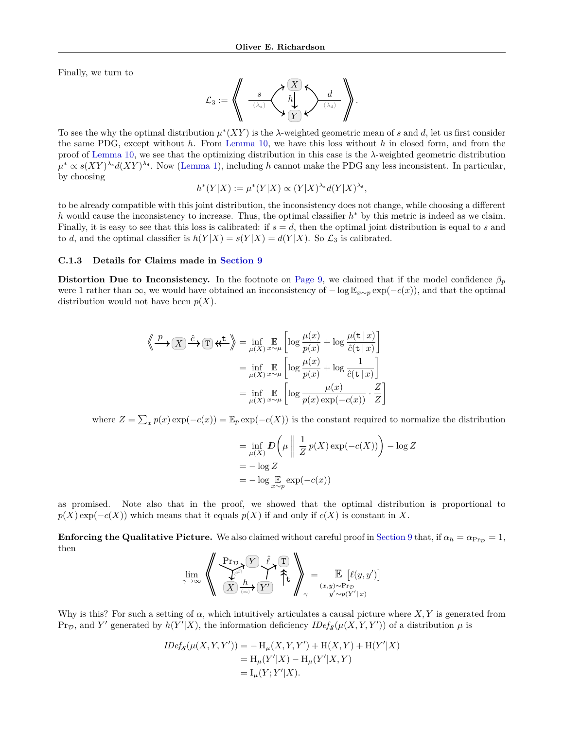Finally, we turn to

$$\mathcal{L}_3 := \left\langle\!\!\left\langle \xrightarrow[(\lambda_s)]{s} \{X \xrightarrow{h} Y\} \xleftarrow[(\lambda_d)]{d} \right\rangle\!\!\right\rangle.$$

To see the why the optimal distribution $\mu^*(XY)$ is the $\lambda$-weighted geometric mean of $s$ and $d$, let us first consider the same PDG, except without $h$. From Lemma 10, we have this loss without $h$ in closed form, and from the proof of Lemma 10, we see that the optimizing distribution in this case is the $\lambda$-weighted geometric distribution $\mu^* \propto s(XY)^{\lambda_s} d(XY)^{\lambda_d}$. Now (Lemma 1), including $h$ cannot make the PDG any less inconsistent. In particular, by choosing

$$h^*(Y|X) := \mu^*(Y|X) \propto (Y|X)^{\lambda_s} d(Y|X)^{\lambda_d},$$

to be already compatible with this joint distribution, the inconsistency does not change, while choosing a different $h$ would cause the inconsistency to increase. Thus, the optimal classifier $h^*$ by this metric is indeed as we claim. Finally, it is easy to see that this loss is calibrated: if $s = d$, then the optimal joint distribution is equal to $s$ and to $d$, and the optimal classifier is $h(Y|X) = s(Y|X) = d(Y|X)$. So $\mathcal{L}_3$ is calibrated.

### C.1.3 Details for Claims made in Section 9

**Distortion Due to Inconsistency.** In the footnote on Page 9, we claimed that if the model confidence $\beta_p$ were 1 rather than $\infty$, we would have obtained an incconsistency of $-\log \mathbb{E}_{x\sim p} \exp(-c(x))$, and that the optimal distribution would not have been $p(X)$.

$$\begin{aligned}
\left\langle\!\!\left\langle \xrightarrow{p} X \xrightarrow{\hat{c}} \mathtt{T} \twoheadleftarrow \mathtt{t} \right\rangle\!\!\right\rangle &= \inf_{\mu(X)} \mathop{\mathbb{E}}_{x\sim\mu} \left[ \log \frac{\mu(x)}{p(x)} + \log \frac{\mu(\mathtt{t}\,|\,x)}{\hat{c}(\mathtt{t}\,|\,x)} \right] \\
&= \inf_{\mu(X)} \mathop{\mathbb{E}}_{x\sim\mu} \left[ \log \frac{\mu(x)}{p(x)} + \log \frac{1}{\hat{c}(\mathtt{t}\,|\,x)} \right] \\
&= \inf_{\mu(X)} \mathop{\mathbb{E}}_{x\sim\mu} \left[ \log \frac{\mu(x)}{p(x)\exp(-c(x))} \cdot \frac{Z}{Z} \right]
\end{aligned}$$

where $Z = \sum_x p(x)\exp(-c(x)) = \mathbb{E}_p \exp(-c(X))$ is the constant required to normalize the distribution

$$\begin{aligned}
&= \inf_{\mu(X)} \boldsymbol{D}\left( \mu \,\middle\|\, \frac{1}{Z} p(X)\exp(-c(X)) \right) - \log Z \\
&= -\log Z \\
&= -\log \mathop{\mathbb{E}}_{x\sim p} \exp(-c(x))
\end{aligned}$$

as promised. Note also that in the proof, we showed that the optimal distribution is proportional to $p(X)\exp(-c(X))$ which means that it equals $p(X)$ if and only if $c(X)$ is constant in $X$.

**Enforcing the Qualitative Picture.** We also claimed without careful proof in Section 9 that, if $\alpha_h = \alpha_{\Pr_\mathcal{D}} = 1$, then

$$\lim_{\gamma\to\infty} \left\langle\!\!\left\langle \begin{matrix} \xrightarrow[(\infty)]{\Pr_\mathcal{D}} \{X, Y\} \quad Y, Y' \xrightarrow{\hat{\ell}} \mathtt{T} \twoheadleftarrow \mathtt{t} \\ X \xrightarrow[(\infty)]{h} Y' \end{matrix} \right\rangle\!\!\right\rangle_\gamma = \mathop{\mathbb{E}}_{\substack{(x,y)\sim\Pr_\mathcal{D} \\ y'\sim p(Y'\,|\,x)}} \big[\ell(y, y')\big]$$

Why is this? For such a setting of $\alpha$, which intuitively articulates a causal picture where $X, Y$ is generated from $\Pr_\mathcal{D}$, and $Y'$ generated by $h(Y'|X)$, the information deficiency $\mathit{IDef}_\mathcal{S}(\mu(X, Y, Y'))$ of a distribution $\mu$ is

$$\begin{aligned}
\mathit{IDef}_\mathcal{S}(\mu(X, Y, Y')) &= -\,\mathrm{H}_\mu(X, Y, Y') + \mathrm{H}(X, Y) + \mathrm{H}(Y'|X) \\
&= \mathrm{H}_\mu(Y'|X) - \mathrm{H}_\mu(Y'|X, Y) \\
&= \mathrm{I}_\mu(Y; Y'|X).
\end{aligned}$$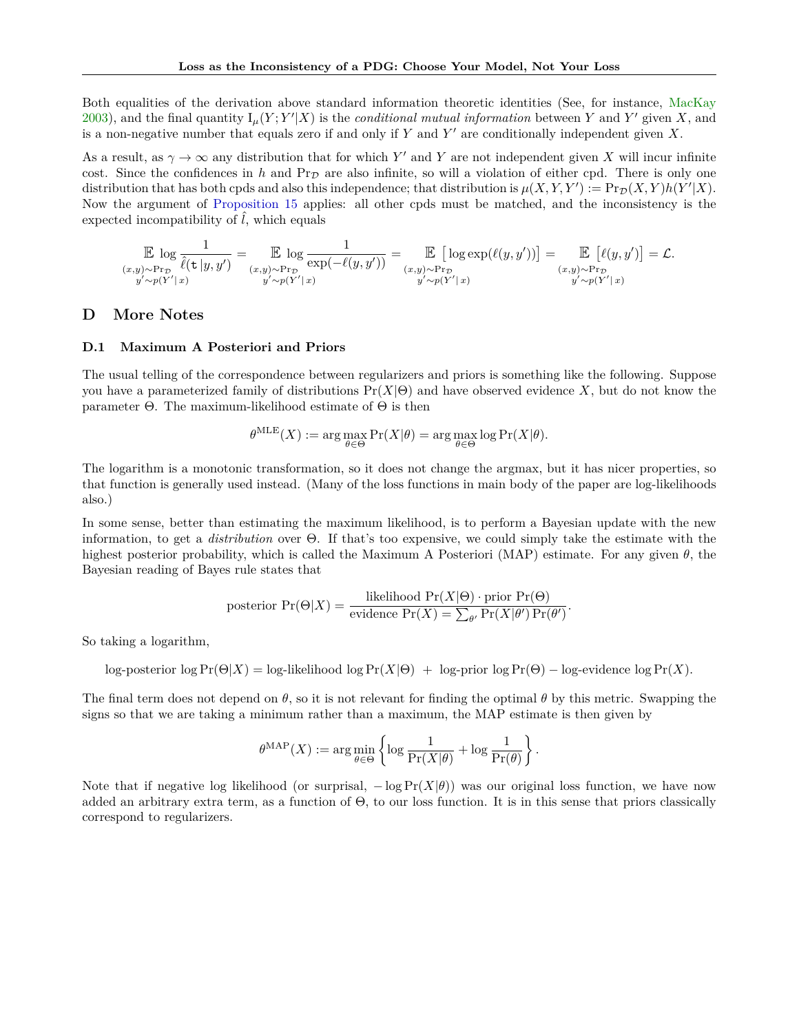Both equalities of the derivation above standard information theoretic identities (See, for instance, MacKay 2003), and the final quantity $\mathrm{I}_\mu(Y;Y'|X)$ is the *conditional mutual information* between $Y$ and $Y'$ given $X$, and is a non-negative number that equals zero if and only if $Y$ and $Y'$ are conditionally independent given $X$.

As a result, as $\gamma \to \infty$ any distribution that for which $Y'$ and $Y$ are not independent given $X$ will incur infinite cost. Since the confidences in $h$ and $\Pr_\mathcal{D}$ are also infinite, so will a violation of either cpd. There is only one distribution that has both cpds and also this independence; that distribution is $\mu(X,Y,Y') := \Pr_\mathcal{D}(X,Y)h(Y'|X)$. Now the argument of Proposition 15 applies: all other cpds must be matched, and the inconsistency is the expected incompatibility of $\hat{l}$, which equals

$$\mathop{\mathbb{E}}_{\substack{(x,y)\sim\Pr_\mathcal{D}\\ y'\sim p(Y'\,|\,x)}} \log \frac{1}{\hat{\ell}(\mathtt{t}\,|y,y')} = \mathop{\mathbb{E}}_{\substack{(x,y)\sim\Pr_\mathcal{D}\\ y'\sim p(Y'\,|\,x)}} \log \frac{1}{\exp(-\ell(y,y'))} = \mathop{\mathbb{E}}_{\substack{(x,y)\sim\Pr_\mathcal{D}\\ y'\sim p(Y'\,|\,x)}} \big[\log \exp(\ell(y,y'))\big] = \mathop{\mathbb{E}}_{\substack{(x,y)\sim\Pr_\mathcal{D}\\ y'\sim p(Y'\,|\,x)}} \big[\ell(y,y')\big] = \mathcal{L}.$$

# D More Notes

## D.1 Maximum A Posteriori and Priors

The usual telling of the correspondence between regularizers and priors is something like the following. Suppose you have a parameterized family of distributions $\Pr(X|\Theta)$ and have observed evidence $X$, but do not know the parameter $\Theta$. The maximum-likelihood estimate of $\Theta$ is then

$$\theta^{\text{MLE}}(X) := \arg\max_{\theta\in\Theta} \Pr(X|\theta) = \arg\max_{\theta\in\Theta} \log \Pr(X|\theta).$$

The logarithm is a monotonic transformation, so it does not change the argmax, but it has nicer properties, so that function is generally used instead. (Many of the loss functions in main body of the paper are log-likelihoods also.)

In some sense, better than estimating the maximum likelihood, is to perform a Bayesian update with the new information, to get a *distribution* over $\Theta$. If that's too expensive, we could simply take the estimate with the highest posterior probability, which is called the Maximum A Posteriori (MAP) estimate. For any given $\theta$, the Bayesian reading of Bayes rule states that

$$\text{posterior } \Pr(\Theta|X) = \frac{\text{likelihood } \Pr(X|\Theta) \cdot \text{prior } \Pr(\Theta)}{\text{evidence } \Pr(X) = \sum_{\theta'} \Pr(X|\theta')\Pr(\theta')}.$$

So taking a logarithm,

$$\text{log-posterior } \log\Pr(\Theta|X) = \text{log-likelihood } \log\Pr(X|\Theta) \; + \; \text{log-prior } \log\Pr(\Theta) - \text{log-evidence } \log\Pr(X).$$

The final term does not depend on $\theta$, so it is not relevant for finding the optimal $\theta$ by this metric. Swapping the signs so that we are taking a minimum rather than a maximum, the MAP estimate is then given by

$$\theta^{\text{MAP}}(X) := \arg\min_{\theta\in\Theta} \left\{ \log\frac{1}{\Pr(X|\theta)} + \log\frac{1}{\Pr(\theta)} \right\}.$$

Note that if negative log likelihood (or surprisal, $-\log\Pr(X|\theta)$) was our original loss function, we have now added an arbitrary extra term, as a function of $\Theta$, to our loss function. It is in this sense that priors classically correspond to regularizers.